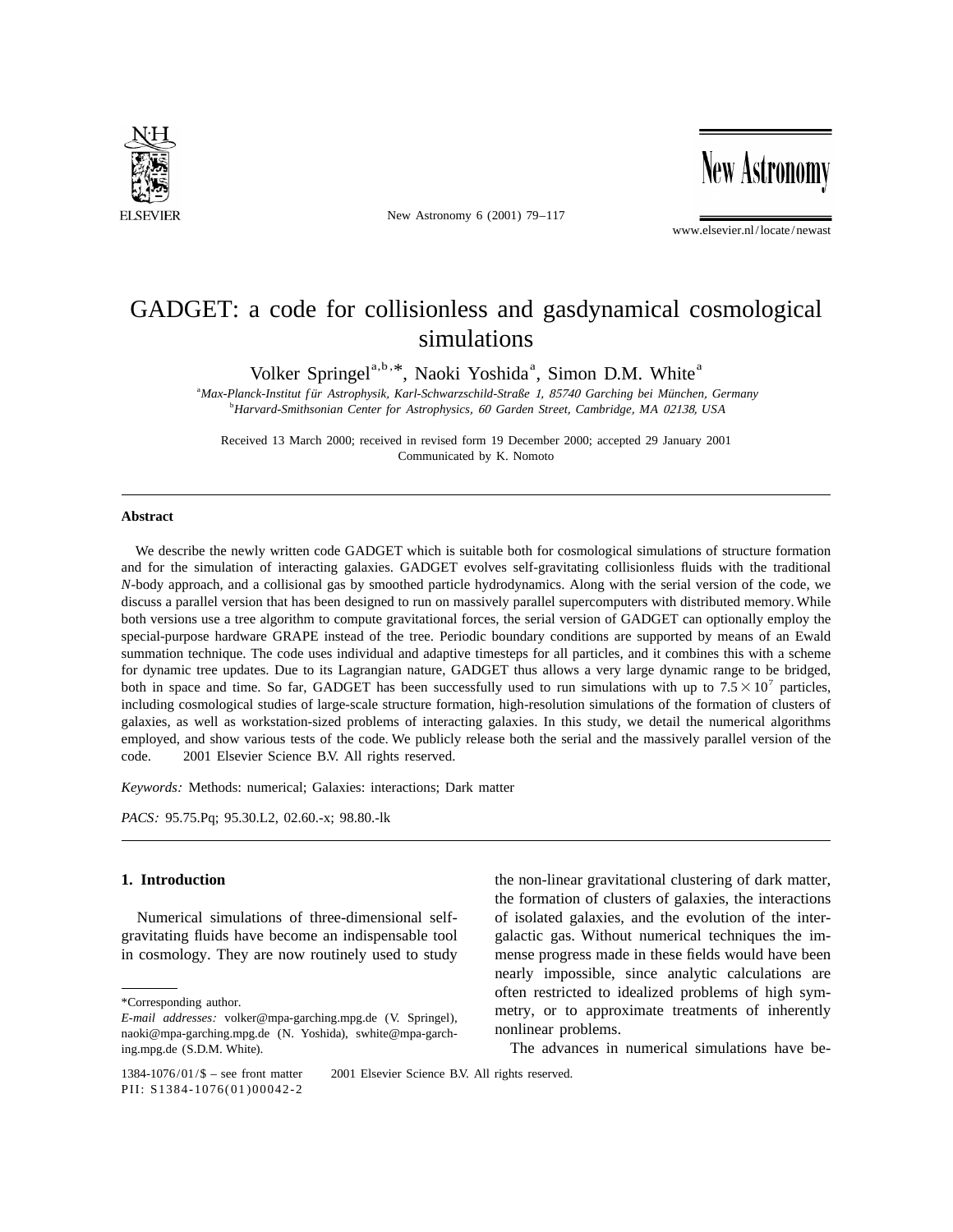# GADGET: a code for collisionless and gasdynamical cosmological simulations

Volker Springel[a,b,*], Naoki Yoshida[a], Simon D.M. White[a]

[a] *Max-Planck-Institut für Astrophysik, Karl-Schwarzschild-Straße 1, 85740 Garching bei München, Germany*
[b] *Harvard-Smithsonian Center for Astrophysics, 60 Garden Street, Cambridge, MA 02138, USA*

Received 13 March 2000; received in revised form 19 December 2000; accepted 29 January 2001
Communicated by K. Nomoto

---

**Abstract**

We describe the newly written code GADGET which is suitable both for cosmological simulations of structure formation and for the simulation of interacting galaxies. GADGET evolves self-gravitating collisionless fluids with the traditional *N*-body approach, and a collisional gas by smoothed particle hydrodynamics. Along with the serial version of the code, we discuss a parallel version that has been designed to run on massively parallel supercomputers with distributed memory. While both versions use a tree algorithm to compute gravitational forces, the serial version of GADGET can optionally employ the special-purpose hardware GRAPE instead of the tree. Periodic boundary conditions are supported by means of an Ewald summation technique. The code uses individual and adaptive timesteps for all particles, and it combines this with a scheme for dynamic tree updates. Due to its Lagrangian nature, GADGET thus allows a very large dynamic range to be bridged, both in space and time. So far, GADGET has been successfully used to run simulations with up to $7.5 \times 10^7$ particles, including cosmological studies of large-scale structure formation, high-resolution simulations of the formation of clusters of galaxies, as well as workstation-sized problems of interacting galaxies. In this study, we detail the numerical algorithms employed, and show various tests of the code. We publicly release both the serial and the massively parallel version of the code. © 2001 Elsevier Science B.V. All rights reserved.

*Keywords:* Methods: numerical; Galaxies: interactions; Dark matter

*PACS:* 95.75.Pq; 95.30.L2, 02.60.-x; 98.80.-lk

---

## 1. Introduction

Numerical simulations of three-dimensional self-gravitating fluids have become an indispensable tool in cosmology. They are now routinely used to study the non-linear gravitational clustering of dark matter, the formation of clusters of galaxies, the interactions of isolated galaxies, and the evolution of the intergalactic gas. Without numerical techniques the immense progress made in these fields would have been nearly impossible, since analytic calculations are often restricted to idealized problems of high symmetry, or to approximate treatments of inherently nonlinear problems.

The advances in numerical simulations have be-

---

*Corresponding author.

*E-mail addresses:* volker@mpa-garching.mpg.de (V. Springel), naoki@mpa-garching.mpg.de (N. Yoshida), swhite@mpa-garching.mpg.de (S.D.M. White).

1384-1076/01/$ – see front matter © 2001 Elsevier Science B.V. All rights reserved.
PII: S1384-1076(01)00042-2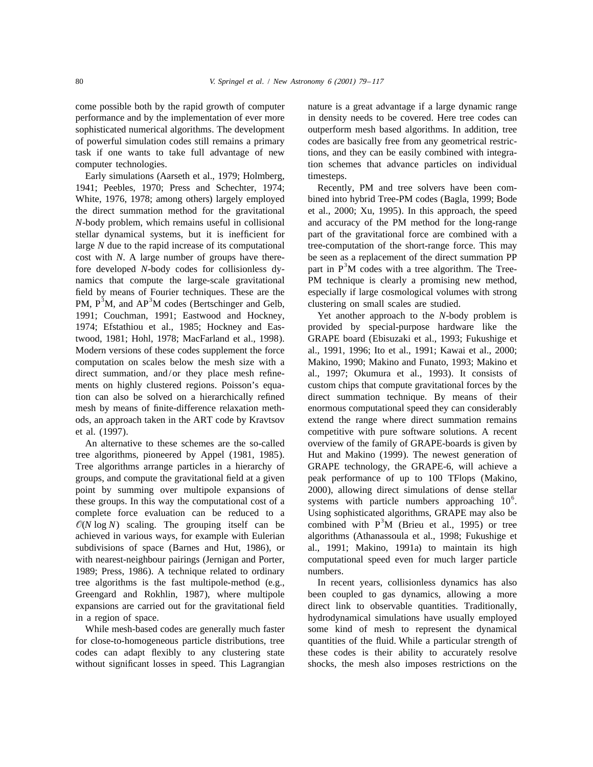come possible both by the rapid growth of computer performance and by the implementation of ever more sophisticated numerical algorithms. The development of powerful simulation codes still remains a primary task if one wants to take full advantage of new computer technologies.

Early simulations (Aarseth et al., 1979; Holmberg, 1941; Peebles, 1970; Press and Schechter, 1974; White, 1976, 1978; among others) largely employed the direct summation method for the gravitational *N*-body problem, which remains useful in collisional stellar dynamical systems, but it is inefficient for large *N* due to the rapid increase of its computational cost with *N*. A large number of groups have therefore developed *N*-body codes for collisionless dynamics that compute the large-scale gravitational field by means of Fourier techniques. These are the PM, $P^3M$, and $AP^3M$ codes (Bertschinger and Gelb, 1991; Couchman, 1991; Eastwood and Hockney, 1974; Efstathiou et al., 1985; Hockney and Eastwood, 1981; Hohl, 1978; MacFarland et al., 1998). Modern versions of these codes supplement the force computation on scales below the mesh size with a direct summation, and/or they place mesh refinements on highly clustered regions. Poisson's equation can also be solved on a hierarchically refined mesh by means of finite-difference relaxation methods, an approach taken in the ART code by Kravtsov et al. (1997).

An alternative to these schemes are the so-called tree algorithms, pioneered by Appel (1981, 1985). Tree algorithms arrange particles in a hierarchy of groups, and compute the gravitational field at a given point by summing over multipole expansions of these groups. In this way the computational cost of a complete force evaluation can be reduced to a $\mathcal{O}(N \log N)$ scaling. The grouping itself can be achieved in various ways, for example with Eulerian subdivisions of space (Barnes and Hut, 1986), or with nearest-neighbour pairings (Jernigan and Porter, 1989; Press, 1986). A technique related to ordinary tree algorithms is the fast multipole-method (e.g., Greengard and Rokhlin, 1987), where multipole expansions are carried out for the gravitational field in a region of space.

While mesh-based codes are generally much faster for close-to-homogeneous particle distributions, tree codes can adapt flexibly to any clustering state without significant losses in speed. This Lagrangian nature is a great advantage if a large dynamic range in density needs to be covered. Here tree codes can outperform mesh based algorithms. In addition, tree codes are basically free from any geometrical restrictions, and they can be easily combined with integration schemes that advance particles on individual timesteps.

Recently, PM and tree solvers have been combined into hybrid Tree-PM codes (Bagla, 1999; Bode et al., 2000; Xu, 1995). In this approach, the speed and accuracy of the PM method for the long-range part of the gravitational force are combined with a tree-computation of the short-range force. This may be seen as a replacement of the direct summation PP part in $P^3M$ codes with a tree algorithm. The Tree-PM technique is clearly a promising new method, especially if large cosmological volumes with strong clustering on small scales are studied.

Yet another approach to the *N*-body problem is provided by special-purpose hardware like the GRAPE board (Ebisuzaki et al., 1993; Fukushige et al., 1991, 1996; Ito et al., 1991; Kawai et al., 2000; Makino, 1990; Makino and Funato, 1993; Makino et al., 1997; Okumura et al., 1993). It consists of custom chips that compute gravitational forces by the direct summation technique. By means of their enormous computational speed they can considerably extend the range where direct summation remains competitive with pure software solutions. A recent overview of the family of GRAPE-boards is given by Hut and Makino (1999). The newest generation of GRAPE technology, the GRAPE-6, will achieve a peak performance of up to 100 TFlops (Makino, 2000), allowing direct simulations of dense stellar systems with particle numbers approaching $10^6$. Using sophisticated algorithms, GRAPE may also be combined with $P^3M$ (Brieu et al., 1995) or tree algorithms (Athanassoula et al., 1998; Fukushige et al., 1991; Makino, 1991a) to maintain its high computational speed even for much larger particle numbers.

In recent years, collisionless dynamics has also been coupled to gas dynamics, allowing a more direct link to observable quantities. Traditionally, hydrodynamical simulations have usually employed some kind of mesh to represent the dynamical quantities of the fluid. While a particular strength of these codes is their ability to accurately resolve shocks, the mesh also imposes restrictions on the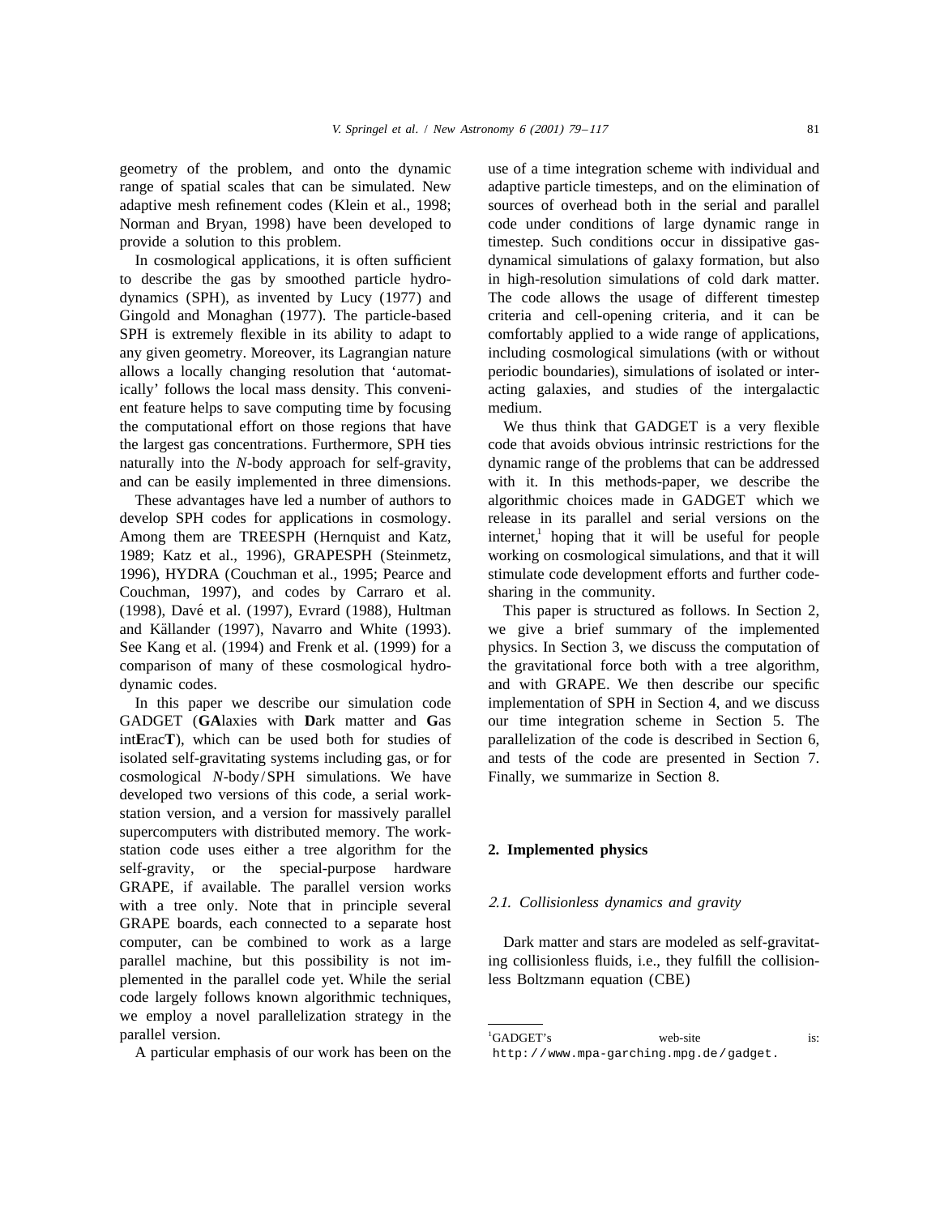geometry of the problem, and onto the dynamic range of spatial scales that can be simulated. New adaptive mesh refinement codes (Klein et al., 1998; Norman and Bryan, 1998) have been developed to provide a solution to this problem.

In cosmological applications, it is often sufficient to describe the gas by smoothed particle hydrodynamics (SPH), as invented by Lucy (1977) and Gingold and Monaghan (1977). The particle-based SPH is extremely flexible in its ability to adapt to any given geometry. Moreover, its Lagrangian nature allows a locally changing resolution that 'automatically' follows the local mass density. This convenient feature helps to save computing time by focusing the computational effort on those regions that have the largest gas concentrations. Furthermore, SPH ties naturally into the *N*-body approach for self-gravity, and can be easily implemented in three dimensions.

These advantages have led a number of authors to develop SPH codes for applications in cosmology. Among them are TREESPH (Hernquist and Katz, 1989; Katz et al., 1996), GRAPESPH (Steinmetz, 1996), HYDRA (Couchman et al., 1995; Pearce and Couchman, 1997), and codes by Carraro et al. (1998), Davé et al. (1997), Evrard (1988), Hultman and Källander (1997), Navarro and White (1993). See Kang et al. (1994) and Frenk et al. (1999) for a comparison of many of these cosmological hydrodynamic codes.

In this paper we describe our simulation code GADGET (**GA**laxies with **D**ark matter and **G**as int**E**rac**T**), which can be used both for studies of isolated self-gravitating systems including gas, or for cosmological *N*-body/SPH simulations. We have developed two versions of this code, a serial workstation version, and a version for massively parallel supercomputers with distributed memory. The workstation code uses either a tree algorithm for the self-gravity, or the special-purpose hardware GRAPE, if available. The parallel version works with a tree only. Note that in principle several GRAPE boards, each connected to a separate host computer, can be combined to work as a large parallel machine, but this possibility is not implemented in the parallel code yet. While the serial code largely follows known algorithmic techniques, we employ a novel parallelization strategy in the parallel version.

A particular emphasis of our work has been on the use of a time integration scheme with individual and adaptive particle timesteps, and on the elimination of sources of overhead both in the serial and parallel code under conditions of large dynamic range in timestep. Such conditions occur in dissipative gas-dynamical simulations of galaxy formation, but also in high-resolution simulations of cold dark matter. The code allows the usage of different timestep criteria and cell-opening criteria, and it can be comfortably applied to a wide range of applications, including cosmological simulations (with or without periodic boundaries), simulations of isolated or interacting galaxies, and studies of the intergalactic medium.

We thus think that GADGET is a very flexible code that avoids obvious intrinsic restrictions for the dynamic range of the problems that can be addressed with it. In this methods-paper, we describe the algorithmic choices made in GADGET which we release in its parallel and serial versions on the internet,[1] hoping that it will be useful for people working on cosmological simulations, and that it will stimulate code development efforts and further code-sharing in the community.

This paper is structured as follows. In Section 2, we give a brief summary of the implemented physics. In Section 3, we discuss the computation of the gravitational force both with a tree algorithm, and with GRAPE. We then describe our specific implementation of SPH in Section 4, and we discuss our time integration scheme in Section 5. The parallelization of the code is described in Section 6, and tests of the code are presented in Section 7. Finally, we summarize in Section 8.

## 2. Implemented physics

### 2.1. Collisionless dynamics and gravity

Dark matter and stars are modeled as self-gravitating collisionless fluids, i.e., they fulfill the collisionless Boltzmann equation (CBE)

[1] GADGET's web-site is: `http://www.mpa-garching.mpg.de/gadget.`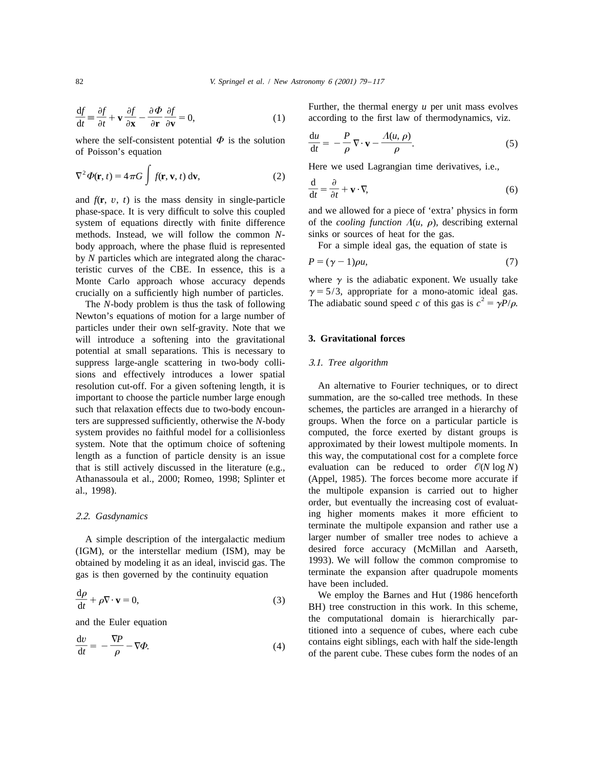$$\frac{\mathrm{d}f}{\mathrm{d}t} \equiv \frac{\partial f}{\partial t} + \mathbf{v}\frac{\partial f}{\partial \mathbf{x}} - \frac{\partial \Phi}{\partial \mathbf{r}}\frac{\partial f}{\partial \mathbf{v}} = 0, \tag{1}$$

where the self-consistent potential $\Phi$ is the solution of Poisson's equation

$$\nabla^2 \Phi(\mathbf{r}, t) = 4\pi G \int f(\mathbf{r}, \mathbf{v}, t)\, \mathrm{d}\mathbf{v}, \tag{2}$$

and $f(\mathbf{r}, v, t)$ is the mass density in single-particle phase-space. It is very difficult to solve this coupled system of equations directly with finite difference methods. Instead, we will follow the common *N*-body approach, where the phase fluid is represented by *N* particles which are integrated along the characteristic curves of the CBE. In essence, this is a Monte Carlo approach whose accuracy depends crucially on a sufficiently high number of particles.

The *N*-body problem is thus the task of following Newton's equations of motion for a large number of particles under their own self-gravity. Note that we will introduce a softening into the gravitational potential at small separations. This is necessary to suppress large-angle scattering in two-body collisions and effectively introduces a lower spatial resolution cut-off. For a given softening length, it is important to choose the particle number large enough such that relaxation effects due to two-body encounters are suppressed sufficiently, otherwise the *N*-body system provides no faithful model for a collisionless system. Note that the optimum choice of softening length as a function of particle density is an issue that is still actively discussed in the literature (e.g., Athanassoula et al., 2000; Romeo, 1998; Splinter et al., 1998).

### 2.2. Gasdynamics

A simple description of the intergalactic medium (IGM), or the interstellar medium (ISM), may be obtained by modeling it as an ideal, inviscid gas. The gas is then governed by the continuity equation

$$\frac{\mathrm{d}\rho}{\mathrm{d}t} + \rho \nabla \cdot \mathbf{v} = 0, \tag{3}$$

and the Euler equation

$$\frac{\mathrm{d}v}{\mathrm{d}t} = -\frac{\nabla P}{\rho} - \nabla \Phi. \tag{4}$$

Further, the thermal energy $u$ per unit mass evolves according to the first law of thermodynamics, viz.

$$\frac{\mathrm{d}u}{\mathrm{d}t} = -\frac{P}{\rho}\nabla \cdot \mathbf{v} - \frac{\Lambda(u, \rho)}{\rho}. \tag{5}$$

Here we used Lagrangian time derivatives, i.e.,

$$\frac{\mathrm{d}}{\mathrm{d}t} = \frac{\partial}{\partial t} + \mathbf{v} \cdot \nabla, \tag{6}$$

and we allowed for a piece of 'extra' physics in form of the *cooling function* $\Lambda(u, \rho)$, describing external sinks or sources of heat for the gas.

For a simple ideal gas, the equation of state is

$$P = (\gamma - 1)\rho u, \tag{7}$$

where $\gamma$ is the adiabatic exponent. We usually take $\gamma = 5/3$, appropriate for a mono-atomic ideal gas. The adiabatic sound speed $c$ of this gas is $c^2 = \gamma P/\rho$.

## 3. Gravitational forces

### 3.1. Tree algorithm

An alternative to Fourier techniques, or to direct summation, are the so-called tree methods. In these schemes, the particles are arranged in a hierarchy of groups. When the force on a particular particle is computed, the force exerted by distant groups is approximated by their lowest multipole moments. In this way, the computational cost for a complete force evaluation can be reduced to order $\mathcal{O}(N \log N)$ (Appel, 1985). The forces become more accurate if the multipole expansion is carried out to higher order, but eventually the increasing cost of evaluating higher moments makes it more efficient to terminate the multipole expansion and rather use a larger number of smaller tree nodes to achieve a desired force accuracy (McMillan and Aarseth, 1993). We will follow the common compromise to terminate the expansion after quadrupole moments have been included.

We employ the Barnes and Hut (1986 henceforth BH) tree construction in this work. In this scheme, the computational domain is hierarchically partitioned into a sequence of cubes, where each cube contains eight siblings, each with half the side-length of the parent cube. These cubes form the nodes of an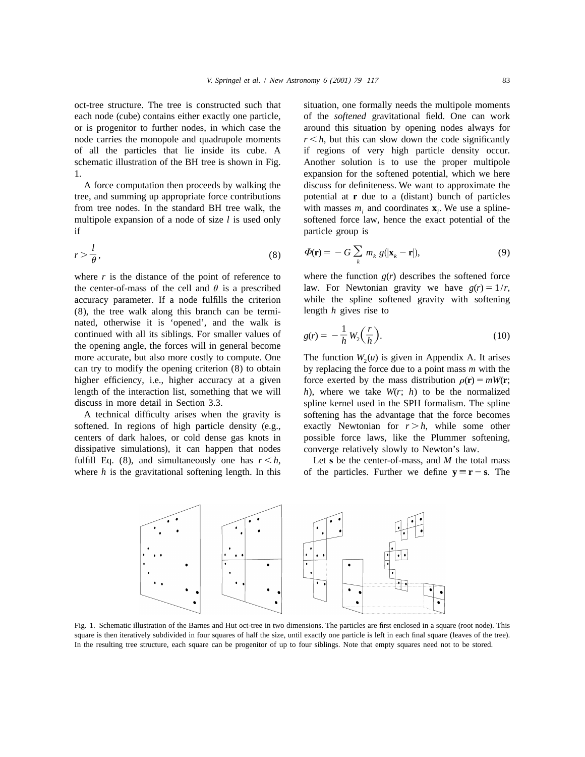oct-tree structure. The tree is constructed such that each node (cube) contains either exactly one particle, or is progenitor to further nodes, in which case the node carries the monopole and quadrupole moments of all the particles that lie inside its cube. A schematic illustration of the BH tree is shown in Fig. 1.

A force computation then proceeds by walking the tree, and summing up appropriate force contributions from tree nodes. In the standard BH tree walk, the multipole expansion of a node of size $l$ is used only if

$$r > \frac{l}{\theta}, \tag{8}$$

where $r$ is the distance of the point of reference to the center-of-mass of the cell and $\theta$ is a prescribed accuracy parameter. If a node fulfills the criterion (8), the tree walk along this branch can be terminated, otherwise it is 'opened', and the walk is continued with all its siblings. For smaller values of the opening angle, the forces will in general become more accurate, but also more costly to compute. One can try to modify the opening criterion (8) to obtain higher efficiency, i.e., higher accuracy at a given length of the interaction list, something that we will discuss in more detail in Section 3.3.

A technical difficulty arises when the gravity is softened. In regions of high particle density (e.g., centers of dark haloes, or cold dense gas knots in dissipative simulations), it can happen that nodes fulfill Eq. (8), and simultaneously one has $r < h$, where $h$ is the gravitational softening length. In this situation, one formally needs the multipole moments of the *softened* gravitational field. One can work around this situation by opening nodes always for $r < h$, but this can slow down the code significantly if regions of very high particle density occur. Another solution is to use the proper multipole expansion for the softened potential, which we here discuss for definiteness. We want to approximate the potential at $\mathbf{r}$ due to a (distant) bunch of particles with masses $m_i$ and coordinates $\mathbf{x}_i$. We use a spline-softened force law, hence the exact potential of the particle group is

$$\Phi(\mathbf{r}) = -G \sum_k m_k\, g(|\mathbf{x}_k - \mathbf{r}|), \tag{9}$$

where the function $g(r)$ describes the softened force law. For Newtonian gravity we have $g(r) = 1/r$, while the spline softened gravity with softening length $h$ gives rise to

$$g(r) = -\frac{1}{h} W_2\left(\frac{r}{h}\right). \tag{10}$$

The function $W_2(u)$ is given in Appendix A. It arises by replacing the force due to a point mass $m$ with the force exerted by the mass distribution $\rho(\mathbf{r}) = mW(\mathbf{r}; h)$, where we take $W(r; h)$ to be the normalized spline kernel used in the SPH formalism. The spline softening has the advantage that the force becomes exactly Newtonian for $r > h$, while some other possible force laws, like the Plummer softening, converge relatively slowly to Newton's law.

Let $\mathbf{s}$ be the center-of-mass, and $M$ the total mass of the particles. Further we define $\mathbf{y} \equiv \mathbf{r} - \mathbf{s}$. The

Fig. 1. Schematic illustration of the Barnes and Hut oct-tree in two dimensions. The particles are first enclosed in a square (root node). This square is then iteratively subdivided in four squares of half the size, until exactly one particle is left in each final square (leaves of the tree). In the resulting tree structure, each square can be progenitor of up to four siblings. Note that empty squares need not to be stored.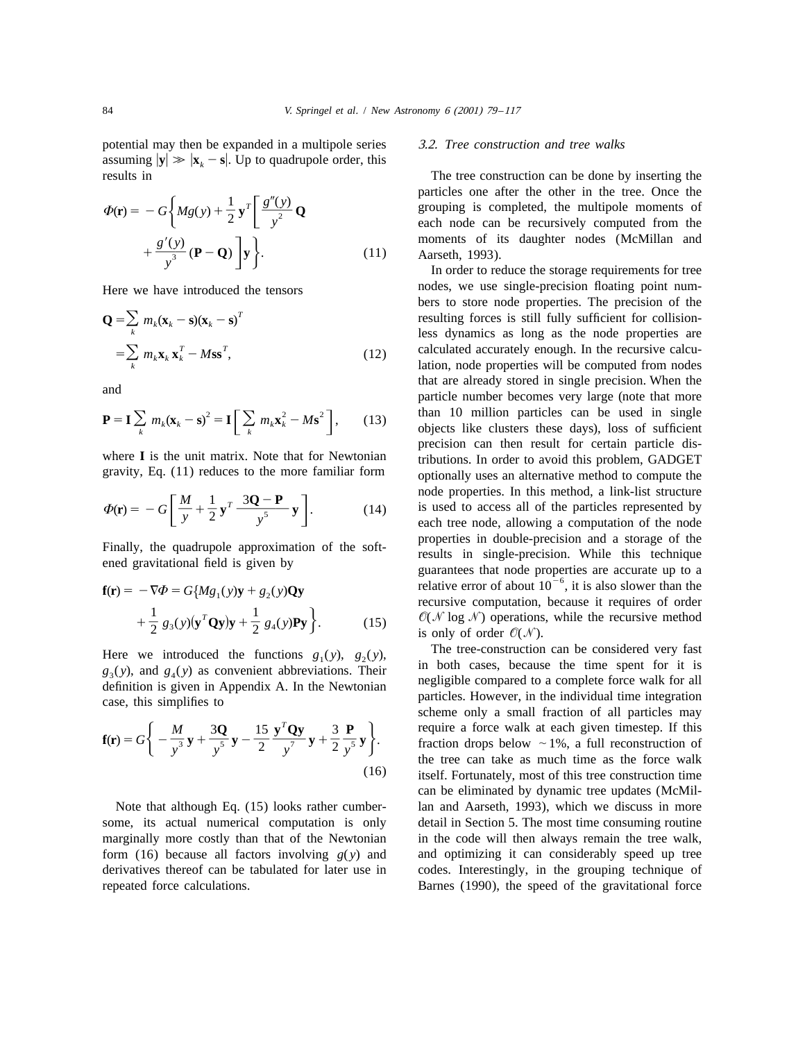potential may then be expanded in a multipole series assuming $|\mathbf{y}| \gg |\mathbf{x}_k - \mathbf{s}|$. Up to quadrupole order, this results in

$$\Phi(\mathbf{r}) = -G\left\{ Mg(y) + \frac{1}{2}\mathbf{y}^T \left[ \frac{g''(y)}{y^2}\mathbf{Q} + \frac{g'(y)}{y^3}(\mathbf{P} - \mathbf{Q}) \right] \mathbf{y} \right\}. \tag{11}$$

Here we have introduced the tensors

$$\mathbf{Q} = \sum_k m_k (\mathbf{x}_k - \mathbf{s})(\mathbf{x}_k - \mathbf{s})^T = \sum_k m_k \mathbf{x}_k \mathbf{x}_k^T - M\mathbf{s}\mathbf{s}^T, \tag{12}$$

and

$$\mathbf{P} = \mathbf{I}\sum_k m_k (\mathbf{x}_k - \mathbf{s})^2 = \mathbf{I}\left[ \sum_k m_k \mathbf{x}_k^2 - M\mathbf{s}^2 \right], \tag{13}$$

where $\mathbf{I}$ is the unit matrix. Note that for Newtonian gravity, Eq. (11) reduces to the more familiar form

$$\Phi(\mathbf{r}) = -G\left[ \frac{M}{y} + \frac{1}{2}\mathbf{y}^T \frac{3\mathbf{Q} - \mathbf{P}}{y^5}\mathbf{y} \right]. \tag{14}$$

Finally, the quadrupole approximation of the softened gravitational field is given by

$$\mathbf{f}(\mathbf{r}) = -\nabla\Phi = G\left\{ Mg_1(y)\mathbf{y} + g_2(y)\mathbf{Q}\mathbf{y} + \frac{1}{2}g_3(y)\left(\mathbf{y}^T\mathbf{Q}\mathbf{y}\right)\mathbf{y} + \frac{1}{2}g_4(y)\mathbf{P}\mathbf{y} \right\}. \tag{15}$$

Here we introduced the functions $g_1(y)$, $g_2(y)$, $g_3(y)$, and $g_4(y)$ as convenient abbreviations. Their definition is given in Appendix A. In the Newtonian case, this simplifies to

$$\mathbf{f}(\mathbf{r}) = G\left\{ -\frac{M}{y^3}\mathbf{y} + \frac{3\mathbf{Q}}{y^5}\mathbf{y} - \frac{15}{2}\frac{\mathbf{y}^T\mathbf{Q}\mathbf{y}}{y^7}\mathbf{y} + \frac{3}{2}\frac{\mathbf{P}}{y^5}\mathbf{y} \right\}. \tag{16}$$

Note that although Eq. (15) looks rather cumbersome, its actual numerical computation is only marginally more costly than that of the Newtonian form (16) because all factors involving $g(y)$ and derivatives thereof can be tabulated for later use in repeated force calculations.

### *3.2. Tree construction and tree walks*

The tree construction can be done by inserting the particles one after the other in the tree. Once the grouping is completed, the multipole moments of each node can be recursively computed from the moments of its daughter nodes (McMillan and Aarseth, 1993).

In order to reduce the storage requirements for tree nodes, we use single-precision floating point numbers to store node properties. The precision of the resulting forces is still fully sufficient for collisionless dynamics as long as the node properties are calculated accurately enough. In the recursive calculation, node properties will be computed from nodes that are already stored in single precision. When the particle number becomes very large (note that more than 10 million particles can be used in single objects like clusters these days), loss of sufficient precision can then result for certain particle distributions. In order to avoid this problem, GADGET optionally uses an alternative method to compute the node properties. In this method, a link-list structure is used to access all of the particles represented by each tree node, allowing a computation of the node properties in double-precision and a storage of the results in single-precision. While this technique guarantees that node properties are accurate up to a relative error of about $10^{-6}$, it is also slower than the recursive computation, because it requires of order $\mathcal{O}(\mathcal{N}\log\mathcal{N})$ operations, while the recursive method is only of order $\mathcal{O}(\mathcal{N})$.

The tree-construction can be considered very fast in both cases, because the time spent for it is negligible compared to a complete force walk for all particles. However, in the individual time integration scheme only a small fraction of all particles may require a force walk at each given timestep. If this fraction drops below $\sim 1\%$, a full reconstruction of the tree can take as much time as the force walk itself. Fortunately, most of this tree construction time can be eliminated by dynamic tree updates (McMillan and Aarseth, 1993), which we discuss in more detail in Section 5. The most time consuming routine in the code will then always remain the tree walk, and optimizing it can considerably speed up tree codes. Interestingly, in the grouping technique of Barnes (1990), the speed of the gravitational force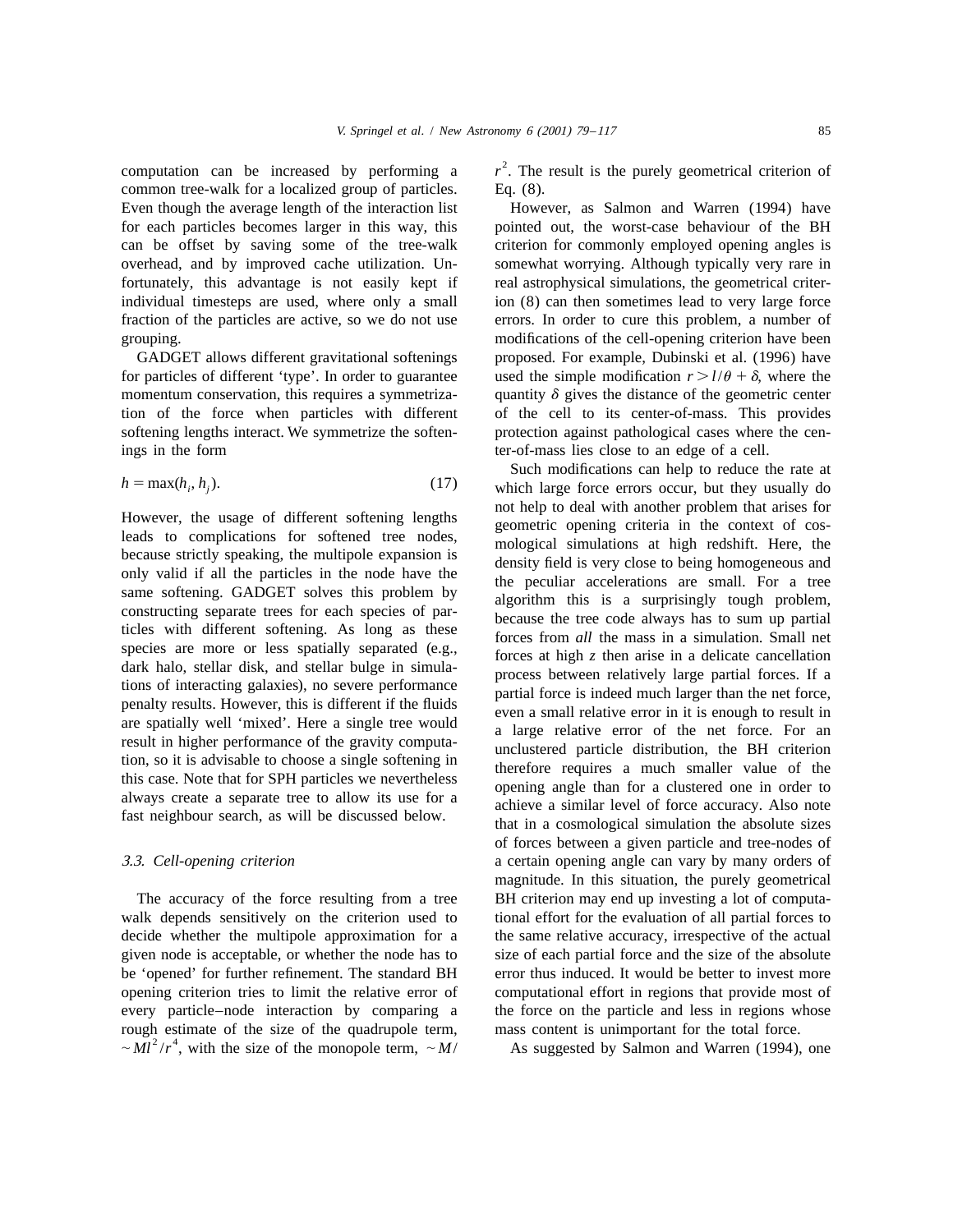computation can be increased by performing a common tree-walk for a localized group of particles. Even though the average length of the interaction list for each particles becomes larger in this way, this can be offset by saving some of the tree-walk overhead, and by improved cache utilization. Unfortunately, this advantage is not easily kept if individual timesteps are used, where only a small fraction of the particles are active, so we do not use grouping.

GADGET allows different gravitational softenings for particles of different 'type'. In order to guarantee momentum conservation, this requires a symmetrization of the force when particles with different softening lengths interact. We symmetrize the softenings in the form

$$h = \max(h_i, h_j). \tag{17}$$

However, the usage of different softening lengths leads to complications for softened tree nodes, because strictly speaking, the multipole expansion is only valid if all the particles in the node have the same softening. GADGET solves this problem by constructing separate trees for each species of particles with different softening. As long as these species are more or less spatially separated (e.g., dark halo, stellar disk, and stellar bulge in simulations of interacting galaxies), no severe performance penalty results. However, this is different if the fluids are spatially well 'mixed'. Here a single tree would result in higher performance of the gravity computation, so it is advisable to choose a single softening in this case. Note that for SPH particles we nevertheless always create a separate tree to allow its use for a fast neighbour search, as will be discussed below.

### *3.3. Cell-opening criterion*

The accuracy of the force resulting from a tree walk depends sensitively on the criterion used to decide whether the multipole approximation for a given node is acceptable, or whether the node has to be 'opened' for further refinement. The standard BH opening criterion tries to limit the relative error of every particle–node interaction by comparing a rough estimate of the size of the quadrupole term, $\sim Ml^2/r^4$, with the size of the monopole term, $\sim M/r^2$. The result is the purely geometrical criterion of Eq. (8).

However, as Salmon and Warren (1994) have pointed out, the worst-case behaviour of the BH criterion for commonly employed opening angles is somewhat worrying. Although typically very rare in real astrophysical simulations, the geometrical criterion (8) can then sometimes lead to very large force errors. In order to cure this problem, a number of modifications of the cell-opening criterion have been proposed. For example, Dubinski et al. (1996) have used the simple modification $r > l/\theta + \delta$, where the quantity $\delta$ gives the distance of the geometric center of the cell to its center-of-mass. This provides protection against pathological cases where the center-of-mass lies close to an edge of a cell.

Such modifications can help to reduce the rate at which large force errors occur, but they usually do not help to deal with another problem that arises for geometric opening criteria in the context of cosmological simulations at high redshift. Here, the density field is very close to being homogeneous and the peculiar accelerations are small. For a tree algorithm this is a surprisingly tough problem, because the tree code always has to sum up partial forces from *all* the mass in a simulation. Small net forces at high $z$ then arise in a delicate cancellation process between relatively large partial forces. If a partial force is indeed much larger than the net force, even a small relative error in it is enough to result in a large relative error of the net force. For an unclustered particle distribution, the BH criterion therefore requires a much smaller value of the opening angle than for a clustered one in order to achieve a similar level of force accuracy. Also note that in a cosmological simulation the absolute sizes of forces between a given particle and tree-nodes of a certain opening angle can vary by many orders of magnitude. In this situation, the purely geometrical BH criterion may end up investing a lot of computational effort for the evaluation of all partial forces to the same relative accuracy, irrespective of the actual size of each partial force and the size of the absolute error thus induced. It would be better to invest more computational effort in regions that provide most of the force on the particle and less in regions whose mass content is unimportant for the total force.

As suggested by Salmon and Warren (1994), one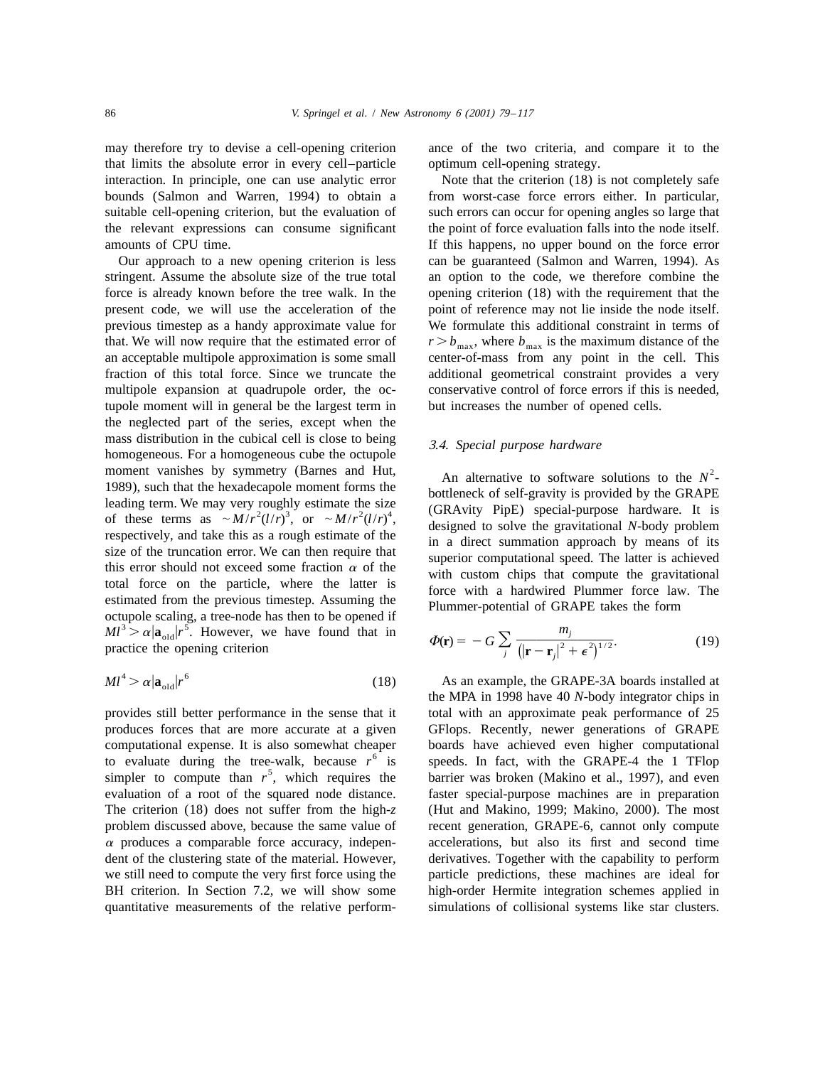may therefore try to devise a cell-opening criterion that limits the absolute error in every cell–particle interaction. In principle, one can use analytic error bounds (Salmon and Warren, 1994) to obtain a suitable cell-opening criterion, but the evaluation of the relevant expressions can consume significant amounts of CPU time.

Our approach to a new opening criterion is less stringent. Assume the absolute size of the true total force is already known before the tree walk. In the present code, we will use the acceleration of the previous timestep as a handy approximate value for that. We will now require that the estimated error of an acceptable multipole approximation is some small fraction of this total force. Since we truncate the multipole expansion at quadrupole order, the octupole moment will in general be the largest term in the neglected part of the series, except when the mass distribution in the cubical cell is close to being homogeneous. For a homogeneous cube the octupole moment vanishes by symmetry (Barnes and Hut, 1989), such that the hexadecapole moment forms the leading term. We may very roughly estimate the size of these terms as $\sim M/r^2(l/r)^3$, or $\sim M/r^2(l/r)^4$, respectively, and take this as a rough estimate of the size of the truncation error. We can then require that this error should not exceed some fraction $\alpha$ of the total force on the particle, where the latter is estimated from the previous timestep. Assuming the octupole scaling, a tree-node has then to be opened if $Ml^3 > \alpha|\mathbf{a}_{\rm old}|r^5$. However, we have found that in practice the opening criterion

$$Ml^4 > \alpha|\mathbf{a}_{\rm old}|r^6 \tag{18}$$

provides still better performance in the sense that it produces forces that are more accurate at a given computational expense. It is also somewhat cheaper to evaluate during the tree-walk, because $r^6$ is simpler to compute than $r^5$, which requires the evaluation of a root of the squared node distance. The criterion (18) does not suffer from the high-$z$ problem discussed above, because the same value of $\alpha$ produces a comparable force accuracy, independent of the clustering state of the material. However, we still need to compute the very first force using the BH criterion. In Section 7.2, we will show some quantitative measurements of the relative performance of the two criteria, and compare it to the optimum cell-opening strategy.

Note that the criterion (18) is not completely safe from worst-case force errors either. In particular, such errors can occur for opening angles so large that the point of force evaluation falls into the node itself. If this happens, no upper bound on the force error can be guaranteed (Salmon and Warren, 1994). As an option to the code, we therefore combine the opening criterion (18) with the requirement that the point of reference may not lie inside the node itself. We formulate this additional constraint in terms of $r > b_{\rm max}$, where $b_{\rm max}$ is the maximum distance of the center-of-mass from any point in the cell. This additional geometrical constraint provides a very conservative control of force errors if this is needed, but increases the number of opened cells.

### *3.4. Special purpose hardware*

An alternative to software solutions to the $N^2$-bottleneck of self-gravity is provided by the GRAPE (GRAvity PipE) special-purpose hardware. It is designed to solve the gravitational $N$-body problem in a direct summation approach by means of its superior computational speed. The latter is achieved with custom chips that compute the gravitational force with a hardwired Plummer force law. The Plummer-potential of GRAPE takes the form

$$\Phi(\mathbf{r}) = -G\sum_j \frac{m_j}{\left(|\mathbf{r}-\mathbf{r}_j|^2 + \epsilon^2\right)^{1/2}}. \tag{19}$$

As an example, the GRAPE-3A boards installed at the MPA in 1998 have 40 $N$-body integrator chips in total with an approximate peak performance of 25 GFlops. Recently, newer generations of GRAPE boards have achieved even higher computational speeds. In fact, with the GRAPE-4 the 1 TFlop barrier was broken (Makino et al., 1997), and even faster special-purpose machines are in preparation (Hut and Makino, 1999; Makino, 2000). The most recent generation, GRAPE-6, cannot only compute accelerations, but also its first and second time derivatives. Together with the capability to perform particle predictions, these machines are ideal for high-order Hermite integration schemes applied in simulations of collisional systems like star clusters.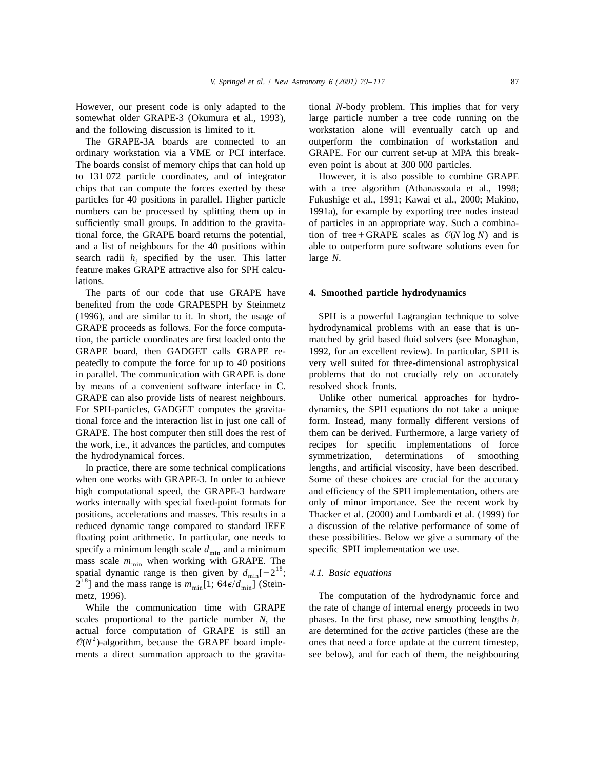However, our present code is only adapted to the somewhat older GRAPE-3 (Okumura et al., 1993), and the following discussion is limited to it.

The GRAPE-3A boards are connected to an ordinary workstation via a VME or PCI interface. The boards consist of memory chips that can hold up to 131 072 particle coordinates, and of integrator chips that can compute the forces exerted by these particles for 40 positions in parallel. Higher particle numbers can be processed by splitting them up in sufficiently small groups. In addition to the gravitational force, the GRAPE board returns the potential, and a list of neighbours for the 40 positions within search radii $h_i$ specified by the user. This latter feature makes GRAPE attractive also for SPH calculations.

The parts of our code that use GRAPE have benefited from the code GRAPESPH by Steinmetz (1996), and are similar to it. In short, the usage of GRAPE proceeds as follows. For the force computation, the particle coordinates are first loaded onto the GRAPE board, then GADGET calls GRAPE repeatedly to compute the force for up to 40 positions in parallel. The communication with GRAPE is done by means of a convenient software interface in C. GRAPE can also provide lists of nearest neighbours. For SPH-particles, GADGET computes the gravitational force and the interaction list in just one call of GRAPE. The host computer then still does the rest of the work, i.e., it advances the particles, and computes the hydrodynamical forces.

In practice, there are some technical complications when one works with GRAPE-3. In order to achieve high computational speed, the GRAPE-3 hardware works internally with special fixed-point formats for positions, accelerations and masses. This results in a reduced dynamic range compared to standard IEEE floating point arithmetic. In particular, one needs to specify a minimum length scale $d_{\min}$ and a minimum mass scale $m_{\min}$ when working with GRAPE. The spatial dynamic range is then given by $d_{\min}[-2^{18}; 2^{18}]$ and the mass range is $m_{\min}[1; 64\epsilon/d_{\min}]$ (Steinmetz, 1996).

While the communication time with GRAPE scales proportional to the particle number $N$, the actual force computation of GRAPE is still an $\mathcal{O}(N^2)$-algorithm, because the GRAPE board implements a direct summation approach to the gravitational $N$-body problem. This implies that for very large particle number a tree code running on the workstation alone will eventually catch up and outperform the combination of workstation and GRAPE. For our current set-up at MPA this break-even point is about at 300 000 particles.

However, it is also possible to combine GRAPE with a tree algorithm (Athanassoula et al., 1998; Fukushige et al., 1991; Kawai et al., 2000; Makino, 1991a), for example by exporting tree nodes instead of particles in an appropriate way. Such a combination of tree+GRAPE scales as $\mathcal{O}(N \log N)$ and is able to outperform pure software solutions even for large $N$.

## 4. Smoothed particle hydrodynamics

SPH is a powerful Lagrangian technique to solve hydrodynamical problems with an ease that is unmatched by grid based fluid solvers (see Monaghan, 1992, for an excellent review). In particular, SPH is very well suited for three-dimensional astrophysical problems that do not crucially rely on accurately resolved shock fronts.

Unlike other numerical approaches for hydrodynamics, the SPH equations do not take a unique form. Instead, many formally different versions of them can be derived. Furthermore, a large variety of recipes for specific implementations of force symmetrization, determinations of smoothing lengths, and artificial viscosity, have been described. Some of these choices are crucial for the accuracy and efficiency of the SPH implementation, others are only of minor importance. See the recent work by Thacker et al. (2000) and Lombardi et al. (1999) for a discussion of the relative performance of some of these possibilities. Below we give a summary of the specific SPH implementation we use.

### *4.1. Basic equations*

The computation of the hydrodynamic force and the rate of change of internal energy proceeds in two phases. In the first phase, new smoothing lengths $h_i$ are determined for the *active* particles (these are the ones that need a force update at the current timestep, see below), and for each of them, the neighbouring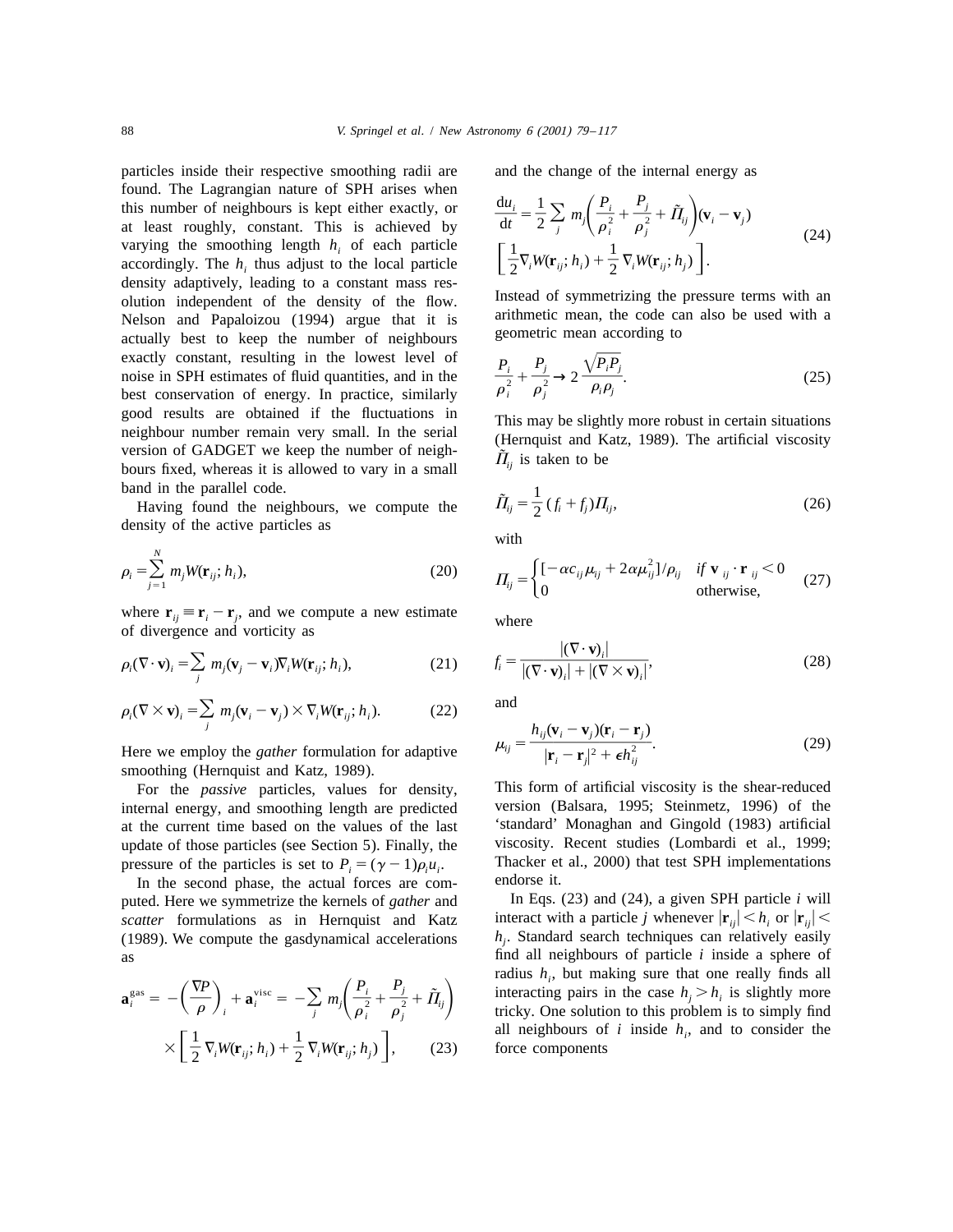particles inside their respective smoothing radii are found. The Lagrangian nature of SPH arises when this number of neighbours is kept either exactly, or at least roughly, constant. This is achieved by varying the smoothing length $h_i$ of each particle accordingly. The $h_i$ thus adjust to the local particle density adaptively, leading to a constant mass resolution independent of the density of the flow. Nelson and Papaloizou (1994) argue that it is actually best to keep the number of neighbours exactly constant, resulting in the lowest level of noise in SPH estimates of fluid quantities, and in the best conservation of energy. In practice, similarly good results are obtained if the fluctuations in neighbour number remain very small. In the serial version of GADGET we keep the number of neighbours fixed, whereas it is allowed to vary in a small band in the parallel code.

Having found the neighbours, we compute the density of the active particles as

$$\rho_i = \sum_{j=1}^{N} m_j W(\mathbf{r}_{ij}; h_i), \tag{20}$$

where $\mathbf{r}_{ij} \equiv \mathbf{r}_i - \mathbf{r}_j$, and we compute a new estimate of divergence and vorticity as

$$\rho_i (\nabla \cdot \mathbf{v})_i = \sum_j m_j (\mathbf{v}_j - \mathbf{v}_i) \nabla_i W(\mathbf{r}_{ij}; h_i), \tag{21}$$

$$\rho_i (\nabla \times \mathbf{v})_i = \sum_j m_j (\mathbf{v}_i - \mathbf{v}_j) \times \nabla_i W(\mathbf{r}_{ij}; h_i). \tag{22}$$

Here we employ the *gather* formulation for adaptive smoothing (Hernquist and Katz, 1989).

For the *passive* particles, values for density, internal energy, and smoothing length are predicted at the current time based on the values of the last update of those particles (see Section 5). Finally, the pressure of the particles is set to $P_i = (\gamma - 1)\rho_i u_i$.

In the second phase, the actual forces are computed. Here we symmetrize the kernels of *gather* and *scatter* formulations as in Hernquist and Katz (1989). We compute the gasdynamical accelerations as

$$\mathbf{a}_i^{\text{gas}} = -\left(\frac{\nabla P}{\rho}\right)_i + \mathbf{a}_i^{\text{visc}} = -\sum_j m_j \left(\frac{P_i}{\rho_i^2} + \frac{P_j}{\rho_j^2} + \tilde{\Pi}_{ij}\right) \times \left[\frac{1}{2}\nabla_i W(\mathbf{r}_{ij}; h_i) + \frac{1}{2}\nabla_i W(\mathbf{r}_{ij}; h_j)\right], \tag{23}$$

and the change of the internal energy as

$$\frac{\mathrm{d}u_i}{\mathrm{d}t} = \frac{1}{2}\sum_j m_j \left(\frac{P_i}{\rho_i^2} + \frac{P_j}{\rho_j^2} + \tilde{\Pi}_{ij}\right)(\mathbf{v}_i - \mathbf{v}_j) \left[\frac{1}{2}\nabla_i W(\mathbf{r}_{ij}; h_i) + \frac{1}{2}\nabla_i W(\mathbf{r}_{ij}; h_j)\right]. \tag{24}$$

Instead of symmetrizing the pressure terms with an arithmetic mean, the code can also be used with a geometric mean according to

$$\frac{P_i}{\rho_i^2} + \frac{P_j}{\rho_j^2} \rightarrow 2\frac{\sqrt{P_i P_j}}{\rho_i \rho_j}. \tag{25}$$

This may be slightly more robust in certain situations (Hernquist and Katz, 1989). The artificial viscosity $\tilde{\Pi}_{ij}$ is taken to be

$$\tilde{\Pi}_{ij} = \frac{1}{2}(f_i + f_j)\Pi_{ij}, \tag{26}$$

with

$$\Pi_{ij} = \begin{cases} [-\alpha c_{ij}\mu_{ij} + 2\alpha\mu_{ij}^2]/\rho_{ij} & \textit{if } \mathbf{v}_{ij} \cdot \mathbf{r}_{ij} < 0 \\ 0 & \text{otherwise,} \end{cases} \tag{27}$$

where

$$f_i = \frac{|(\nabla \cdot \mathbf{v})_i|}{|(\nabla \cdot \mathbf{v})_i| + |(\nabla \times \mathbf{v})_i|}, \tag{28}$$

and

$$\mu_{ij} = \frac{h_{ij}(\mathbf{v}_i - \mathbf{v}_j)(\mathbf{r}_i - \mathbf{r}_j)}{|\mathbf{r}_i - \mathbf{r}_j|^2 + \epsilon h_{ij}^2}. \tag{29}$$

This form of artificial viscosity is the shear-reduced version (Balsara, 1995; Steinmetz, 1996) of the 'standard' Monaghan and Gingold (1983) artificial viscosity. Recent studies (Lombardi et al., 1999; Thacker et al., 2000) that test SPH implementations endorse it.

In Eqs. (23) and (24), a given SPH particle $i$ will interact with a particle $j$ whenever $|\mathbf{r}_{ij}| < h_i$ or $|\mathbf{r}_{ij}| < h_j$. Standard search techniques can relatively easily find all neighbours of particle $i$ inside a sphere of radius $h_i$, but making sure that one really finds all interacting pairs in the case $h_j > h_i$ is slightly more tricky. One solution to this problem is to simply find all neighbours of $i$ inside $h_i$, and to consider the force components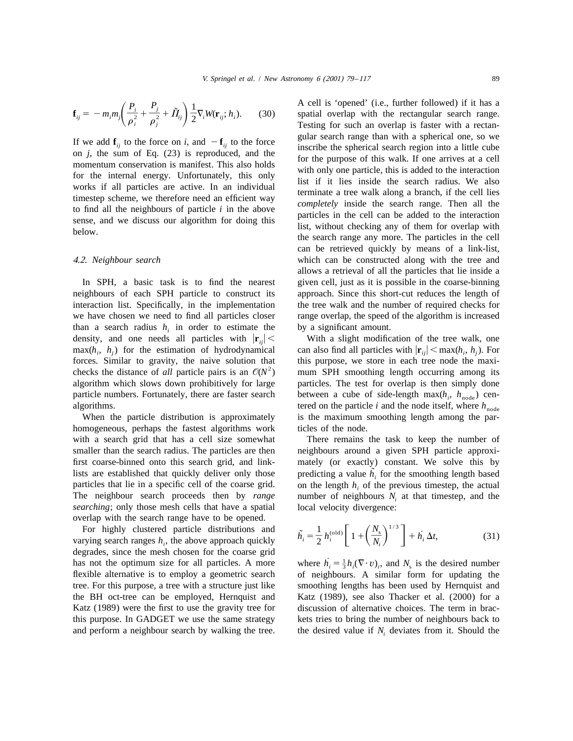$$\mathbf{f}_{ij} = -m_i m_j \left( \frac{P_i}{\rho_i^2} + \frac{P_j}{\rho_j^2} + \tilde{\Pi}_{ij} \right) \frac{1}{2} \nabla_i W(\mathbf{r}_{ij}; h_i). \qquad (30)$$

If we add $\mathbf{f}_{ij}$ to the force on $i$, and $-\mathbf{f}_{ij}$ to the force on $j$, the sum of Eq. (23) is reproduced, and the momentum conservation is manifest. This also holds for the internal energy. Unfortunately, this only works if all particles are active. In an individual timestep scheme, we therefore need an efficient way to find all the neighbours of particle $i$ in the above sense, and we discuss our algorithm for doing this below.

### 4.2. Neighbour search

In SPH, a basic task is to find the nearest neighbours of each SPH particle to construct its interaction list. Specifically, in the implementation we have chosen we need to find all particles closer than a search radius $h_i$ in order to estimate the density, and one needs all particles with $|\mathbf{r}_{ij}| < \max(h_i, h_j)$ for the estimation of hydrodynamical forces. Similar to gravity, the naive solution that checks the distance of *all* particle pairs is an $\mathcal{O}(N^2)$ algorithm which slows down prohibitively for large particle numbers. Fortunately, there are faster search algorithms.

When the particle distribution is approximately homogeneous, perhaps the fastest algorithms work with a search grid that has a cell size somewhat smaller than the search radius. The particles are then first coarse-binned onto this search grid, and link-lists are established that quickly deliver only those particles that lie in a specific cell of the coarse grid. The neighbour search proceeds then by *range searching*; only those mesh cells that have a spatial overlap with the search range have to be opened.

For highly clustered particle distributions and varying search ranges $h_i$, the above approach quickly degrades, since the mesh chosen for the coarse grid has not the optimum size for all particles. A more flexible alternative is to employ a geometric search tree. For this purpose, a tree with a structure just like the BH oct-tree can be employed, Hernquist and Katz (1989) were the first to use the gravity tree for this purpose. In GADGET we use the same strategy and perform a neighbour search by walking the tree. A cell is 'opened' (i.e., further followed) if it has a spatial overlap with the rectangular search range. Testing for such an overlap is faster with a rectangular search range than with a spherical one, so we inscribe the spherical search region into a little cube for the purpose of this walk. If one arrives at a cell with only one particle, this is added to the interaction list if it lies inside the search radius. We also terminate a tree walk along a branch, if the cell lies *completely* inside the search range. Then all the particles in the cell can be added to the interaction list, without checking any of them for overlap with the search range any more. The particles in the cell can be retrieved quickly by means of a link-list, which can be constructed along with the tree and allows a retrieval of all the particles that lie inside a given cell, just as it is possible in the coarse-binning approach. Since this short-cut reduces the length of the tree walk and the number of required checks for range overlap, the speed of the algorithm is increased by a significant amount.

With a slight modification of the tree walk, one can also find all particles with $|\mathbf{r}_{ij}| < \max(h_i, h_j)$. For this purpose, we store in each tree node the maximum SPH smoothing length occurring among its particles. The test for overlap is then simply done between a cube of side-length $\max(h_i, h_{\mathrm{node}})$ centered on the particle $i$ and the node itself, where $h_{\mathrm{node}}$ is the maximum smoothing length among the particles of the node.

There remains the task to keep the number of neighbours around a given SPH particle approximately (or exactly) constant. We solve this by predicting a value $\tilde{h}_i$ for the smoothing length based on the length $h_i$ of the previous timestep, the actual number of neighbours $N_i$ at that timestep, and the local velocity divergence:

$$\tilde{h}_i = \frac{1}{2} h_i^{(\mathrm{old})} \left[ 1 + \left( \frac{N_s}{N_i} \right)^{1/3} \right] + \dot{h}_i \, \Delta t, \qquad (31)$$

where $\dot{h}_i = \frac{1}{3} h_i (\nabla \cdot v)_i$, and $N_s$ is the desired number of neighbours. A similar form for updating the smoothing lengths has been used by Hernquist and Katz (1989), see also Thacker et al. (2000) for a discussion of alternative choices. The term in brackets tries to bring the number of neighbours back to the desired value if $N_i$ deviates from it. Should the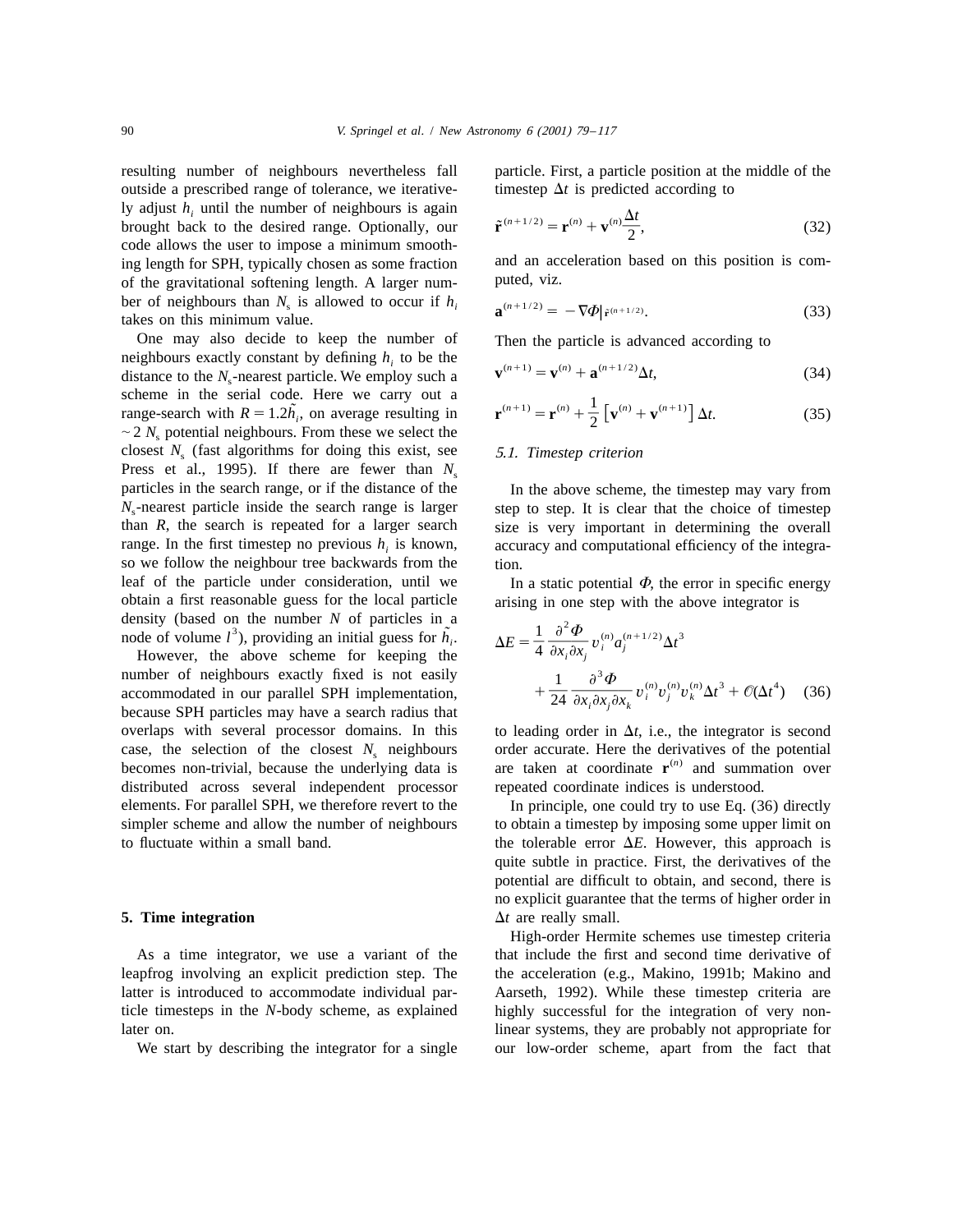resulting number of neighbours nevertheless fall outside a prescribed range of tolerance, we iteratively adjust $h_i$ until the number of neighbours is again brought back to the desired range. Optionally, our code allows the user to impose a minimum smoothing length for SPH, typically chosen as some fraction of the gravitational softening length. A larger number of neighbours than $N_s$ is allowed to occur if $h_i$ takes on this minimum value.

One may also decide to keep the number of neighbours exactly constant by defining $h_i$ to be the distance to the $N_s$-nearest particle. We employ such a scheme in the serial code. Here we carry out a range-search with $R = 1.2\tilde{h}_i$, on average resulting in $\sim 2\,N_s$ potential neighbours. From these we select the closest $N_s$ (fast algorithms for doing this exist, see Press et al., 1995). If there are fewer than $N_s$ particles in the search range, or if the distance of the $N_s$-nearest particle inside the search range is larger than $R$, the search is repeated for a larger search range. In the first timestep no previous $h_i$ is known, so we follow the neighbour tree backwards from the leaf of the particle under consideration, until we obtain a first reasonable guess for the local particle density (based on the number $N$ of particles in a node of volume $l^3$), providing an initial guess for $\tilde{h}_i$.

However, the above scheme for keeping the number of neighbours exactly fixed is not easily accommodated in our parallel SPH implementation, because SPH particles may have a search radius that overlaps with several processor domains. In this case, the selection of the closest $N_s$ neighbours becomes non-trivial, because the underlying data is distributed across several independent processor elements. For parallel SPH, we therefore revert to the simpler scheme and allow the number of neighbours to fluctuate within a small band.

## 5. Time integration

As a time integrator, we use a variant of the leapfrog involving an explicit prediction step. The latter is introduced to accommodate individual particle timesteps in the $N$-body scheme, as explained later on.

We start by describing the integrator for a single particle. First, a particle position at the middle of the timestep $\Delta t$ is predicted according to

$$\tilde{\mathbf{r}}^{(n+1/2)} = \mathbf{r}^{(n)} + \mathbf{v}^{(n)}\frac{\Delta t}{2}, \tag{32}$$

and an acceleration based on this position is computed, viz.

$$\mathbf{a}^{(n+1/2)} = -\nabla\Phi|_{\tilde{\mathbf{r}}^{(n+1/2)}}. \tag{33}$$

Then the particle is advanced according to

$$\mathbf{v}^{(n+1)} = \mathbf{v}^{(n)} + \mathbf{a}^{(n+1/2)}\Delta t, \tag{34}$$

$$\mathbf{r}^{(n+1)} = \mathbf{r}^{(n)} + \frac{1}{2}\left[\mathbf{v}^{(n)} + \mathbf{v}^{(n+1)}\right]\Delta t. \tag{35}$$

### 5.1. Timestep criterion

In the above scheme, the timestep may vary from step to step. It is clear that the choice of timestep size is very important in determining the overall accuracy and computational efficiency of the integration.

In a static potential $\Phi$, the error in specific energy arising in one step with the above integrator is

$$\Delta E = \frac{1}{4}\frac{\partial^2\Phi}{\partial x_i \partial x_j} v_i^{(n)} a_j^{(n+1/2)} \Delta t^3 + \frac{1}{24}\frac{\partial^3\Phi}{\partial x_i \partial x_j \partial x_k} v_i^{(n)} v_j^{(n)} v_k^{(n)} \Delta t^3 + \mathcal{O}(\Delta t^4) \tag{36}$$

to leading order in $\Delta t$, i.e., the integrator is second order accurate. Here the derivatives of the potential are taken at coordinate $\mathbf{r}^{(n)}$ and summation over repeated coordinate indices is understood.

In principle, one could try to use Eq. (36) directly to obtain a timestep by imposing some upper limit on the tolerable error $\Delta E$. However, this approach is quite subtle in practice. First, the derivatives of the potential are difficult to obtain, and second, there is no explicit guarantee that the terms of higher order in $\Delta t$ are really small.

High-order Hermite schemes use timestep criteria that include the first and second time derivative of the acceleration (e.g., Makino, 1991b; Makino and Aarseth, 1992). While these timestep criteria are highly successful for the integration of very nonlinear systems, they are probably not appropriate for our low-order scheme, apart from the fact that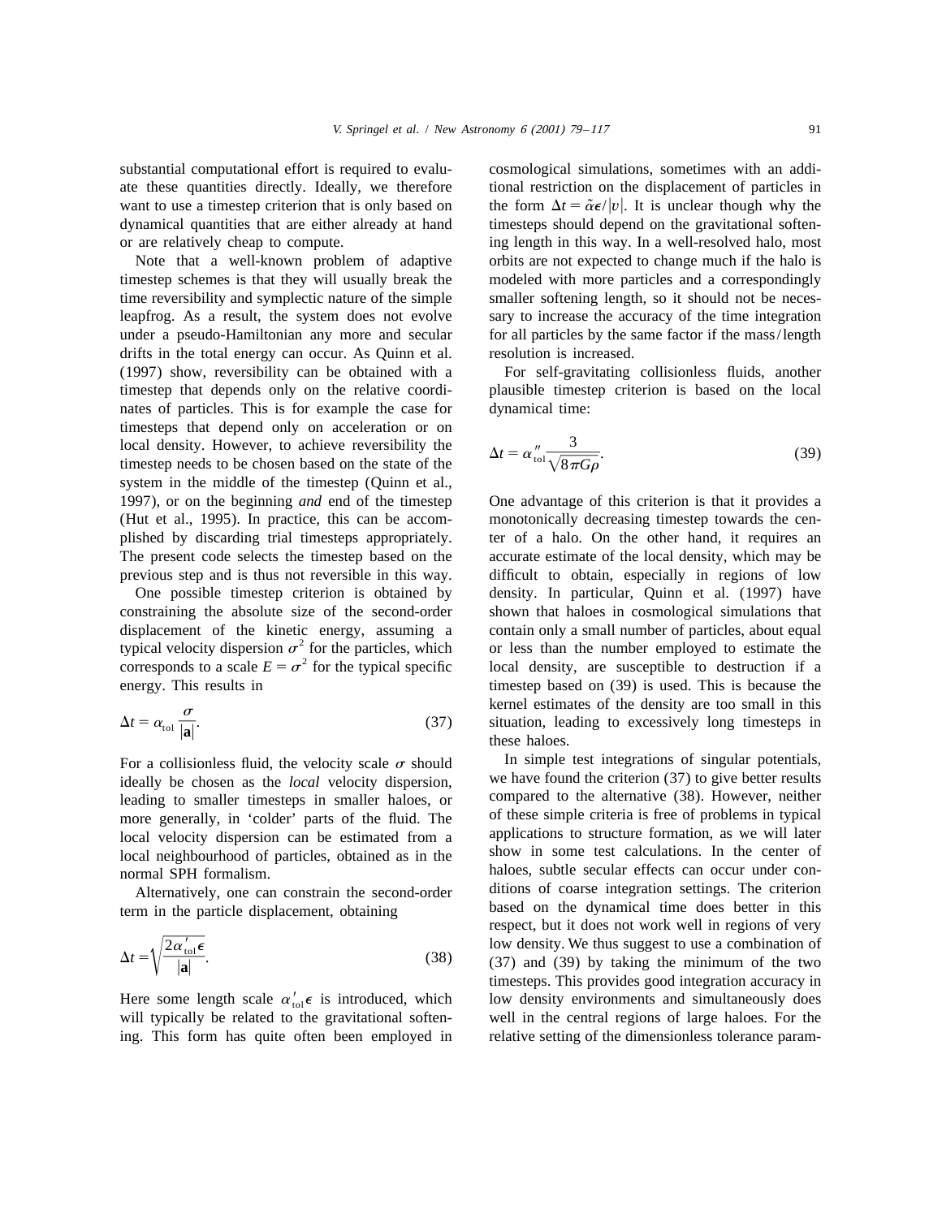substantial computational effort is required to evaluate these quantities directly. Ideally, we therefore want to use a timestep criterion that is only based on dynamical quantities that are either already at hand or are relatively cheap to compute.

Note that a well-known problem of adaptive timestep schemes is that they will usually break the time reversibility and symplectic nature of the simple leapfrog. As a result, the system does not evolve under a pseudo-Hamiltonian any more and secular drifts in the total energy can occur. As Quinn et al. (1997) show, reversibility can be obtained with a timestep that depends only on the relative coordinates of particles. This is for example the case for timesteps that depend only on acceleration or on local density. However, to achieve reversibility the timestep needs to be chosen based on the state of the system in the middle of the timestep (Quinn et al., 1997), or on the beginning *and* end of the timestep (Hut et al., 1995). In practice, this can be accomplished by discarding trial timesteps appropriately. The present code selects the timestep based on the previous step and is thus not reversible in this way.

One possible timestep criterion is obtained by constraining the absolute size of the second-order displacement of the kinetic energy, assuming a typical velocity dispersion $\sigma^2$ for the particles, which corresponds to a scale $E = \sigma^2$ for the typical specific energy. This results in

$$\Delta t = \alpha_{\rm tol} \frac{\sigma}{|\mathbf{a}|}. \tag{37}$$

For a collisionless fluid, the velocity scale $\sigma$ should ideally be chosen as the *local* velocity dispersion, leading to smaller timesteps in smaller haloes, or more generally, in 'colder' parts of the fluid. The local velocity dispersion can be estimated from a local neighbourhood of particles, obtained as in the normal SPH formalism.

Alternatively, one can constrain the second-order term in the particle displacement, obtaining

$$\Delta t = \sqrt{\frac{2\alpha'_{\rm tol}\epsilon}{|\mathbf{a}|}}. \tag{38}$$

Here some length scale $\alpha'_{\rm tol}\epsilon$ is introduced, which will typically be related to the gravitational softening. This form has quite often been employed in cosmological simulations, sometimes with an additional restriction on the displacement of particles in the form $\Delta t = \tilde{\alpha}\epsilon/|v|$. It is unclear though why the timesteps should depend on the gravitational softening length in this way. In a well-resolved halo, most orbits are not expected to change much if the halo is modeled with more particles and a correspondingly smaller softening length, so it should not be necessary to increase the accuracy of the time integration for all particles by the same factor if the mass/length resolution is increased.

For self-gravitating collisionless fluids, another plausible timestep criterion is based on the local dynamical time:

$$\Delta t = \alpha''_{\rm tol} \frac{3}{\sqrt{8\pi G\rho}}. \tag{39}$$

One advantage of this criterion is that it provides a monotonically decreasing timestep towards the center of a halo. On the other hand, it requires an accurate estimate of the local density, which may be difficult to obtain, especially in regions of low density. In particular, Quinn et al. (1997) have shown that haloes in cosmological simulations that contain only a small number of particles, about equal or less than the number employed to estimate the local density, are susceptible to destruction if a timestep based on (39) is used. This is because the kernel estimates of the density are too small in this situation, leading to excessively long timesteps in these haloes.

In simple test integrations of singular potentials, we have found the criterion (37) to give better results compared to the alternative (38). However, neither of these simple criteria is free of problems in typical applications to structure formation, as we will later show in some test calculations. In the center of haloes, subtle secular effects can occur under conditions of coarse integration settings. The criterion based on the dynamical time does better in this respect, but it does not work well in regions of very low density. We thus suggest to use a combination of (37) and (39) by taking the minimum of the two timesteps. This provides good integration accuracy in low density environments and simultaneously does well in the central regions of large haloes. For the relative setting of the dimensionless tolerance param-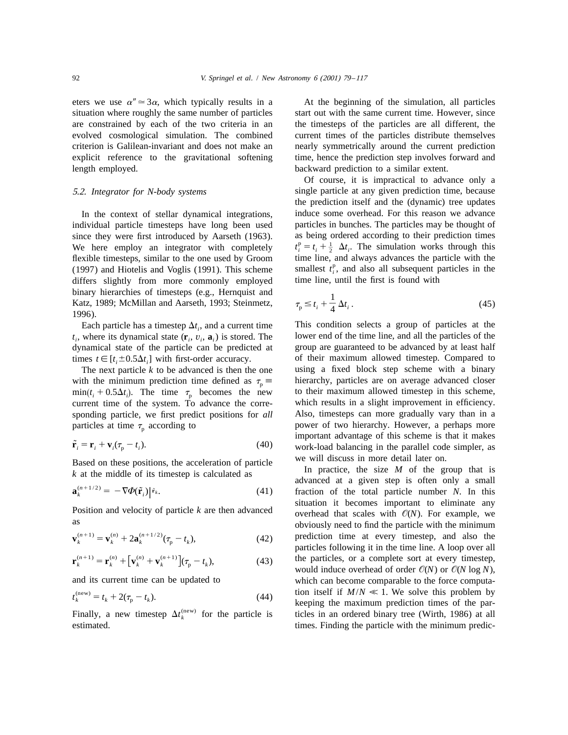eters we use $\alpha'' \simeq 3\alpha$, which typically results in a situation where roughly the same number of particles are constrained by each of the two criteria in an evolved cosmological simulation. The combined criterion is Galilean-invariant and does not make an explicit reference to the gravitational softening length employed.

### 5.2. Integrator for N-body systems

In the context of stellar dynamical integrations, individual particle timesteps have long been used since they were first introduced by Aarseth (1963). We here employ an integrator with completely flexible timesteps, similar to the one used by Groom (1997) and Hiotelis and Voglis (1991). This scheme differs slightly from more commonly employed binary hierarchies of timesteps (e.g., Hernquist and Katz, 1989; McMillan and Aarseth, 1993; Steinmetz, 1996).

Each particle has a timestep $\Delta t_i$, and a current time $t_i$, where its dynamical state ($\mathbf{r}_i$, $v_i$, $\mathbf{a}_i$) is stored. The dynamical state of the particle can be predicted at times $t \in [t_i \pm 0.5\Delta t_i]$ with first-order accuracy.

The next particle $k$ to be advanced is then the one with the minimum prediction time defined as $\tau_{\rm p} \equiv \min(t_i + 0.5\Delta t_i)$. The time $\tau_{\rm p}$ becomes the new current time of the system. To advance the corresponding particle, we first predict positions for *all* particles at time $\tau_{\rm p}$ according to

$$\tilde{\mathbf{r}}_i = \mathbf{r}_i + \mathbf{v}_i(\tau_{\rm p} - t_i). \tag{40}$$

Based on these positions, the acceleration of particle $k$ at the middle of its timestep is calculated as

$$\mathbf{a}_k^{(n+1/2)} = -\nabla\Phi(\tilde{\mathbf{r}}_i)\big|_{\tilde{\mathbf{r}}_k}. \tag{41}$$

Position and velocity of particle $k$ are then advanced as

$$\mathbf{v}_k^{(n+1)} = \mathbf{v}_k^{(n)} + 2\mathbf{a}_k^{(n+1/2)}(\tau_{\rm p} - t_k), \tag{42}$$

$$\mathbf{r}_k^{(n+1)} = \mathbf{r}_k^{(n)} + \left[\mathbf{v}_k^{(n)} + \mathbf{v}_k^{(n+1)}\right](\tau_{\rm p} - t_k), \tag{43}$$

and its current time can be updated to

$$t_k^{(\rm new)} = t_k + 2(\tau_{\rm p} - t_k). \tag{44}$$

Finally, a new timestep $\Delta t_k^{(\rm new)}$ for the particle is estimated.

At the beginning of the simulation, all particles start out with the same current time. However, since the timesteps of the particles are all different, the current times of the particles distribute themselves nearly symmetrically around the current prediction time, hence the prediction step involves forward and backward prediction to a similar extent.

Of course, it is impractical to advance only a single particle at any given prediction time, because the prediction itself and the (dynamic) tree updates induce some overhead. For this reason we advance particles in bunches. The particles may be thought of as being ordered according to their prediction times $t_i^{\rm p} = t_i + \frac{1}{2}\Delta t_i$. The simulation works through this time line, and always advances the particle with the smallest $t_i^{\rm p}$, and also all subsequent particles in the time line, until the first is found with

$$\tau_{\rm p} \leq t_i + \frac{1}{4}\Delta t_i. \tag{45}$$

This condition selects a group of particles at the lower end of the time line, and all the particles of the group are guaranteed to be advanced by at least half of their maximum allowed timestep. Compared to using a fixed block step scheme with a binary hierarchy, particles are on average advanced closer to their maximum allowed timestep in this scheme, which results in a slight improvement in efficiency. Also, timesteps can more gradually vary than in a power of two hierarchy. However, a perhaps more important advantage of this scheme is that it makes work-load balancing in the parallel code simpler, as we will discuss in more detail later on.

In practice, the size $M$ of the group that is advanced at a given step is often only a small fraction of the total particle number $N$. In this situation it becomes important to eliminate any overhead that scales with $\mathcal{O}(N)$. For example, we obviously need to find the particle with the minimum prediction time at every timestep, and also the particles following it in the time line. A loop over all the particles, or a complete sort at every timestep, would induce overhead of order $\mathcal{O}(N)$ or $\mathcal{O}(N \log N)$, which can become comparable to the force computation itself if $M/N \ll 1$. We solve this problem by keeping the maximum prediction times of the particles in an ordered binary tree (Wirth, 1986) at all times. Finding the particle with the minimum predic-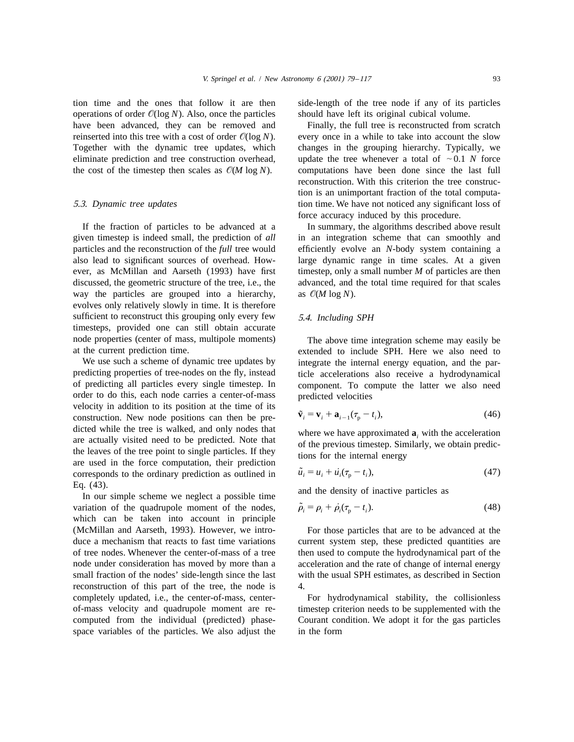tion time and the ones that follow it are then operations of order $\mathcal{O}(\log N)$. Also, once the particles have been advanced, they can be removed and reinserted into this tree with a cost of order $\mathcal{O}(\log N)$. Together with the dynamic tree updates, which eliminate prediction and tree construction overhead, the cost of the timestep then scales as $\mathcal{O}(M \log N)$.

### 5.3. Dynamic tree updates

If the fraction of particles to be advanced at a given timestep is indeed small, the prediction of *all* particles and the reconstruction of the *full* tree would also lead to significant sources of overhead. However, as McMillan and Aarseth (1993) have first discussed, the geometric structure of the tree, i.e., the way the particles are grouped into a hierarchy, evolves only relatively slowly in time. It is therefore sufficient to reconstruct this grouping only every few timesteps, provided one can still obtain accurate node properties (center of mass, multipole moments) at the current prediction time.

We use such a scheme of dynamic tree updates by predicting properties of tree-nodes on the fly, instead of predicting all particles every single timestep. In order to do this, each node carries a center-of-mass velocity in addition to its position at the time of its construction. New node positions can then be predicted while the tree is walked, and only nodes that are actually visited need to be predicted. Note that the leaves of the tree point to single particles. If they are used in the force computation, their prediction corresponds to the ordinary prediction as outlined in Eq. (43).

In our simple scheme we neglect a possible time variation of the quadrupole moment of the nodes, which can be taken into account in principle (McMillan and Aarseth, 1993). However, we introduce a mechanism that reacts to fast time variations of tree nodes. Whenever the center-of-mass of a tree node under consideration has moved by more than a small fraction of the nodes' side-length since the last reconstruction of this part of the tree, the node is completely updated, i.e., the center-of-mass, center-of-mass velocity and quadrupole moment are recomputed from the individual (predicted) phase-space variables of the particles. We also adjust the side-length of the tree node if any of its particles should have left its original cubical volume.

Finally, the full tree is reconstructed from scratch every once in a while to take into account the slow changes in the grouping hierarchy. Typically, we update the tree whenever a total of $\sim 0.1\ N$ force computations have been done since the last full reconstruction. With this criterion the tree construction is an unimportant fraction of the total computation time. We have not noticed any significant loss of force accuracy induced by this procedure.

In summary, the algorithms described above result in an integration scheme that can smoothly and efficiently evolve an $N$-body system containing a large dynamic range in time scales. At a given timestep, only a small number $M$ of particles are then advanced, and the total time required for that scales as $\mathcal{O}(M \log N)$.

### 5.4. Including SPH

The above time integration scheme may easily be extended to include SPH. Here we also need to integrate the internal energy equation, and the particle accelerations also receive a hydrodynamical component. To compute the latter we also need predicted velocities

$$\tilde{\mathbf{v}}_i = \mathbf{v}_i + \mathbf{a}_{i-1}(\tau_p - t_i), \tag{46}$$

where we have approximated $\mathbf{a}_i$ with the acceleration of the previous timestep. Similarly, we obtain predictions for the internal energy

$$\tilde{u}_i = u_i + \dot{u}_i(\tau_p - t_i), \tag{47}$$

and the density of inactive particles as

$$\tilde{\rho}_i = \rho_i + \dot{\rho}_i(\tau_p - t_i). \tag{48}$$

For those particles that are to be advanced at the current system step, these predicted quantities are then used to compute the hydrodynamical part of the acceleration and the rate of change of internal energy with the usual SPH estimates, as described in Section 4.

For hydrodynamical stability, the collisionless timestep criterion needs to be supplemented with the Courant condition. We adopt it for the gas particles in the form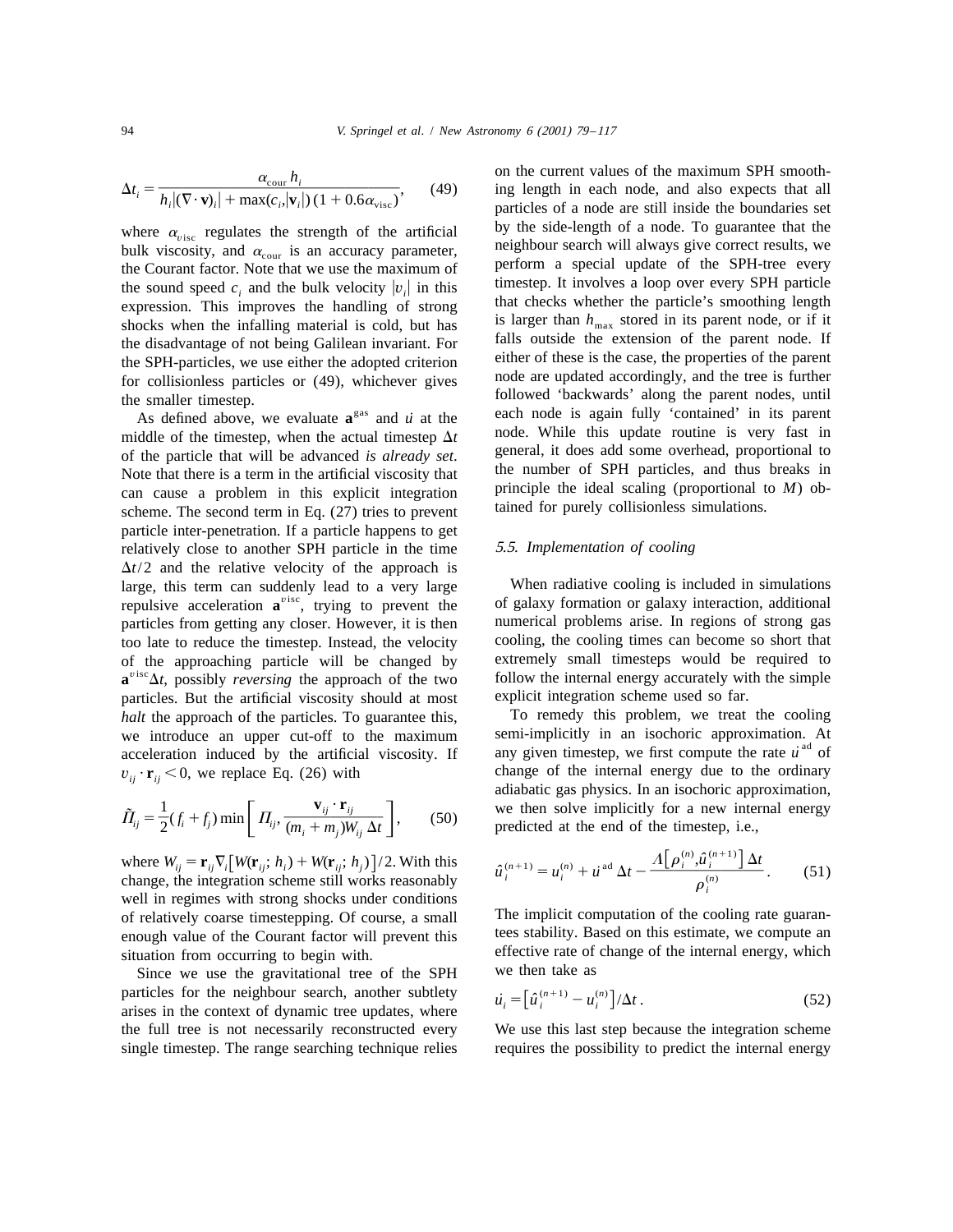$$\Delta t_i = \frac{\alpha_{\text{cour}}\, h_i}{h_i |(\nabla \cdot \mathbf{v})_i| + \max(c_i, |\mathbf{v}_i|)\,(1 + 0.6\alpha_{\text{visc}})}, \qquad (49)$$

where $\alpha_{\text{visc}}$ regulates the strength of the artificial bulk viscosity, and $\alpha_{\text{cour}}$ is an accuracy parameter, the Courant factor. Note that we use the maximum of the sound speed $c_i$ and the bulk velocity $|v_i|$ in this expression. This improves the handling of strong shocks when the infalling material is cold, but has the disadvantage of not being Galilean invariant. For the SPH-particles, we use either the adopted criterion for collisionless particles or (49), whichever gives the smaller timestep.

As defined above, we evaluate $\mathbf{a}^{\text{gas}}$ and $\dot{u}$ at the middle of the timestep, when the actual timestep $\Delta t$ of the particle that will be advanced *is already set*. Note that there is a term in the artificial viscosity that can cause a problem in this explicit integration scheme. The second term in Eq. (27) tries to prevent particle inter-penetration. If a particle happens to get relatively close to another SPH particle in the time $\Delta t/2$ and the relative velocity of the approach is large, this term can suddenly lead to a very large repulsive acceleration $\mathbf{a}^{\text{visc}}$, trying to prevent the particles from getting any closer. However, it is then too late to reduce the timestep. Instead, the velocity of the approaching particle will be changed by $\mathbf{a}^{\text{visc}}\Delta t$, possibly *reversing* the approach of the two particles. But the artificial viscosity should at most *halt* the approach of the particles. To guarantee this, we introduce an upper cut-off to the maximum acceleration induced by the artificial viscosity. If $v_{ij} \cdot \mathbf{r}_{ij} < 0$, we replace Eq. (26) with

$$\tilde{\Pi}_{ij} = \frac{1}{2}(f_i + f_j) \min\left[ \Pi_{ij}, \frac{\mathbf{v}_{ij} \cdot \mathbf{r}_{ij}}{(m_i + m_j) W_{ij}\, \Delta t} \right], \qquad (50)$$

where $W_{ij} = \mathbf{r}_{ij} \nabla_i [W(\mathbf{r}_{ij}; h_i) + W(\mathbf{r}_{ij}; h_j)]/2$. With this change, the integration scheme still works reasonably well in regimes with strong shocks under conditions of relatively coarse timestepping. Of course, a small enough value of the Courant factor will prevent this situation from occurring to begin with.

Since we use the gravitational tree of the SPH particles for the neighbour search, another subtlety arises in the context of dynamic tree updates, where the full tree is not necessarily reconstructed every single timestep. The range searching technique relies on the current values of the maximum SPH smoothing length in each node, and also expects that all particles of a node are still inside the boundaries set by the side-length of a node. To guarantee that the neighbour search will always give correct results, we perform a special update of the SPH-tree every timestep. It involves a loop over every SPH particle that checks whether the particle's smoothing length is larger than $h_{\max}$ stored in its parent node, or if it falls outside the extension of the parent node. If either of these is the case, the properties of the parent node are updated accordingly, and the tree is further followed 'backwards' along the parent nodes, until each node is again fully 'contained' in its parent node. While this update routine is very fast in general, it does add some overhead, proportional to the number of SPH particles, and thus breaks in principle the ideal scaling (proportional to $M$) obtained for purely collisionless simulations.

### 5.5. Implementation of cooling

When radiative cooling is included in simulations of galaxy formation or galaxy interaction, additional numerical problems arise. In regions of strong gas cooling, the cooling times can become so short that extremely small timesteps would be required to follow the internal energy accurately with the simple explicit integration scheme used so far.

To remedy this problem, we treat the cooling semi-implicitly in an isochoric approximation. At any given timestep, we first compute the rate $\dot{u}^{\text{ad}}$ of change of the internal energy due to the ordinary adiabatic gas physics. In an isochoric approximation, we then solve implicitly for a new internal energy predicted at the end of the timestep, i.e.,

$$\hat{u}_i^{(n+1)} = u_i^{(n)} + \dot{u}^{\text{ad}}\, \Delta t - \frac{\Lambda\left[\rho_i^{(n)}, \hat{u}_i^{(n+1)}\right] \Delta t}{\rho_i^{(n)}}. \qquad (51)$$

The implicit computation of the cooling rate guarantees stability. Based on this estimate, we compute an effective rate of change of the internal energy, which we then take as

$$\dot{u}_i = \left[\hat{u}_i^{(n+1)} - u_i^{(n)}\right] / \Delta t. \qquad (52)$$

We use this last step because the integration scheme requires the possibility to predict the internal energy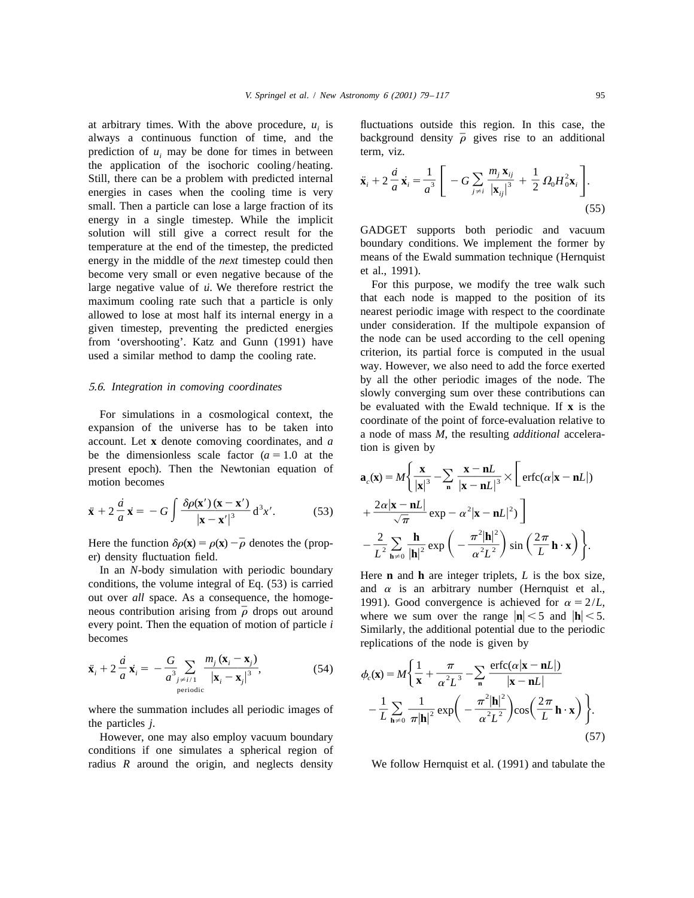at arbitrary times. With the above procedure, $u_i$ is always a continuous function of time, and the prediction of $u_i$ may be done for times in between the application of the isochoric cooling/heating. Still, there can be a problem with predicted internal energies in cases when the cooling time is very small. Then a particle can lose a large fraction of its energy in a single timestep. While the implicit solution will still give a correct result for the temperature at the end of the timestep, the predicted energy in the middle of the *next* timestep could then become very small or even negative because of the large negative value of $\dot{u}$. We therefore restrict the maximum cooling rate such that a particle is only allowed to lose at most half its internal energy in a given timestep, preventing the predicted energies from 'overshooting'. Katz and Gunn (1991) have used a similar method to damp the cooling rate.

### 5.6. Integration in comoving coordinates

For simulations in a cosmological context, the expansion of the universe has to be taken into account. Let $\mathbf{x}$ denote comoving coordinates, and $a$ be the dimensionless scale factor ($a = 1.0$ at the present epoch). Then the Newtonian equation of motion becomes

$$\ddot{\mathbf{x}} + 2\,\frac{\dot{a}}{a}\,\dot{\mathbf{x}} = -G \int \frac{\delta\rho(\mathbf{x}')\,(\mathbf{x}-\mathbf{x}')}{|\mathbf{x}-\mathbf{x}'|^3}\,\mathrm{d}^3x'. \qquad (53)$$

Here the function $\delta\rho(\mathbf{x}) = \rho(\mathbf{x}) - \bar{\rho}$ denotes the (proper) density fluctuation field.

In an $N$-body simulation with periodic boundary conditions, the volume integral of Eq. (53) is carried out over *all* space. As a consequence, the homogeneous contribution arising from $\bar{\rho}$ drops out around every point. Then the equation of motion of particle $i$ becomes

$$\ddot{\mathbf{x}}_i + 2\,\frac{\dot{a}}{a}\,\dot{\mathbf{x}}_i = -\frac{G}{a^3} \sum_{\substack{j \neq i/1 \\ \text{periodic}}} \frac{m_j\,(\mathbf{x}_i - \mathbf{x}_j)}{|\mathbf{x}_i - \mathbf{x}_j|^3}, \qquad (54)$$

where the summation includes all periodic images of the particles $j$.

However, one may also employ vacuum boundary conditions if one simulates a spherical region of radius $R$ around the origin, and neglects density fluctuations outside this region. In this case, the background density $\bar{\rho}$ gives rise to an additional term, viz.

$$\ddot{\mathbf{x}}_i + 2\,\frac{\dot{a}}{a}\,\dot{\mathbf{x}}_i = \frac{1}{a^3}\left[\, -G \sum_{j \neq i} \frac{m_j\,\mathbf{x}_{ij}}{|\mathbf{x}_{ij}|^3} + \frac{1}{2}\,\Omega_0 H_0^2 \mathbf{x}_i \right]. \qquad (55)$$

GADGET supports both periodic and vacuum boundary conditions. We implement the former by means of the Ewald summation technique (Hernquist et al., 1991).

For this purpose, we modify the tree walk such that each node is mapped to the position of its nearest periodic image with respect to the coordinate under consideration. If the multipole expansion of the node can be used according to the cell opening criterion, its partial force is computed in the usual way. However, we also need to add the force exerted by all the other periodic images of the node. The slowly converging sum over these contributions can be evaluated with the Ewald technique. If $\mathbf{x}$ is the coordinate of the point of force-evaluation relative to a node of mass $M$, the resulting *additional* acceleration is given by

$$\mathbf{a}_c(\mathbf{x}) = M\Bigg\{ \frac{\mathbf{x}}{|\mathbf{x}|^3} - \sum_{\mathbf{n}} \frac{\mathbf{x} - \mathbf{n}L}{|\mathbf{x} - \mathbf{n}L|^3} \times \Bigg[ \operatorname{erfc}(\alpha|\mathbf{x} - \mathbf{n}L|) + \frac{2\alpha|\mathbf{x} - \mathbf{n}L|}{\sqrt{\pi}} \exp - \alpha^2|\mathbf{x} - \mathbf{n}L|^2) \Bigg] - \frac{2}{L^2} \sum_{\mathbf{h} \neq 0} \frac{\mathbf{h}}{|\mathbf{h}|^2} \exp\left( -\frac{\pi^2|\mathbf{h}|^2}{\alpha^2 L^2} \right) \sin\left( \frac{2\pi}{L}\,\mathbf{h}\cdot\mathbf{x} \right) \Bigg\}.$$

Here $\mathbf{n}$ and $\mathbf{h}$ are integer triplets, $L$ is the box size, and $\alpha$ is an arbitrary number (Hernquist et al., 1991). Good convergence is achieved for $\alpha = 2/L$, where we sum over the range $|\mathbf{n}| < 5$ and $|\mathbf{h}| < 5$. Similarly, the additional potential due to the periodic replications of the node is given by

$$\phi_c(\mathbf{x}) = M\Bigg\{ \frac{1}{\mathbf{x}} + \frac{\pi}{\alpha^2 L^3} - \sum_{\mathbf{n}} \frac{\operatorname{erfc}(\alpha|\mathbf{x} - \mathbf{n}L|)}{|\mathbf{x} - \mathbf{n}L|} - \frac{1}{L} \sum_{\mathbf{h} \neq 0} \frac{1}{\pi|\mathbf{h}|^2} \exp\left( -\frac{\pi^2|\mathbf{h}|^2}{\alpha^2 L^2} \right) \cos\left( \frac{2\pi}{L}\,\mathbf{h}\cdot\mathbf{x} \right) \Bigg\}. \qquad (57)$$

We follow Hernquist et al. (1991) and tabulate the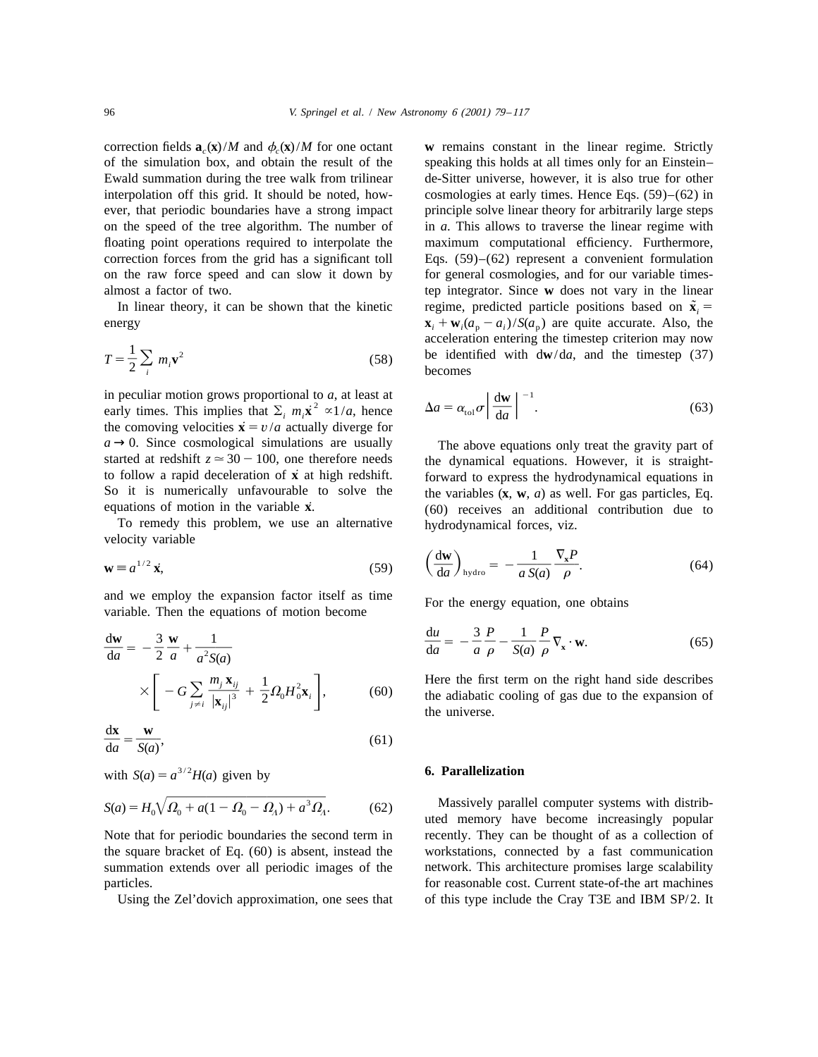correction fields $\mathbf{a}_c(\mathbf{x})/M$ and $\phi_c(\mathbf{x})/M$ for one octant of the simulation box, and obtain the result of the Ewald summation during the tree walk from trilinear interpolation off this grid. It should be noted, however, that periodic boundaries have a strong impact on the speed of the tree algorithm. The number of floating point operations required to interpolate the correction forces from the grid has a significant toll on the raw force speed and can slow it down by almost a factor of two.

In linear theory, it can be shown that the kinetic energy

$$T = \frac{1}{2}\sum_i m_i \mathbf{v}^2 \tag{58}$$

in peculiar motion grows proportional to $a$, at least at early times. This implies that $\sum_i m_i \dot{\mathbf{x}}^2 \propto 1/a$, hence the comoving velocities $\dot{\mathbf{x}} = v/a$ actually diverge for $a \to 0$. Since cosmological simulations are usually started at redshift $z \simeq 30-100$, one therefore needs to follow a rapid deceleration of $\dot{\mathbf{x}}$ at high redshift. So it is numerically unfavourable to solve the equations of motion in the variable $\dot{\mathbf{x}}$.

To remedy this problem, we use an alternative velocity variable

$$\mathbf{w} \equiv a^{1/2}\,\dot{\mathbf{x}}, \tag{59}$$

and we employ the expansion factor itself as time variable. Then the equations of motion become

$$\frac{\mathrm{d}\mathbf{w}}{\mathrm{d}a} = -\frac{3}{2}\frac{\mathbf{w}}{a} + \frac{1}{a^2 S(a)} \times \left[ -G\sum_{j \neq i} \frac{m_j \mathbf{x}_{ij}}{|\mathbf{x}_{ij}|^3} + \frac{1}{2}\Omega_0 H_0^2 \mathbf{x}_i \right], \tag{60}$$

$$\frac{\mathrm{d}\mathbf{x}}{\mathrm{d}a} = \frac{\mathbf{w}}{S(a)}, \tag{61}$$

with $S(a) = a^{3/2}H(a)$ given by

$$S(a) = H_0\sqrt{\Omega_0 + a(1-\Omega_0-\Omega_\Lambda) + a^3\Omega_\Lambda}. \tag{62}$$

Note that for periodic boundaries the second term in the square bracket of Eq. (60) is absent, instead the summation extends over all periodic images of the particles.

Using the Zel'dovich approximation, one sees that $\mathbf{w}$ remains constant in the linear regime. Strictly speaking this holds at all times only for an Einstein–de-Sitter universe, however, it is also true for other cosmologies at early times. Hence Eqs. (59)–(62) in principle solve linear theory for arbitrarily large steps in $a$. This allows to traverse the linear regime with maximum computational efficiency. Furthermore, Eqs. (59)–(62) represent a convenient formulation for general cosmologies, and for our variable timestep integrator. Since $\mathbf{w}$ does not vary in the linear regime, predicted particle positions based on $\tilde{\mathbf{x}}_i = \mathbf{x}_i + \mathbf{w}_i(a_p - a_i)/S(a_p)$ are quite accurate. Also, the acceleration entering the timestep criterion may now be identified with $\mathrm{d}\mathbf{w}/\mathrm{d}a$, and the timestep (37) becomes

$$\Delta a = \alpha_{\mathrm{tol}}\sigma\left|\frac{\mathrm{d}\mathbf{w}}{\mathrm{d}a}\right|^{-1}. \tag{63}$$

The above equations only treat the gravity part of the dynamical equations. However, it is straightforward to express the hydrodynamical equations in the variables ($\mathbf{x}$, $\mathbf{w}$, $a$) as well. For gas particles, Eq. (60) receives an additional contribution due to hydrodynamical forces, viz.

$$\left(\frac{\mathrm{d}\mathbf{w}}{\mathrm{d}a}\right)_{\mathrm{hydro}} = -\frac{1}{a\,S(a)}\frac{\nabla_{\mathbf{x}}P}{\rho}. \tag{64}$$

For the energy equation, one obtains

$$\frac{\mathrm{d}u}{\mathrm{d}a} = -\frac{3}{a}\frac{P}{\rho} - \frac{1}{S(a)}\frac{P}{\rho}\nabla_{\mathbf{x}}\cdot\mathbf{w}. \tag{65}$$

Here the first term on the right hand side describes the adiabatic cooling of gas due to the expansion of the universe.

## 6. Parallelization

Massively parallel computer systems with distributed memory have become increasingly popular recently. They can be thought of as a collection of workstations, connected by a fast communication network. This architecture promises large scalability for reasonable cost. Current state-of-the art machines of this type include the Cray T3E and IBM SP/2. It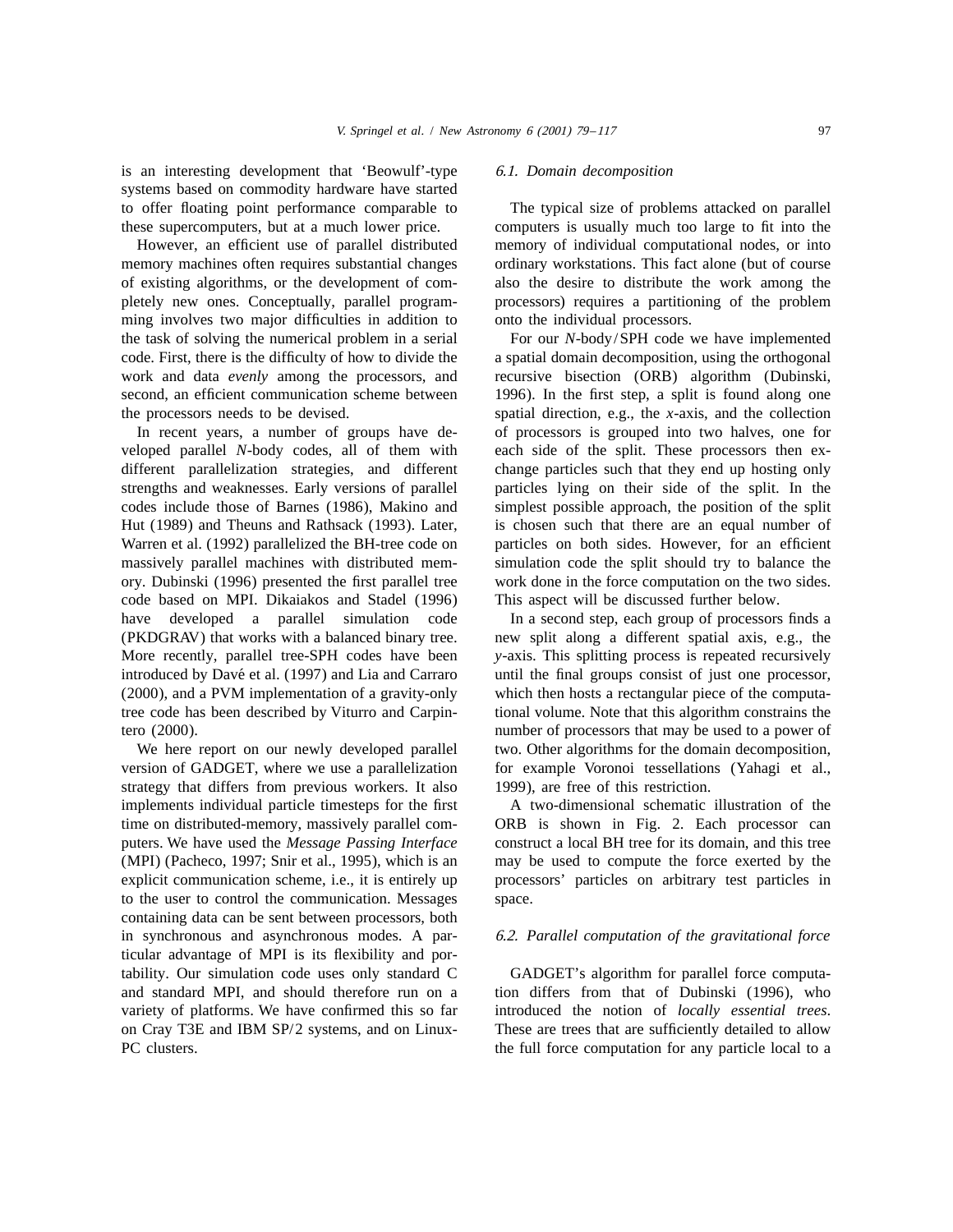is an interesting development that 'Beowulf'-type systems based on commodity hardware have started to offer floating point performance comparable to these supercomputers, but at a much lower price.

However, an efficient use of parallel distributed memory machines often requires substantial changes of existing algorithms, or the development of completely new ones. Conceptually, parallel programming involves two major difficulties in addition to the task of solving the numerical problem in a serial code. First, there is the difficulty of how to divide the work and data *evenly* among the processors, and second, an efficient communication scheme between the processors needs to be devised.

In recent years, a number of groups have developed parallel $N$-body codes, all of them with different parallelization strategies, and different strengths and weaknesses. Early versions of parallel codes include those of Barnes (1986), Makino and Hut (1989) and Theuns and Rathsack (1993). Later, Warren et al. (1992) parallelized the BH-tree code on massively parallel machines with distributed memory. Dubinski (1996) presented the first parallel tree code based on MPI. Dikaiakos and Stadel (1996) have developed a parallel simulation code (PKDGRAV) that works with a balanced binary tree. More recently, parallel tree-SPH codes have been introduced by Davé et al. (1997) and Lia and Carraro (2000), and a PVM implementation of a gravity-only tree code has been described by Viturro and Carpintero (2000).

We here report on our newly developed parallel version of GADGET, where we use a parallelization strategy that differs from previous workers. It also implements individual particle timesteps for the first time on distributed-memory, massively parallel computers. We have used the *Message Passing Interface* (MPI) (Pacheco, 1997; Snir et al., 1995), which is an explicit communication scheme, i.e., it is entirely up to the user to control the communication. Messages containing data can be sent between processors, both in synchronous and asynchronous modes. A particular advantage of MPI is its flexibility and portability. Our simulation code uses only standard C and standard MPI, and should therefore run on a variety of platforms. We have confirmed this so far on Cray T3E and IBM SP/2 systems, and on Linux-PC clusters.

### *6.1. Domain decomposition*

The typical size of problems attacked on parallel computers is usually much too large to fit into the memory of individual computational nodes, or into ordinary workstations. This fact alone (but of course also the desire to distribute the work among the processors) requires a partitioning of the problem onto the individual processors.

For our $N$-body/SPH code we have implemented a spatial domain decomposition, using the orthogonal recursive bisection (ORB) algorithm (Dubinski, 1996). In the first step, a split is found along one spatial direction, e.g., the $x$-axis, and the collection of processors is grouped into two halves, one for each side of the split. These processors then exchange particles such that they end up hosting only particles lying on their side of the split. In the simplest possible approach, the position of the split is chosen such that there are an equal number of particles on both sides. However, for an efficient simulation code the split should try to balance the work done in the force computation on the two sides. This aspect will be discussed further below.

In a second step, each group of processors finds a new split along a different spatial axis, e.g., the $y$-axis. This splitting process is repeated recursively until the final groups consist of just one processor, which then hosts a rectangular piece of the computational volume. Note that this algorithm constrains the number of processors that may be used to a power of two. Other algorithms for the domain decomposition, for example Voronoi tessellations (Yahagi et al., 1999), are free of this restriction.

A two-dimensional schematic illustration of the ORB is shown in Fig. 2. Each processor can construct a local BH tree for its domain, and this tree may be used to compute the force exerted by the processors' particles on arbitrary test particles in space.

### *6.2. Parallel computation of the gravitational force*

GADGET's algorithm for parallel force computation differs from that of Dubinski (1996), who introduced the notion of *locally essential trees*. These are trees that are sufficiently detailed to allow the full force computation for any particle local to a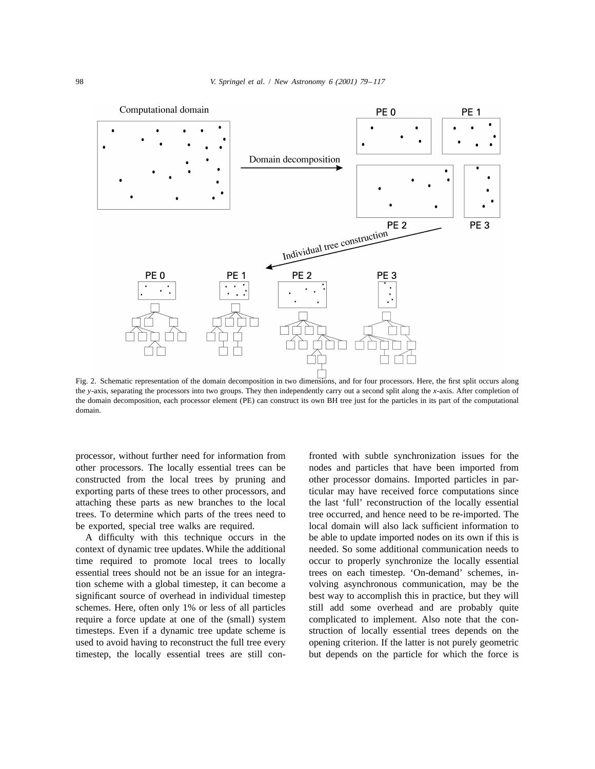Fig. 2. Schematic representation of the domain decomposition in two dimensions, and for four processors. Here, the first split occurs along the $y$-axis, separating the processors into two groups. They then independently carry out a second split along the $x$-axis. After completion of the domain decomposition, each processor element (PE) can construct its own BH tree just for the particles in its part of the computational domain.

processor, without further need for information from other processors. The locally essential trees can be constructed from the local trees by pruning and exporting parts of these trees to other processors, and attaching these parts as new branches to the local trees. To determine which parts of the trees need to be exported, special tree walks are required.

A difficulty with this technique occurs in the context of dynamic tree updates. While the additional time required to promote local trees to locally essential trees should not be an issue for an integration scheme with a global timestep, it can become a significant source of overhead in individual timestep schemes. Here, often only 1% or less of all particles require a force update at one of the (small) system timesteps. Even if a dynamic tree update scheme is used to avoid having to reconstruct the full tree every timestep, the locally essential trees are still confronted with subtle synchronization issues for the nodes and particles that have been imported from other processor domains. Imported particles in particular may have received force computations since the last 'full' reconstruction of the locally essential tree occurred, and hence need to be re-imported. The local domain will also lack sufficient information to be able to update imported nodes on its own if this is needed. So some additional communication needs to occur to properly synchronize the locally essential trees on each timestep. 'On-demand' schemes, involving asynchronous communication, may be the best way to accomplish this in practice, but they will still add some overhead and are probably quite complicated to implement. Also note that the construction of locally essential trees depends on the opening criterion. If the latter is not purely geometric but depends on the particle for which the force is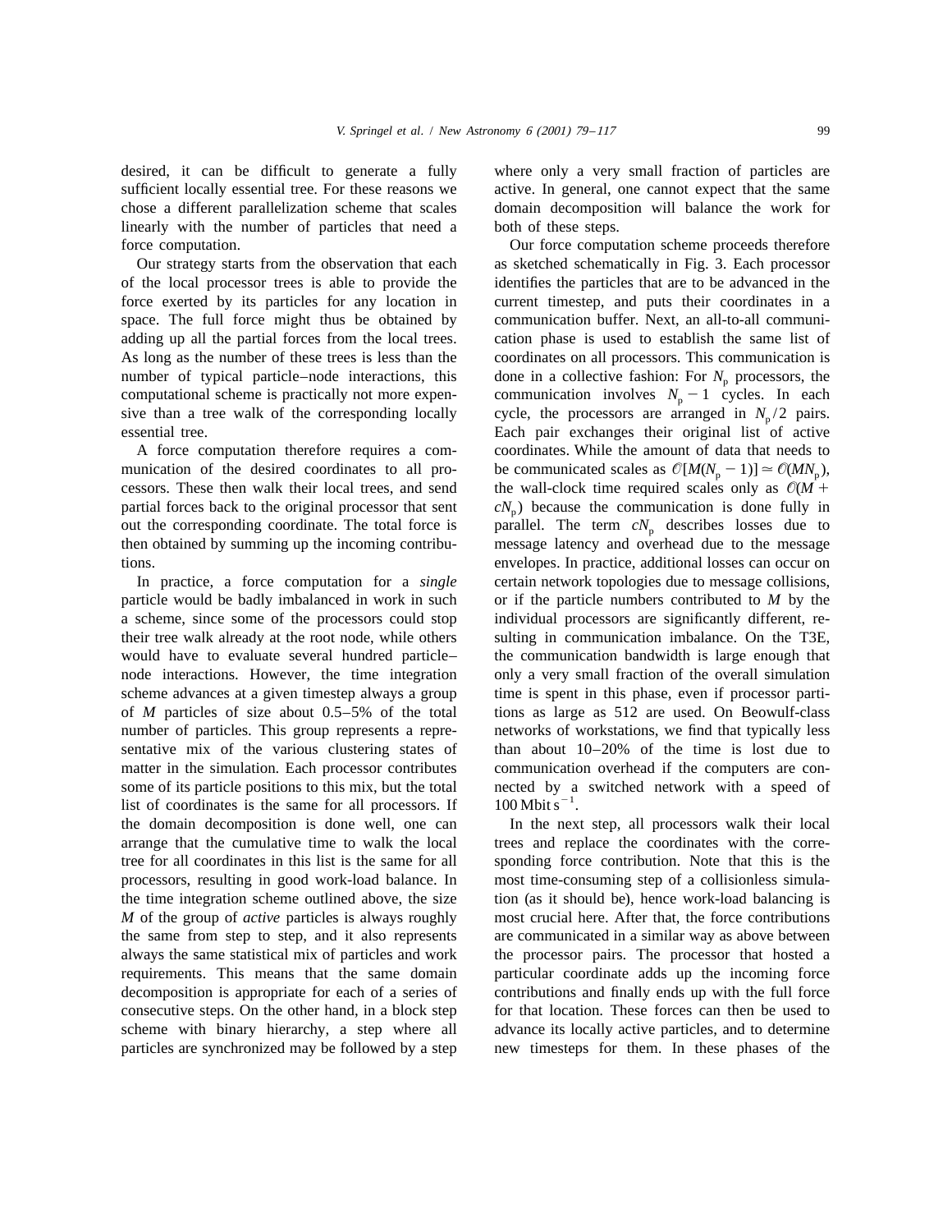desired, it can be difficult to generate a fully sufficient locally essential tree. For these reasons we chose a different parallelization scheme that scales linearly with the number of particles that need a force computation.

Our strategy starts from the observation that each of the local processor trees is able to provide the force exerted by its particles for any location in space. The full force might thus be obtained by adding up all the partial forces from the local trees. As long as the number of these trees is less than the number of typical particle–node interactions, this computational scheme is practically not more expensive than a tree walk of the corresponding locally essential tree.

A force computation therefore requires a communication of the desired coordinates to all processors. These then walk their local trees, and send partial forces back to the original processor that sent out the corresponding coordinate. The total force is then obtained by summing up the incoming contributions.

In practice, a force computation for a *single* particle would be badly imbalanced in work in such a scheme, since some of the processors could stop their tree walk already at the root node, while others would have to evaluate several hundred particle–node interactions. However, the time integration scheme advances at a given timestep always a group of $M$ particles of size about 0.5–5% of the total number of particles. This group represents a representative mix of the various clustering states of matter in the simulation. Each processor contributes some of its particle positions to this mix, but the total list of coordinates is the same for all processors. If the domain decomposition is done well, one can arrange that the cumulative time to walk the local tree for all coordinates in this list is the same for all processors, resulting in good work-load balance. In the time integration scheme outlined above, the size $M$ of the group of *active* particles is always roughly the same from step to step, and it also represents always the same statistical mix of particles and work requirements. This means that the same domain decomposition is appropriate for each of a series of consecutive steps. On the other hand, in a block step scheme with binary hierarchy, a step where all particles are synchronized may be followed by a step where only a very small fraction of particles are active. In general, one cannot expect that the same domain decomposition will balance the work for both of these steps.

Our force computation scheme proceeds therefore as sketched schematically in Fig. 3. Each processor identifies the particles that are to be advanced in the current timestep, and puts their coordinates in a communication buffer. Next, an all-to-all communication phase is used to establish the same list of coordinates on all processors. This communication is done in a collective fashion: For $N_p$ processors, the communication involves $N_p - 1$ cycles. In each cycle, the processors are arranged in $N_p/2$ pairs. Each pair exchanges their original list of active coordinates. While the amount of data that needs to be communicated scales as $\mathcal{O}[M(N_p - 1)] \simeq \mathcal{O}(MN_p)$, the wall-clock time required scales only as $\mathcal{O}(M + cN_p)$ because the communication is done fully in parallel. The term $cN_p$ describes losses due to message latency and overhead due to the message envelopes. In practice, additional losses can occur on certain network topologies due to message collisions, or if the particle numbers contributed to $M$ by the individual processors are significantly different, resulting in communication imbalance. On the T3E, the communication bandwidth is large enough that only a very small fraction of the overall simulation time is spent in this phase, even if processor partitions as large as 512 are used. On Beowulf-class networks of workstations, we find that typically less than about 10–20% of the time is lost due to communication overhead if the computers are connected by a switched network with a speed of $100\,\mathrm{Mbit\,s^{-1}}$.

In the next step, all processors walk their local trees and replace the coordinates with the corresponding force contribution. Note that this is the most time-consuming step of a collisionless simulation (as it should be), hence work-load balancing is most crucial here. After that, the force contributions are communicated in a similar way as above between the processor pairs. The processor that hosted a particular coordinate adds up the incoming force contributions and finally ends up with the full force for that location. These forces can then be used to advance its locally active particles, and to determine new timesteps for them. In these phases of the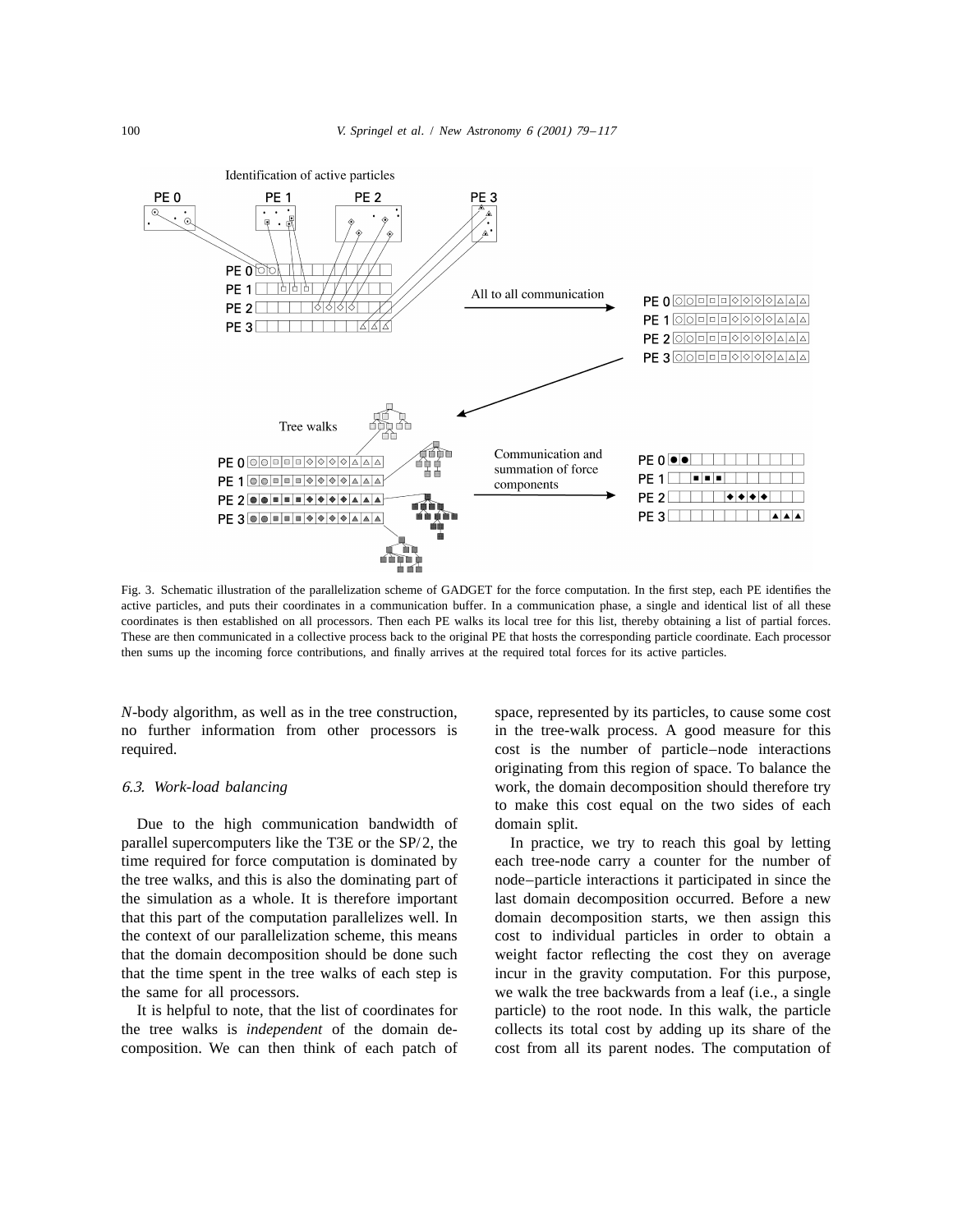Fig. 3. Schematic illustration of the parallelization scheme of GADGET for the force computation. In the first step, each PE identifies the active particles, and puts their coordinates in a communication buffer. In a communication phase, a single and identical list of all these coordinates is then established on all processors. Then each PE walks its local tree for this list, thereby obtaining a list of partial forces. These are then communicated in a collective process back to the original PE that hosts the corresponding particle coordinate. Each processor then sums up the incoming force contributions, and finally arrives at the required total forces for its active particles.

$N$-body algorithm, as well as in the tree construction, no further information from other processors is required.

### *6.3. Work-load balancing*

Due to the high communication bandwidth of parallel supercomputers like the T3E or the SP/2, the time required for force computation is dominated by the tree walks, and this is also the dominating part of the simulation as a whole. It is therefore important that this part of the computation parallelizes well. In the context of our parallelization scheme, this means that the domain decomposition should be done such that the time spent in the tree walks of each step is the same for all processors.

It is helpful to note, that the list of coordinates for the tree walks is *independent* of the domain decomposition. We can then think of each patch of space, represented by its particles, to cause some cost in the tree-walk process. A good measure for this cost is the number of particle–node interactions originating from this region of space. To balance the work, the domain decomposition should therefore try to make this cost equal on the two sides of each domain split.

In practice, we try to reach this goal by letting each tree-node carry a counter for the number of node–particle interactions it participated in since the last domain decomposition occurred. Before a new domain decomposition starts, we then assign this cost to individual particles in order to obtain a weight factor reflecting the cost they on average incur in the gravity computation. For this purpose, we walk the tree backwards from a leaf (i.e., a single particle) to the root node. In this walk, the particle collects its total cost by adding up its share of the cost from all its parent nodes. The computation of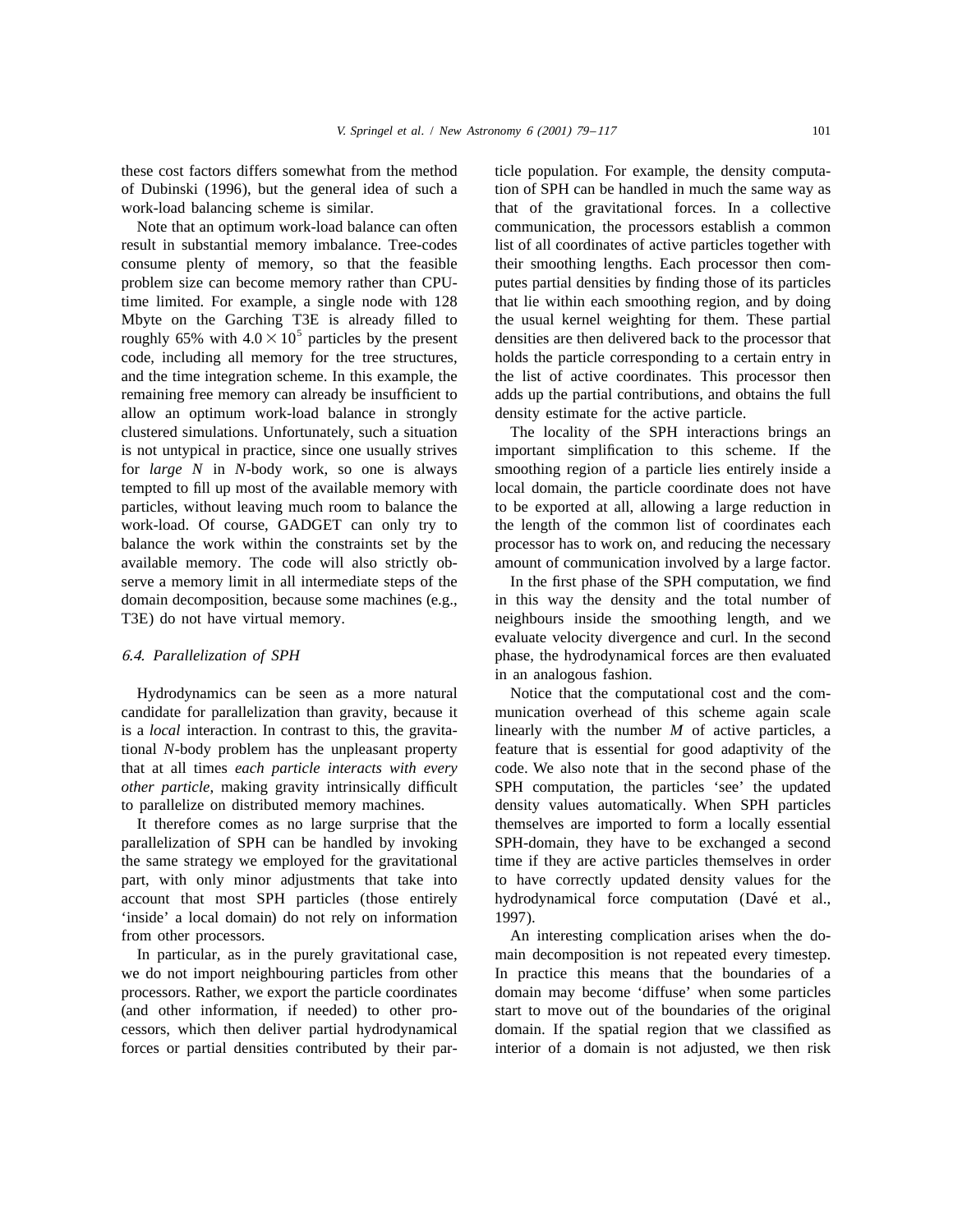these cost factors differs somewhat from the method of Dubinski (1996), but the general idea of such a work-load balancing scheme is similar.

Note that an optimum work-load balance can often result in substantial memory imbalance. Tree-codes consume plenty of memory, so that the feasible problem size can become memory rather than CPU-time limited. For example, a single node with 128 Mbyte on the Garching T3E is already filled to roughly 65% with $4.0 \times 10^5$ particles by the present code, including all memory for the tree structures, and the time integration scheme. In this example, the remaining free memory can already be insufficient to allow an optimum work-load balance in strongly clustered simulations. Unfortunately, such a situation is not untypical in practice, since one usually strives for *large N* in *N*-body work, so one is always tempted to fill up most of the available memory with particles, without leaving much room to balance the work-load. Of course, GADGET can only try to balance the work within the constraints set by the available memory. The code will also strictly observe a memory limit in all intermediate steps of the domain decomposition, because some machines (e.g., T3E) do not have virtual memory.

### 6.4. Parallelization of SPH

Hydrodynamics can be seen as a more natural candidate for parallelization than gravity, because it is a *local* interaction. In contrast to this, the gravitational *N*-body problem has the unpleasant property that at all times *each particle interacts with every other particle*, making gravity intrinsically difficult to parallelize on distributed memory machines.

It therefore comes as no large surprise that the parallelization of SPH can be handled by invoking the same strategy we employed for the gravitational part, with only minor adjustments that take into account that most SPH particles (those entirely 'inside' a local domain) do not rely on information from other processors.

In particular, as in the purely gravitational case, we do not import neighbouring particles from other processors. Rather, we export the particle coordinates (and other information, if needed) to other processors, which then deliver partial hydrodynamical forces or partial densities contributed by their particle population. For example, the density computation of SPH can be handled in much the same way as that of the gravitational forces. In a collective communication, the processors establish a common list of all coordinates of active particles together with their smoothing lengths. Each processor then computes partial densities by finding those of its particles that lie within each smoothing region, and by doing the usual kernel weighting for them. These partial densities are then delivered back to the processor that holds the particle corresponding to a certain entry in the list of active coordinates. This processor then adds up the partial contributions, and obtains the full density estimate for the active particle.

The locality of the SPH interactions brings an important simplification to this scheme. If the smoothing region of a particle lies entirely inside a local domain, the particle coordinate does not have to be exported at all, allowing a large reduction in the length of the common list of coordinates each processor has to work on, and reducing the necessary amount of communication involved by a large factor.

In the first phase of the SPH computation, we find in this way the density and the total number of neighbours inside the smoothing length, and we evaluate velocity divergence and curl. In the second phase, the hydrodynamical forces are then evaluated in an analogous fashion.

Notice that the computational cost and the communication overhead of this scheme again scale linearly with the number $M$ of active particles, a feature that is essential for good adaptivity of the code. We also note that in the second phase of the SPH computation, the particles 'see' the updated density values automatically. When SPH particles themselves are imported to form a locally essential SPH-domain, they have to be exchanged a second time if they are active particles themselves in order to have correctly updated density values for the hydrodynamical force computation (Davé et al., 1997).

An interesting complication arises when the domain decomposition is not repeated every timestep. In practice this means that the boundaries of a domain may become 'diffuse' when some particles start to move out of the boundaries of the original domain. If the spatial region that we classified as interior of a domain is not adjusted, we then risk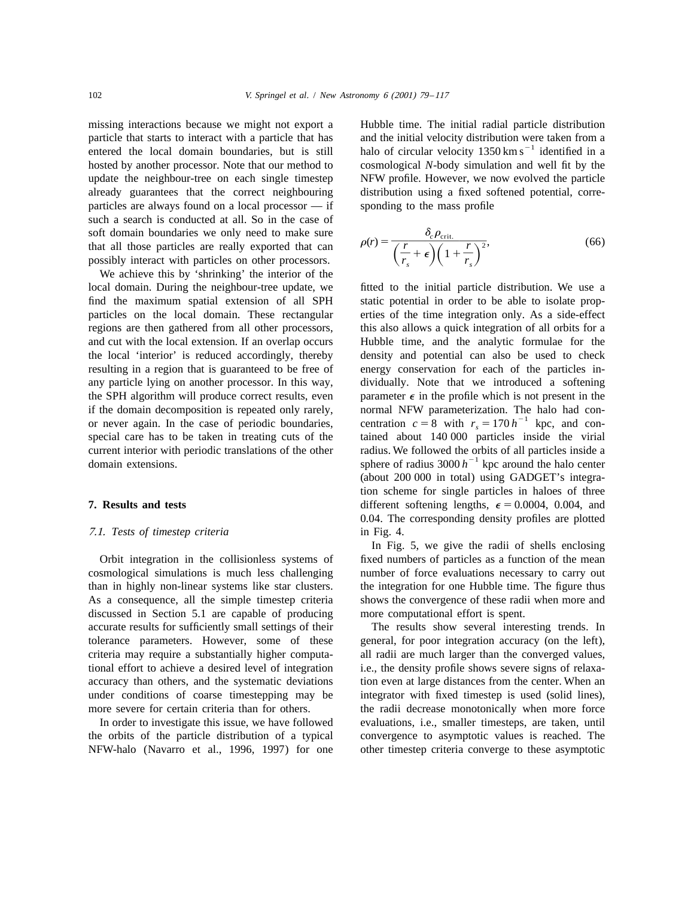missing interactions because we might not export a particle that starts to interact with a particle that has entered the local domain boundaries, but is still hosted by another processor. Note that our method to update the neighbour-tree on each single timestep already guarantees that the correct neighbouring particles are always found on a local processor — if such a search is conducted at all. So in the case of soft domain boundaries we only need to make sure that all those particles are really exported that can possibly interact with particles on other processors.

We achieve this by 'shrinking' the interior of the local domain. During the neighbour-tree update, we find the maximum spatial extension of all SPH particles on the local domain. These rectangular regions are then gathered from all other processors, and cut with the local extension. If an overlap occurs the local 'interior' is reduced accordingly, thereby resulting in a region that is guaranteed to be free of any particle lying on another processor. In this way, the SPH algorithm will produce correct results, even if the domain decomposition is repeated only rarely, or never again. In the case of periodic boundaries, special care has to be taken in treating cuts of the current interior with periodic translations of the other domain extensions.

## 7. Results and tests

### 7.1. Tests of timestep criteria

Orbit integration in the collisionless systems of cosmological simulations is much less challenging than in highly non-linear systems like star clusters. As a consequence, all the simple timestep criteria discussed in Section 5.1 are capable of producing accurate results for sufficiently small settings of their tolerance parameters. However, some of these criteria may require a substantially higher computational effort to achieve a desired level of integration accuracy than others, and the systematic deviations under conditions of coarse timestepping may be more severe for certain criteria than for others.

In order to investigate this issue, we have followed the orbits of the particle distribution of a typical NFW-halo (Navarro et al., 1996, 1997) for one Hubble time. The initial radial particle distribution and the initial velocity distribution were taken from a halo of circular velocity $1350\,\mathrm{km\,s^{-1}}$ identified in a cosmological $N$-body simulation and well fit by the NFW profile. However, we now evolved the particle distribution using a fixed softened potential, corresponding to the mass profile

$$\rho(r) = \frac{\delta_c \rho_{\mathrm{crit.}}}{\left(\frac{r}{r_s} + \epsilon\right)\left(1 + \frac{r}{r_s}\right)^2}, \tag{66}$$

fitted to the initial particle distribution. We use a static potential in order to be able to isolate properties of the time integration only. As a side-effect this also allows a quick integration of all orbits for a Hubble time, and the analytic formulae for the density and potential can also be used to check energy conservation for each of the particles individually. Note that we introduced a softening parameter $\epsilon$ in the profile which is not present in the normal NFW parameterization. The halo had concentration $c = 8$ with $r_s = 170\,h^{-1}$ kpc, and contained about 140 000 particles inside the virial radius. We followed the orbits of all particles inside a sphere of radius $3000\,h^{-1}$ kpc around the halo center (about 200 000 in total) using GADGET's integration scheme for single particles in haloes of three different softening lengths, $\epsilon = 0.0004$, 0.004, and 0.04. The corresponding density profiles are plotted in Fig. 4.

In Fig. 5, we give the radii of shells enclosing fixed numbers of particles as a function of the mean number of force evaluations necessary to carry out the integration for one Hubble time. The figure thus shows the convergence of these radii when more and more computational effort is spent.

The results show several interesting trends. In general, for poor integration accuracy (on the left), all radii are much larger than the converged values, i.e., the density profile shows severe signs of relaxation even at large distances from the center. When an integrator with fixed timestep is used (solid lines), the radii decrease monotonically when more force evaluations, i.e., smaller timesteps, are taken, until convergence to asymptotic values is reached. The other timestep criteria converge to these asymptotic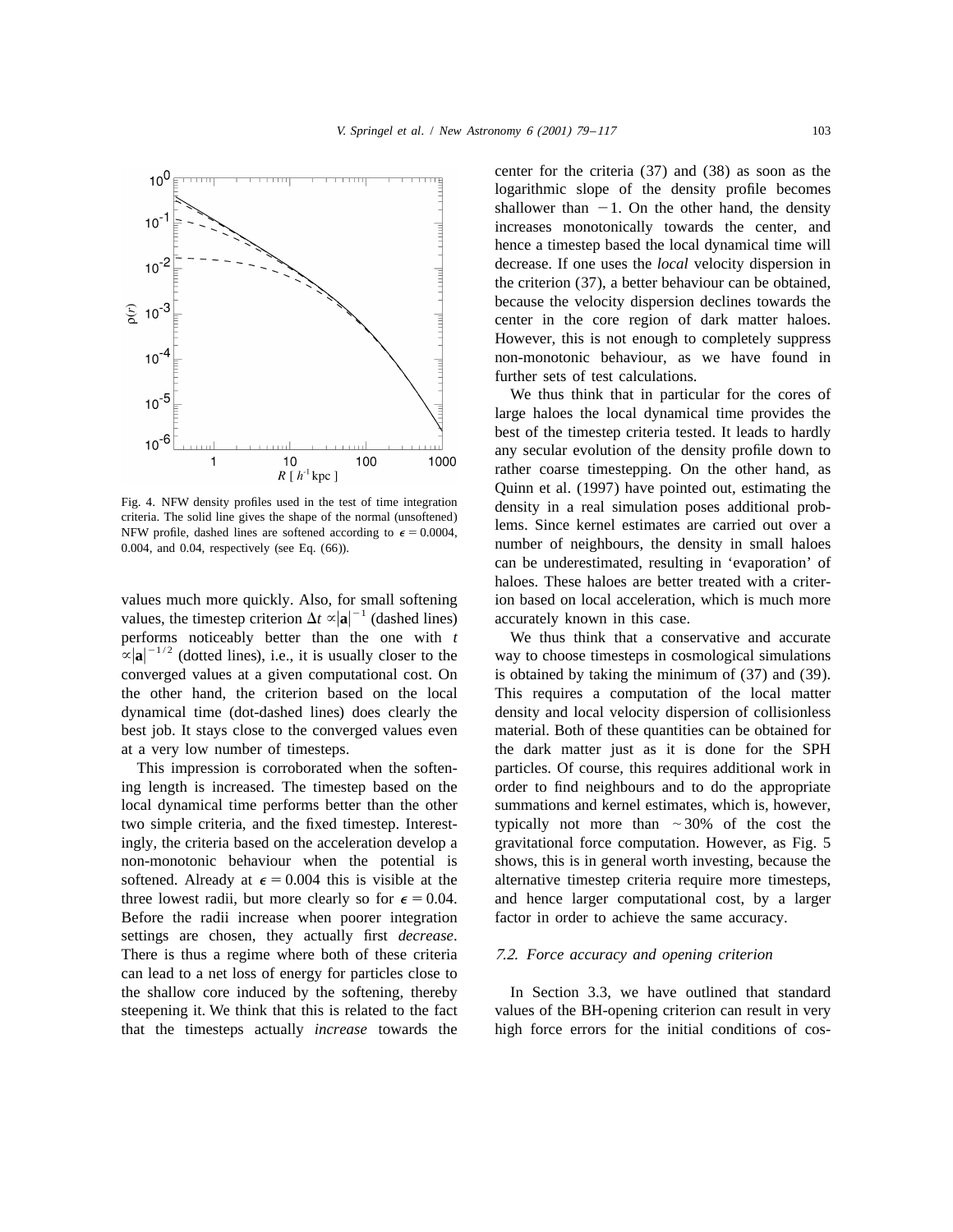Fig. 4. NFW density profiles used in the test of time integration criteria. The solid line gives the shape of the normal (unsoftened) NFW profile, dashed lines are softened according to $\epsilon = 0.0004$, 0.004, and 0.04, respectively (see Eq. (66)).

values much more quickly. Also, for small softening values, the timestep criterion $\Delta t \propto |\mathbf{a}|^{-1}$ (dashed lines) performs noticeably better than the one with $t \propto |\mathbf{a}|^{-1/2}$ (dotted lines), i.e., it is usually closer to the converged values at a given computational cost. On the other hand, the criterion based on the local dynamical time (dot-dashed lines) does clearly the best job. It stays close to the converged values even at a very low number of timesteps.

This impression is corroborated when the softening length is increased. The timestep based on the local dynamical time performs better than the other two simple criteria, and the fixed timestep. Interestingly, the criteria based on the acceleration develop a non-monotonic behaviour when the potential is softened. Already at $\epsilon = 0.004$ this is visible at the three lowest radii, but more clearly so for $\epsilon = 0.04$. Before the radii increase when poorer integration settings are chosen, they actually first *decrease*. There is thus a regime where both of these criteria can lead to a net loss of energy for particles close to the shallow core induced by the softening, thereby steepening it. We think that this is related to the fact that the timesteps actually *increase* towards the center for the criteria (37) and (38) as soon as the logarithmic slope of the density profile becomes shallower than $-1$. On the other hand, the density increases monotonically towards the center, and hence a timestep based the local dynamical time will decrease. If one uses the *local* velocity dispersion in the criterion (37), a better behaviour can be obtained, because the velocity dispersion declines towards the center in the core region of dark matter haloes. However, this is not enough to completely suppress non-monotonic behaviour, as we have found in further sets of test calculations.

We thus think that in particular for the cores of large haloes the local dynamical time provides the best of the timestep criteria tested. It leads to hardly any secular evolution of the density profile down to rather coarse timestepping. On the other hand, as Quinn et al. (1997) have pointed out, estimating the density in a real simulation poses additional problems. Since kernel estimates are carried out over a number of neighbours, the density in small haloes can be underestimated, resulting in 'evaporation' of haloes. These haloes are better treated with a criterion based on local acceleration, which is much more accurately known in this case.

We thus think that a conservative and accurate way to choose timesteps in cosmological simulations is obtained by taking the minimum of (37) and (39). This requires a computation of the local matter density and local velocity dispersion of collisionless material. Both of these quantities can be obtained for the dark matter just as it is done for the SPH particles. Of course, this requires additional work in order to find neighbours and to do the appropriate summations and kernel estimates, which is, however, typically not more than $\sim 30\%$ of the cost the gravitational force computation. However, as Fig. 5 shows, this is in general worth investing, because the alternative timestep criteria require more timesteps, and hence larger computational cost, by a larger factor in order to achieve the same accuracy.

### 7.2. Force accuracy and opening criterion

In Section 3.3, we have outlined that standard values of the BH-opening criterion can result in very high force errors for the initial conditions of cos-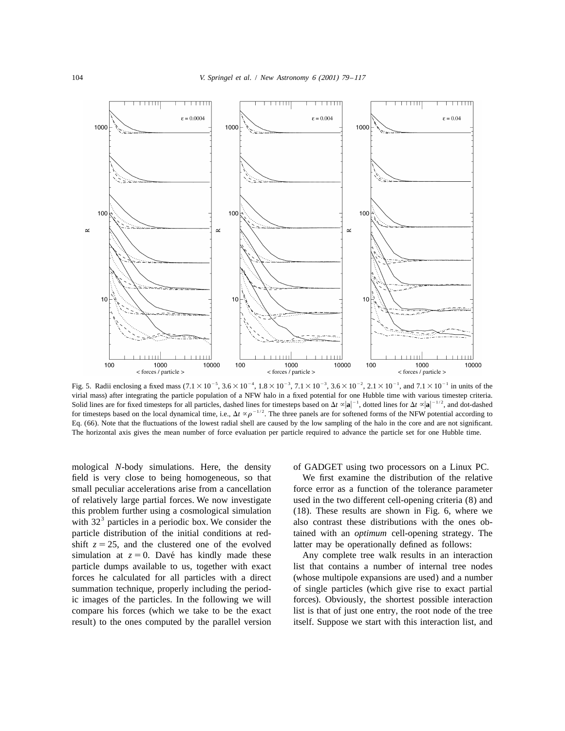Fig. 5. Radii enclosing a fixed mass ($7.1 \times 10^{-5}$, $3.6 \times 10^{-4}$, $1.8 \times 10^{-3}$, $7.1 \times 10^{-3}$, $3.6 \times 10^{-2}$, $2.1 \times 10^{-1}$, and $7.1 \times 10^{-1}$ in units of the virial mass) after integrating the particle population of a NFW halo in a fixed potential for one Hubble time with various timestep criteria. Solid lines are for fixed timesteps for all particles, dashed lines for timesteps based on $\Delta t \propto |\mathbf{a}|^{-1}$, dotted lines for $\Delta t \propto |\mathbf{a}|^{-1/2}$, and dot-dashed for timesteps based on the local dynamical time, i.e., $\Delta t \propto \rho^{-1/2}$. The three panels are for softened forms of the NFW potential according to Eq. (66). Note that the fluctuations of the lowest radial shell are caused by the low sampling of the halo in the core and are not significant. The horizontal axis gives the mean number of force evaluation per particle required to advance the particle set for one Hubble time.

mological *N*-body simulations. Here, the density field is very close to being homogeneous, so that small peculiar accelerations arise from a cancellation of relatively large partial forces. We now investigate this problem further using a cosmological simulation with $32^3$ particles in a periodic box. We consider the particle distribution of the initial conditions at redshift $z = 25$, and the clustered one of the evolved simulation at $z = 0$. Davé has kindly made these particle dumps available to us, together with exact forces he calculated for all particles with a direct summation technique, properly including the periodic images of the particles. In the following we will compare his forces (which we take to be the exact result) to the ones computed by the parallel version of GADGET using two processors on a Linux PC.

We first examine the distribution of the relative force error as a function of the tolerance parameter used in the two different cell-opening criteria (8) and (18). These results are shown in Fig. 6, where we also contrast these distributions with the ones obtained with an *optimum* cell-opening strategy. The latter may be operationally defined as follows:

Any complete tree walk results in an interaction list that contains a number of internal tree nodes (whose multipole expansions are used) and a number of single particles (which give rise to exact partial forces). Obviously, the shortest possible interaction list is that of just one entry, the root node of the tree itself. Suppose we start with this interaction list, and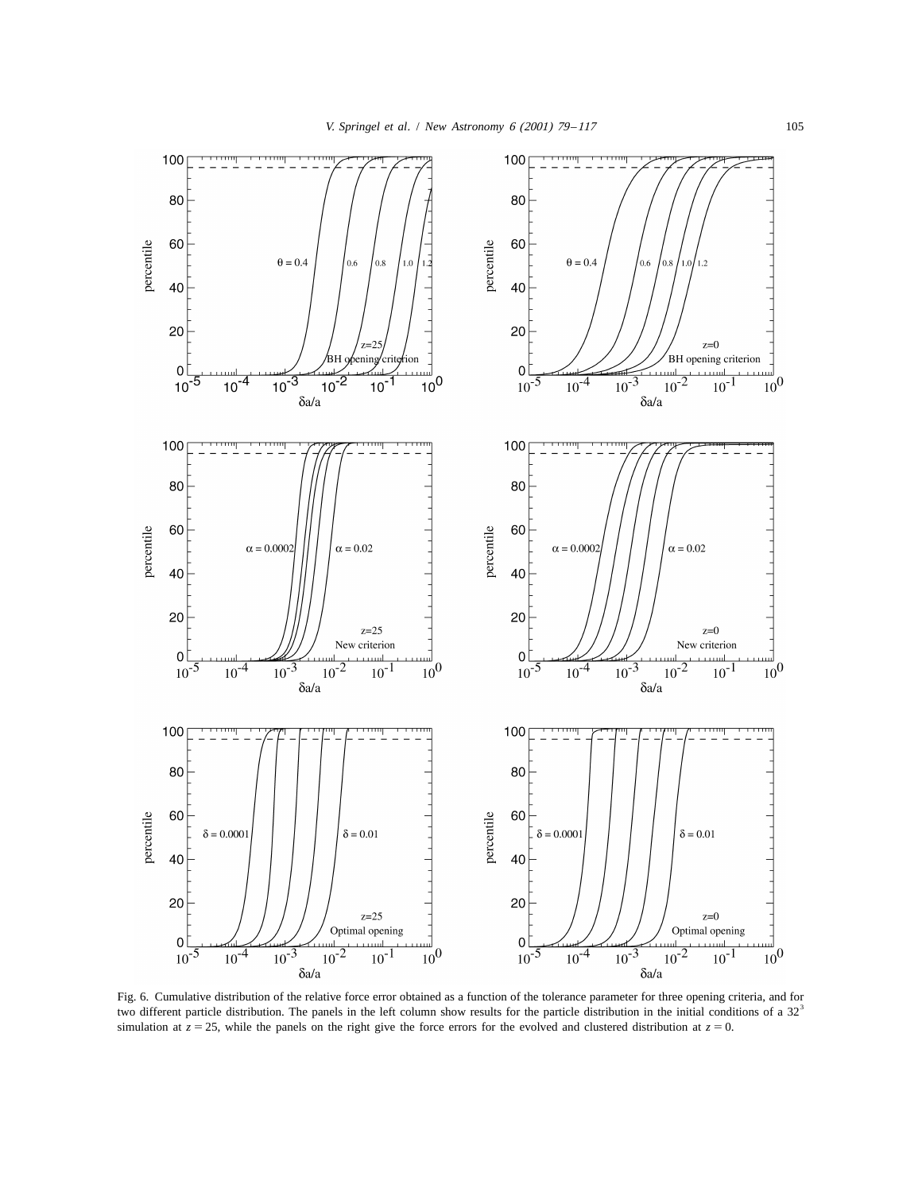Fig. 6. Cumulative distribution of the relative force error obtained as a function of the tolerance parameter for three opening criteria, and for two different particle distribution. The panels in the left column show results for the particle distribution in the initial conditions of a $32^3$ simulation at $z = 25$, while the panels on the right give the force errors for the evolved and clustered distribution at $z = 0$.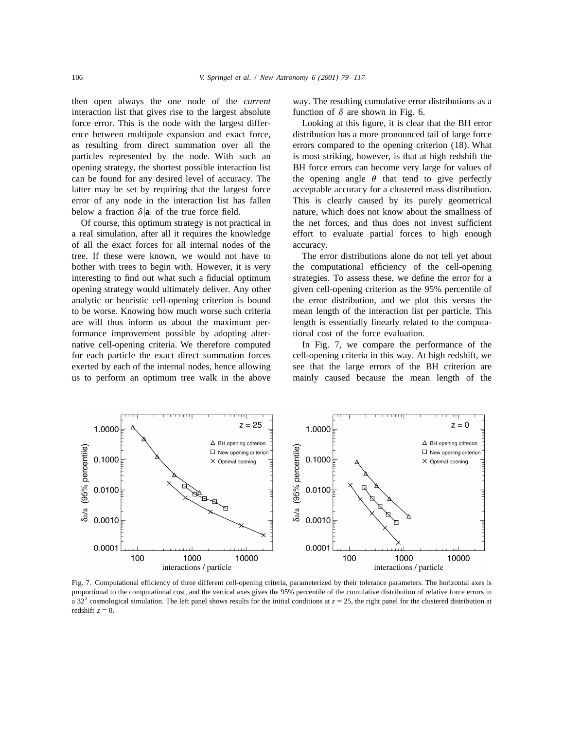then open always the one node of the *current* interaction list that gives rise to the largest absolute force error. This is the node with the largest difference between multipole expansion and exact force, as resulting from direct summation over all the particles represented by the node. With such an opening strategy, the shortest possible interaction list can be found for any desired level of accuracy. The latter may be set by requiring that the largest force error of any node in the interaction list has fallen below a fraction $\delta|\mathbf{a}|$ of the true force field.

Of course, this optimum strategy is not practical in a real simulation, after all it requires the knowledge of all the exact forces for all internal nodes of the tree. If these were known, we would not have to bother with trees to begin with. However, it is very interesting to find out what such a fiducial optimum opening strategy would ultimately deliver. Any other analytic or heuristic cell-opening criterion is bound to be worse. Knowing how much worse such criteria are will thus inform us about the maximum performance improvement possible by adopting alternative cell-opening criteria. We therefore computed for each particle the exact direct summation forces exerted by each of the internal nodes, hence allowing us to perform an optimum tree walk in the above way. The resulting cumulative error distributions as a function of $\delta$ are shown in Fig. 6.

Looking at this figure, it is clear that the BH error distribution has a more pronounced tail of large force errors compared to the opening criterion (18). What is most striking, however, is that at high redshift the BH force errors can become very large for values of the opening angle $\theta$ that tend to give perfectly acceptable accuracy for a clustered mass distribution. This is clearly caused by its purely geometrical nature, which does not know about the smallness of the net forces, and thus does not invest sufficient effort to evaluate partial forces to high enough accuracy.

The error distributions alone do not tell yet about the computational efficiency of the cell-opening strategies. To assess these, we define the error for a given cell-opening criterion as the 95% percentile of the error distribution, and we plot this versus the mean length of the interaction list per particle. This length is essentially linearly related to the computational cost of the force evaluation.

In Fig. 7, we compare the performance of the cell-opening criteria in this way. At high redshift, we see that the large errors of the BH criterion are mainly caused because the mean length of the

Fig. 7. Computational efficiency of three different cell-opening criteria, parameterized by their tolerance parameters. The horizontal axes is proportional to the computational cost, and the vertical axes gives the 95% percentile of the cumulative distribution of relative force errors in a $32^3$ cosmological simulation. The left panel shows results for the initial conditions at $z = 25$, the right panel for the clustered distribution at redshift $z = 0$.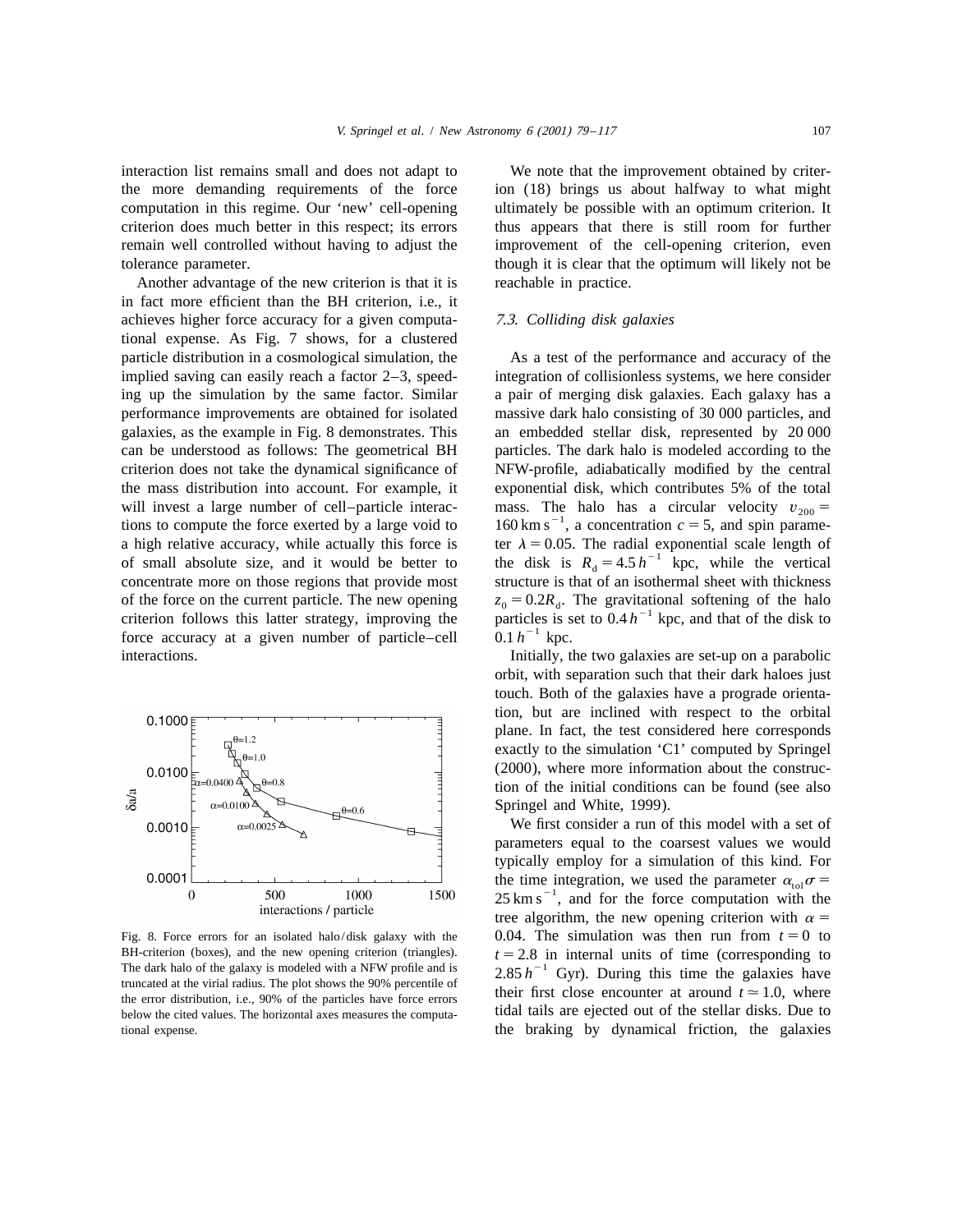interaction list remains small and does not adapt to the more demanding requirements of the force computation in this regime. Our 'new' cell-opening criterion does much better in this respect; its errors remain well controlled without having to adjust the tolerance parameter.

Another advantage of the new criterion is that it is in fact more efficient than the BH criterion, i.e., it achieves higher force accuracy for a given computational expense. As Fig. 7 shows, for a clustered particle distribution in a cosmological simulation, the implied saving can easily reach a factor 2–3, speeding up the simulation by the same factor. Similar performance improvements are obtained for isolated galaxies, as the example in Fig. 8 demonstrates. This can be understood as follows: The geometrical BH criterion does not take the dynamical significance of the mass distribution into account. For example, it will invest a large number of cell–particle interactions to compute the force exerted by a large void to a high relative accuracy, while actually this force is of small absolute size, and it would be better to concentrate more on those regions that provide most of the force on the current particle. The new opening criterion follows this latter strategy, improving the force accuracy at a given number of particle–cell interactions.

Fig. 8. Force errors for an isolated halo/disk galaxy with the BH-criterion (boxes), and the new opening criterion (triangles). The dark halo of the galaxy is modeled with a NFW profile and is truncated at the virial radius. The plot shows the 90% percentile of the error distribution, i.e., 90% of the particles have force errors below the cited values. The horizontal axes measures the computational expense.

We note that the improvement obtained by criterion (18) brings us about halfway to what might ultimately be possible with an optimum criterion. It thus appears that there is still room for further improvement of the cell-opening criterion, even though it is clear that the optimum will likely not be reachable in practice.

### *7.3. Colliding disk galaxies*

As a test of the performance and accuracy of the integration of collisionless systems, we here consider a pair of merging disk galaxies. Each galaxy has a massive dark halo consisting of 30 000 particles, and an embedded stellar disk, represented by 20 000 particles. The dark halo is modeled according to the NFW-profile, adiabatically modified by the central exponential disk, which contributes 5% of the total mass. The halo has a circular velocity $v_{200} = 160\,\mathrm{km\,s^{-1}}$, a concentration $c = 5$, and spin parameter $\lambda = 0.05$. The radial exponential scale length of the disk is $R_d = 4.5\,h^{-1}$ kpc, while the vertical structure is that of an isothermal sheet with thickness $z_0 = 0.2R_d$. The gravitational softening of the halo particles is set to $0.4\,h^{-1}$ kpc, and that of the disk to $0.1\,h^{-1}$ kpc.

Initially, the two galaxies are set-up on a parabolic orbit, with separation such that their dark haloes just touch. Both of the galaxies have a prograde orientation, but are inclined with respect to the orbital plane. In fact, the test considered here corresponds exactly to the simulation 'C1' computed by Springel (2000), where more information about the construction of the initial conditions can be found (see also Springel and White, 1999).

We first consider a run of this model with a set of parameters equal to the coarsest values we would typically employ for a simulation of this kind. For the time integration, we used the parameter $\alpha_{tol}\sigma = 25\,\mathrm{km\,s^{-1}}$, and for the force computation with the tree algorithm, the new opening criterion with $\alpha = 0.04$. The simulation was then run from $t = 0$ to $t = 2.8$ in internal units of time (corresponding to $2.85\,h^{-1}$ Gyr). During this time the galaxies have their first close encounter at around $t \simeq 1.0$, where tidal tails are ejected out of the stellar disks. Due to the braking by dynamical friction, the galaxies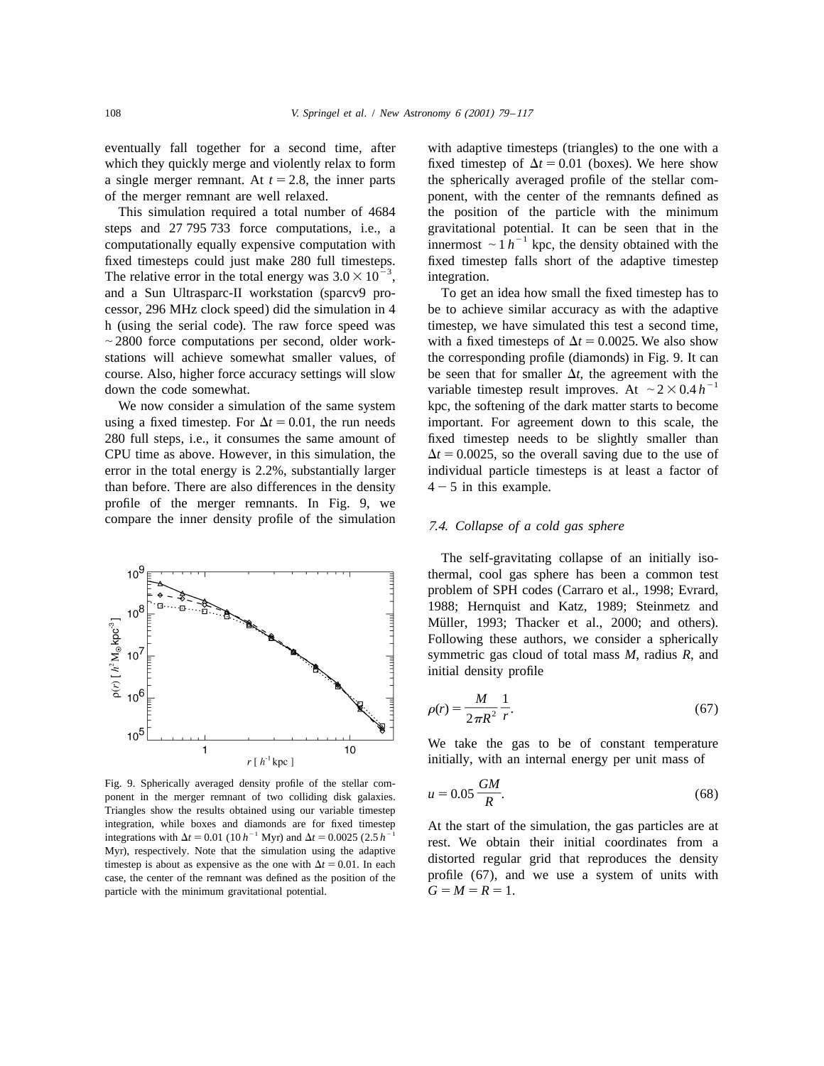eventually fall together for a second time, after which they quickly merge and violently relax to form a single merger remnant. At $t = 2.8$, the inner parts of the merger remnant are well relaxed.

This simulation required a total number of 4684 steps and 27 795 733 force computations, i.e., a computationally equally expensive computation with fixed timesteps could just make 280 full timesteps. The relative error in the total energy was $3.0 \times 10^{-3}$, and a Sun Ultrasparc-II workstation (sparcv9 processor, 296 MHz clock speed) did the simulation in 4 h (using the serial code). The raw force speed was $\sim 2800$ force computations per second, older workstations will achieve somewhat smaller values, of course. Also, higher force accuracy settings will slow down the code somewhat.

We now consider a simulation of the same system using a fixed timestep. For $\Delta t = 0.01$, the run needs 280 full steps, i.e., it consumes the same amount of CPU time as above. However, in this simulation, the error in the total energy is 2.2%, substantially larger than before. There are also differences in the density profile of the merger remnants. In Fig. 9, we compare the inner density profile of the simulation with adaptive timesteps (triangles) to the one with a fixed timestep of $\Delta t = 0.01$ (boxes). We here show the spherically averaged profile of the stellar component, with the center of the remnants defined as the position of the particle with the minimum gravitational potential. It can be seen that in the innermost $\sim 1\, h^{-1}$ kpc, the density obtained with the fixed timestep falls short of the adaptive timestep integration.

To get an idea how small the fixed timestep has to be to achieve similar accuracy as with the adaptive timestep, we have simulated this test a second time, with a fixed timesteps of $\Delta t = 0.0025$. We also show the corresponding profile (diamonds) in Fig. 9. It can be seen that for smaller $\Delta t$, the agreement with the variable timestep result improves. At $\sim 2 \times 0.4\, h^{-1}$ kpc, the softening of the dark matter starts to become important. For agreement down to this scale, the fixed timestep needs to be slightly smaller than $\Delta t = 0.0025$, so the overall saving due to the use of individual particle timesteps is at least a factor of $4-5$ in this example.

Fig. 9. Spherically averaged density profile of the stellar component in the merger remnant of two colliding disk galaxies. Triangles show the results obtained using our variable timestep integration, while boxes and diamonds are for fixed timestep integrations with $\Delta t = 0.01$ ($10\, h^{-1}$ Myr) and $\Delta t = 0.0025$ ($2.5\, h^{-1}$ Myr), respectively. Note that the simulation using the adaptive timestep is about as expensive as the one with $\Delta t = 0.01$. In each case, the center of the remnant was defined as the position of the particle with the minimum gravitational potential.

### 7.4. Collapse of a cold gas sphere

The self-gravitating collapse of an initially isothermal, cool gas sphere has been a common test problem of SPH codes (Carraro et al., 1998; Evrard, 1988; Hernquist and Katz, 1989; Steinmetz and Müller, 1993; Thacker et al., 2000; and others). Following these authors, we consider a spherically symmetric gas cloud of total mass $M$, radius $R$, and initial density profile

$$\rho(r) = \frac{M}{2\pi R^2} \frac{1}{r}. \tag{67}$$

We take the gas to be of constant temperature initially, with an internal energy per unit mass of

$$u = 0.05 \frac{GM}{R}. \tag{68}$$

At the start of the simulation, the gas particles are at rest. We obtain their initial coordinates from a distorted regular grid that reproduces the density profile (67), and we use a system of units with $G = M = R = 1$.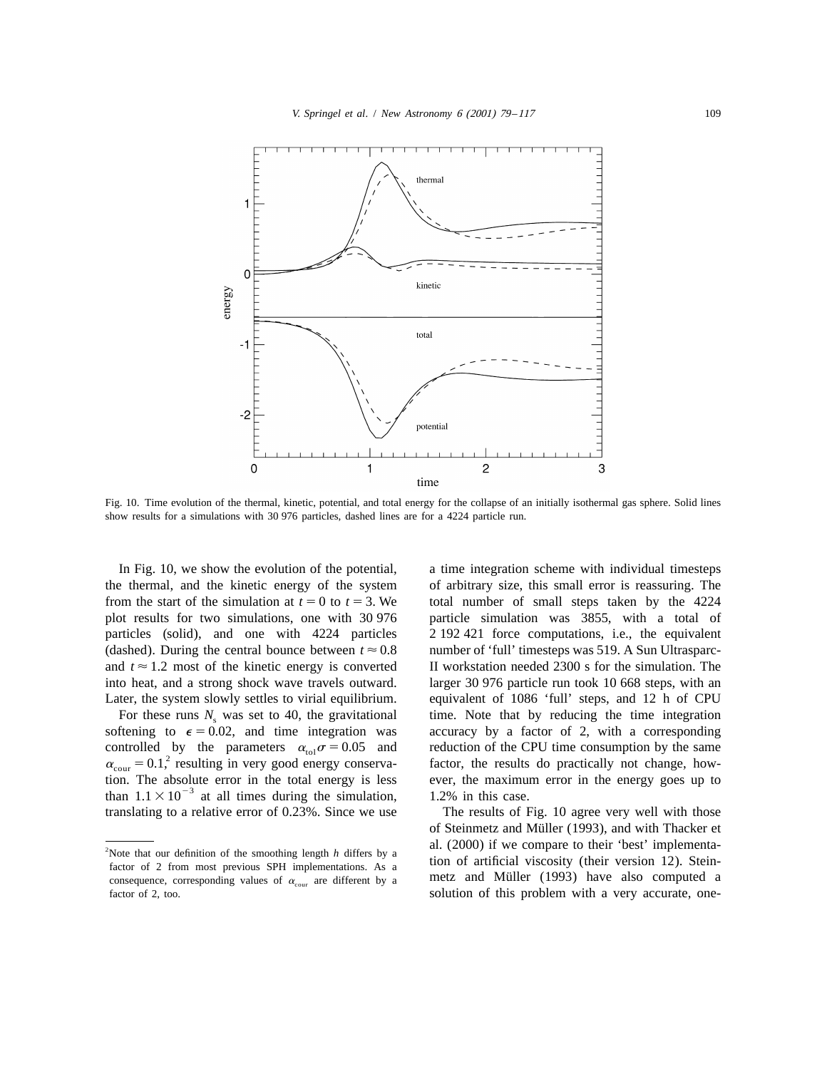Fig. 10. Time evolution of the thermal, kinetic, potential, and total energy for the collapse of an initially isothermal gas sphere. Solid lines show results for a simulations with 30 976 particles, dashed lines are for a 4224 particle run.

In Fig. 10, we show the evolution of the potential, the thermal, and the kinetic energy of the system from the start of the simulation at $t = 0$ to $t = 3$. We plot results for two simulations, one with 30 976 particles (solid), and one with 4224 particles (dashed). During the central bounce between $t \approx 0.8$ and $t \approx 1.2$ most of the kinetic energy is converted into heat, and a strong shock wave travels outward. Later, the system slowly settles to virial equilibrium.

For these runs $N_s$ was set to 40, the gravitational softening to $\epsilon = 0.02$, and time integration was controlled by the parameters $\alpha_{tol}\sigma = 0.05$ and $\alpha_{cour} = 0.1$,[2] resulting in very good energy conservation. The absolute error in the total energy is less than $1.1 \times 10^{-3}$ at all times during the simulation, translating to a relative error of 0.23%. Since we use a time integration scheme with individual timesteps of arbitrary size, this small error is reassuring. The total number of small steps taken by the 4224 particle simulation was 3855, with a total of 2 192 421 force computations, i.e., the equivalent number of 'full' timesteps was 519. A Sun Ultrasparc-II workstation needed 2300 s for the simulation. The larger 30 976 particle run took 10 668 steps, with an equivalent of 1086 'full' steps, and 12 h of CPU time. Note that by reducing the time integration accuracy by a factor of 2, with a corresponding reduction of the CPU time consumption by the same factor, the results do practically not change, however, the maximum error in the energy goes up to 1.2% in this case.

The results of Fig. 10 agree very well with those of Steinmetz and Müller (1993), and with Thacker et al. (2000) if we compare to their 'best' implementation of artificial viscosity (their version 12). Steinmetz and Müller (1993) have also computed a solution of this problem with a very accurate, one-

[2] Note that our definition of the smoothing length $h$ differs by a factor of 2 from most previous SPH implementations. As a consequence, corresponding values of $\alpha_{cour}$ are different by a factor of 2, too.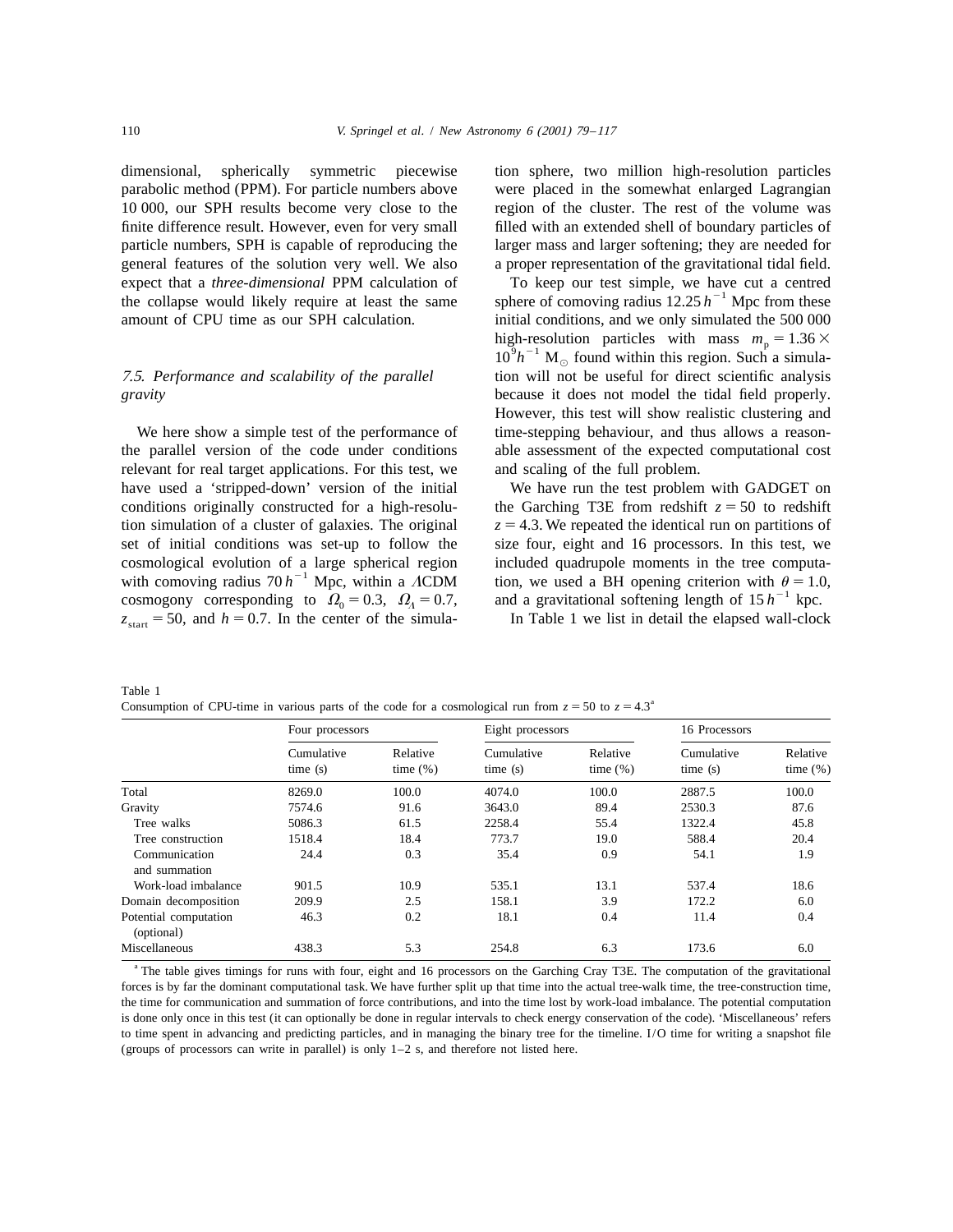dimensional, spherically symmetric piecewise parabolic method (PPM). For particle numbers above 10 000, our SPH results become very close to the finite difference result. However, even for very small particle numbers, SPH is capable of reproducing the general features of the solution very well. We also expect that a *three-dimensional* PPM calculation of the collapse would likely require at least the same amount of CPU time as our SPH calculation.

### *7.5. Performance and scalability of the parallel gravity*

We here show a simple test of the performance of the parallel version of the code under conditions relevant for real target applications. For this test, we have used a 'stripped-down' version of the initial conditions originally constructed for a high-resolution simulation of a cluster of galaxies. The original set of initial conditions was set-up to follow the cosmological evolution of a large spherical region with comoving radius $70\,h^{-1}$ Mpc, within a $\Lambda$CDM cosmogony corresponding to $\Omega_0 = 0.3$, $\Omega_\Lambda = 0.7$, $z_{\rm start} = 50$, and $h = 0.7$. In the center of the simulation sphere, two million high-resolution particles were placed in the somewhat enlarged Lagrangian region of the cluster. The rest of the volume was filled with an extended shell of boundary particles of larger mass and larger softening; they are needed for a proper representation of the gravitational tidal field.

To keep our test simple, we have cut a centred sphere of comoving radius $12.25\,h^{-1}$ Mpc from these initial conditions, and we only simulated the 500 000 high-resolution particles with mass $m_{\rm p} = 1.36 \times 10^9 h^{-1}\,{\rm M}_\odot$ found within this region. Such a simulation will not be useful for direct scientific analysis because it does not model the tidal field properly. However, this test will show realistic clustering and time-stepping behaviour, and thus allows a reasonable assessment of the expected computational cost and scaling of the full problem.

We have run the test problem with GADGET on the Garching T3E from redshift $z = 50$ to redshift $z = 4.3$. We repeated the identical run on partitions of size four, eight and 16 processors. In this test, we included quadrupole moments in the tree computation, we used a BH opening criterion with $\theta = 1.0$, and a gravitational softening length of $15\,h^{-1}$ kpc.

In Table 1 we list in detail the elapsed wall-clock

Table 1
Consumption of CPU-time in various parts of the code for a cosmological run from $z = 50$ to $z = 4.3$[a]

| | Four processors | | Eight processors | | 16 Processors | |
|---|---|---|---|---|---|---|
| | Cumulative time (s) | Relative time (%) | Cumulative time (s) | Relative time (%) | Cumulative time (s) | Relative time (%) |
| Total | 8269.0 | 100.0 | 4074.0 | 100.0 | 2887.5 | 100.0 |
| Gravity | 7574.6 | 91.6 | 3643.0 | 89.4 | 2530.3 | 87.6 |
| Tree walks | 5086.3 | 61.5 | 2258.4 | 55.4 | 1322.4 | 45.8 |
| Tree construction | 1518.4 | 18.4 | 773.7 | 19.0 | 588.4 | 20.4 |
| Communication and summation | 24.4 | 0.3 | 35.4 | 0.9 | 54.1 | 1.9 |
| Work-load imbalance | 901.5 | 10.9 | 535.1 | 13.1 | 537.4 | 18.6 |
| Domain decomposition | 209.9 | 2.5 | 158.1 | 3.9 | 172.2 | 6.0 |
| Potential computation (optional) | 46.3 | 0.2 | 18.1 | 0.4 | 11.4 | 0.4 |
| Miscellaneous | 438.3 | 5.3 | 254.8 | 6.3 | 173.6 | 6.0 |

[a] The table gives timings for runs with four, eight and 16 processors on the Garching Cray T3E. The computation of the gravitational forces is by far the dominant computational task. We have further split up that time into the actual tree-walk time, the tree-construction time, the time for communication and summation of force contributions, and into the time lost by work-load imbalance. The potential computation is done only once in this test (it can optionally be done in regular intervals to check energy conservation of the code). 'Miscellaneous' refers to time spent in advancing and predicting particles, and in managing the binary tree for the timeline. I/O time for writing a snapshot file (groups of processors can write in parallel) is only 1–2 s, and therefore not listed here.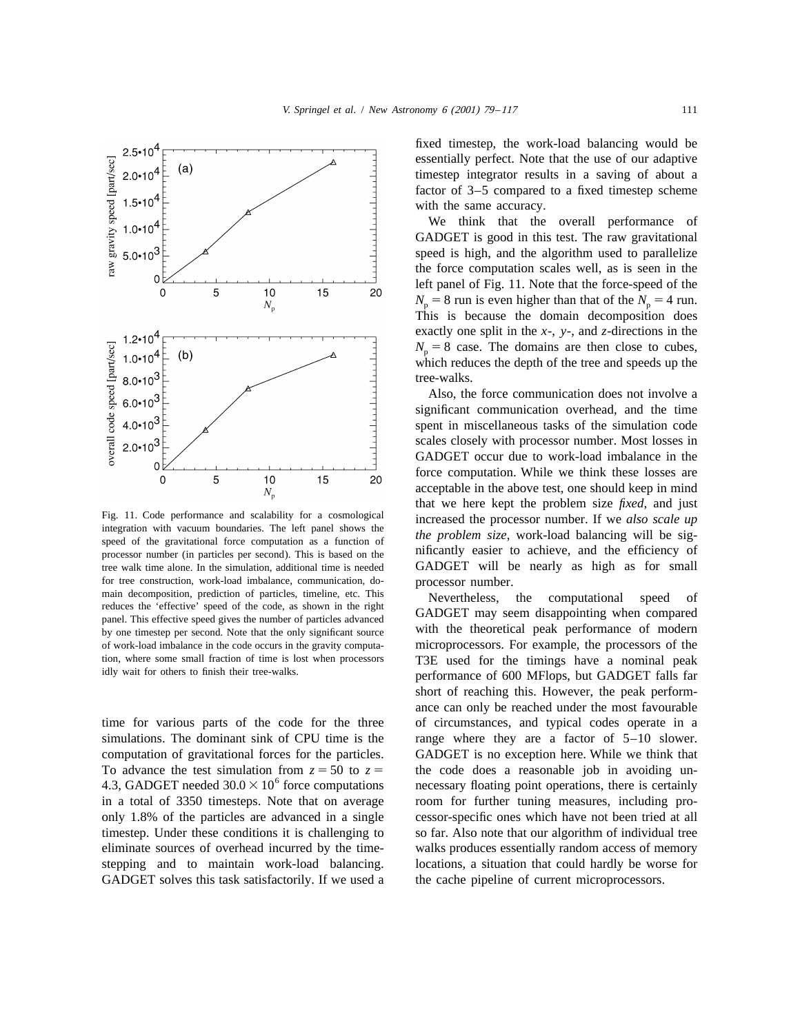Fig. 11. Code performance and scalability for a cosmological integration with vacuum boundaries. The left panel shows the speed of the gravitational force computation as a function of processor number (in particles per second). This is based on the tree walk time alone. In the simulation, additional time is needed for tree construction, work-load imbalance, communication, domain decomposition, prediction of particles, timeline, etc. This reduces the 'effective' speed of the code, as shown in the right panel. This effective speed gives the number of particles advanced by one timestep per second. Note that the only significant source of work-load imbalance in the code occurs in the gravity computation, where some small fraction of time is lost when processors idly wait for others to finish their tree-walks.

time for various parts of the code for the three simulations. The dominant sink of CPU time is the computation of gravitational forces for the particles. To advance the test simulation from $z = 50$ to $z = 4.3$, GADGET needed $30.0 \times 10^6$ force computations in a total of 3350 timesteps. Note that on average only 1.8% of the particles are advanced in a single timestep. Under these conditions it is challenging to eliminate sources of overhead incurred by the timestepping and to maintain work-load balancing. GADGET solves this task satisfactorily. If we used a fixed timestep, the work-load balancing would be essentially perfect. Note that the use of our adaptive timestep integrator results in a saving of about a factor of 3–5 compared to a fixed timestep scheme with the same accuracy.

We think that the overall performance of GADGET is good in this test. The raw gravitational speed is high, and the algorithm used to parallelize the force computation scales well, as is seen in the left panel of Fig. 11. Note that the force-speed of the $N_p = 8$ run is even higher than that of the $N_p = 4$ run. This is because the domain decomposition does exactly one split in the $x$-, $y$-, and $z$-directions in the $N_p = 8$ case. The domains are then close to cubes, which reduces the depth of the tree and speeds up the tree-walks.

Also, the force communication does not involve a significant communication overhead, and the time spent in miscellaneous tasks of the simulation code scales closely with processor number. Most losses in GADGET occur due to work-load imbalance in the force computation. While we think these losses are acceptable in the above test, one should keep in mind that we here kept the problem size *fixed*, and just increased the processor number. If we *also scale up the problem size*, work-load balancing will be significantly easier to achieve, and the efficiency of GADGET will be nearly as high as for small processor number.

Nevertheless, the computational speed of GADGET may seem disappointing when compared with the theoretical peak performance of modern microprocessors. For example, the processors of the T3E used for the timings have a nominal peak performance of 600 MFlops, but GADGET falls far short of reaching this. However, the peak performance can only be reached under the most favourable of circumstances, and typical codes operate in a range where they are a factor of 5–10 slower. GADGET is no exception here. While we think that the code does a reasonable job in avoiding unnecessary floating point operations, there is certainly room for further tuning measures, including processor-specific ones which have not been tried at all so far. Also note that our algorithm of individual tree walks produces essentially random access of memory locations, a situation that could hardly be worse for the cache pipeline of current microprocessors.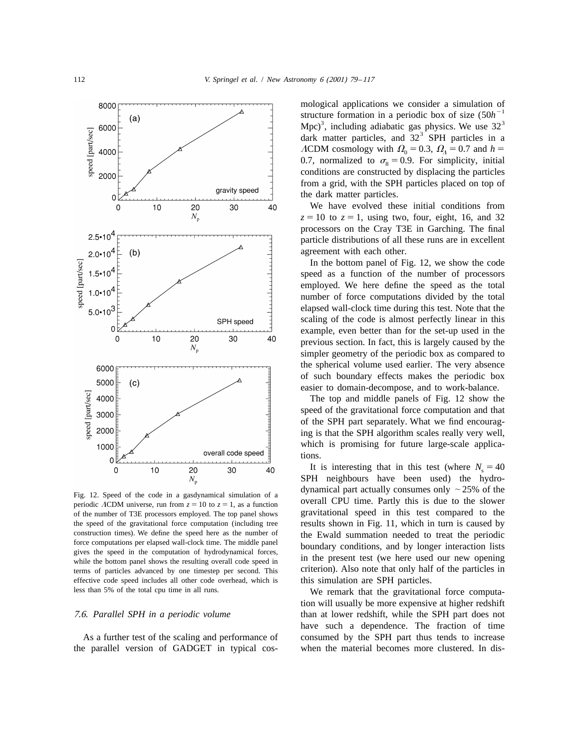Fig. 12. Speed of the code in a gasdynamical simulation of a periodic $\Lambda$CDM universe, run from $z = 10$ to $z = 1$, as a function of the number of T3E processors employed. The top panel shows the speed of the gravitational force computation (including tree construction times). We define the speed here as the number of force computations per elapsed wall-clock time. The middle panel gives the speed in the computation of hydrodynamical forces, while the bottom panel shows the resulting overall code speed in terms of particles advanced by one timestep per second. This effective code speed includes all other code overhead, which is less than 5% of the total cpu time in all runs.

### *7.6. Parallel SPH in a periodic volume*

As a further test of the scaling and performance of the parallel version of GADGET in typical cosmological applications we consider a simulation of structure formation in a periodic box of size $(50h^{-1}\,\mathrm{Mpc})^3$, including adiabatic gas physics. We use $32^3$ dark matter particles, and $32^3$ SPH particles in a $\Lambda$CDM cosmology with $\Omega_0 = 0.3$, $\Omega_\Lambda = 0.7$ and $h = 0.7$, normalized to $\sigma_8 = 0.9$. For simplicity, initial conditions are constructed by displacing the particles from a grid, with the SPH particles placed on top of the dark matter particles.

We have evolved these initial conditions from $z = 10$ to $z = 1$, using two, four, eight, 16, and 32 processors on the Cray T3E in Garching. The final particle distributions of all these runs are in excellent agreement with each other.

In the bottom panel of Fig. 12, we show the code speed as a function of the number of processors employed. We here define the speed as the total number of force computations divided by the total elapsed wall-clock time during this test. Note that the scaling of the code is almost perfectly linear in this example, even better than for the set-up used in the previous section. In fact, this is largely caused by the simpler geometry of the periodic box as compared to the spherical volume used earlier. The very absence of such boundary effects makes the periodic box easier to domain-decompose, and to work-balance.

The top and middle panels of Fig. 12 show the speed of the gravitational force computation and that of the SPH part separately. What we find encouraging is that the SPH algorithm scales really very well, which is promising for future large-scale applications.

It is interesting that in this test (where $N_s = 40$ SPH neighbours have been used) the hydrodynamical part actually consumes only $\sim 25\%$ of the overall CPU time. Partly this is due to the slower gravitational speed in this test compared to the results shown in Fig. 11, which in turn is caused by the Ewald summation needed to treat the periodic boundary conditions, and by longer interaction lists in the present test (we here used our new opening criterion). Also note that only half of the particles in this simulation are SPH particles.

We remark that the gravitational force computation will usually be more expensive at higher redshift than at lower redshift, while the SPH part does not have such a dependence. The fraction of time consumed by the SPH part thus tends to increase when the material becomes more clustered. In dis-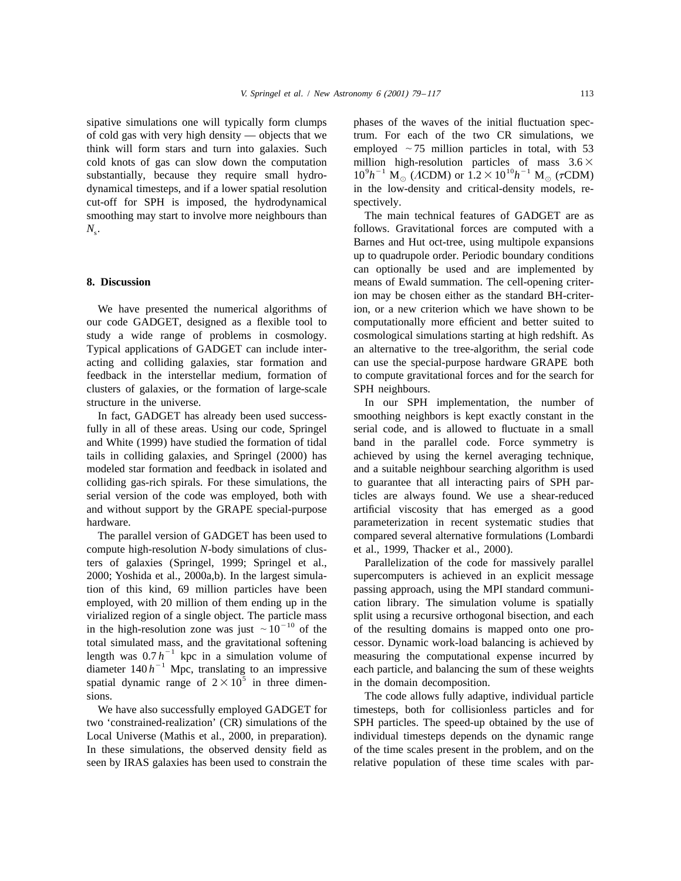sipative simulations one will typically form clumps of cold gas with very high density — objects that we think will form stars and turn into galaxies. Such cold knots of gas can slow down the computation substantially, because they require small hydrodynamical timesteps, and if a lower spatial resolution cut-off for SPH is imposed, the hydrodynamical smoothing may start to involve more neighbours than $N_s$.

## 8. Discussion

We have presented the numerical algorithms of our code GADGET, designed as a flexible tool to study a wide range of problems in cosmology. Typical applications of GADGET can include interacting and colliding galaxies, star formation and feedback in the interstellar medium, formation of clusters of galaxies, or the formation of large-scale structure in the universe.

In fact, GADGET has already been used successfully in all of these areas. Using our code, Springel and White (1999) have studied the formation of tidal tails in colliding galaxies, and Springel (2000) has modeled star formation and feedback in isolated and colliding gas-rich spirals. For these simulations, the serial version of the code was employed, both with and without support by the GRAPE special-purpose hardware.

The parallel version of GADGET has been used to compute high-resolution *N*-body simulations of clusters of galaxies (Springel, 1999; Springel et al., 2000; Yoshida et al., 2000a,b). In the largest simulation of this kind, 69 million particles have been employed, with 20 million of them ending up in the virialized region of a single object. The particle mass in the high-resolution zone was just $\sim 10^{-10}$ of the total simulated mass, and the gravitational softening length was $0.7\,h^{-1}$ kpc in a simulation volume of diameter $140\,h^{-1}$ Mpc, translating to an impressive spatial dynamic range of $2\times 10^5$ in three dimensions.

We have also successfully employed GADGET for two 'constrained-realization' (CR) simulations of the Local Universe (Mathis et al., 2000, in preparation). In these simulations, the observed density field as seen by IRAS galaxies has been used to constrain the phases of the waves of the initial fluctuation spectrum. For each of the two CR simulations, we employed $\sim 75$ million particles in total, with 53 million high-resolution particles of mass $3.6\times 10^9 h^{-1}\ \mathrm{M}_\odot$ ($\Lambda$CDM) or $1.2\times 10^{10} h^{-1}\ \mathrm{M}_\odot$ ($\tau$CDM) in the low-density and critical-density models, respectively.

The main technical features of GADGET are as follows. Gravitational forces are computed with a Barnes and Hut oct-tree, using multipole expansions up to quadrupole order. Periodic boundary conditions can optionally be used and are implemented by means of Ewald summation. The cell-opening criterion may be chosen either as the standard BH-criterion, or a new criterion which we have shown to be computationally more efficient and better suited to cosmological simulations starting at high redshift. As an alternative to the tree-algorithm, the serial code can use the special-purpose hardware GRAPE both to compute gravitational forces and for the search for SPH neighbours.

In our SPH implementation, the number of smoothing neighbors is kept exactly constant in the serial code, and is allowed to fluctuate in a small band in the parallel code. Force symmetry is achieved by using the kernel averaging technique, and a suitable neighbour searching algorithm is used to guarantee that all interacting pairs of SPH particles are always found. We use a shear-reduced artificial viscosity that has emerged as a good parameterization in recent systematic studies that compared several alternative formulations (Lombardi et al., 1999, Thacker et al., 2000).

Parallelization of the code for massively parallel supercomputers is achieved in an explicit message passing approach, using the MPI standard communication library. The simulation volume is spatially split using a recursive orthogonal bisection, and each of the resulting domains is mapped onto one processor. Dynamic work-load balancing is achieved by measuring the computational expense incurred by each particle, and balancing the sum of these weights in the domain decomposition.

The code allows fully adaptive, individual particle timesteps, both for collisionless particles and for SPH particles. The speed-up obtained by the use of individual timesteps depends on the dynamic range of the time scales present in the problem, and on the relative population of these time scales with par-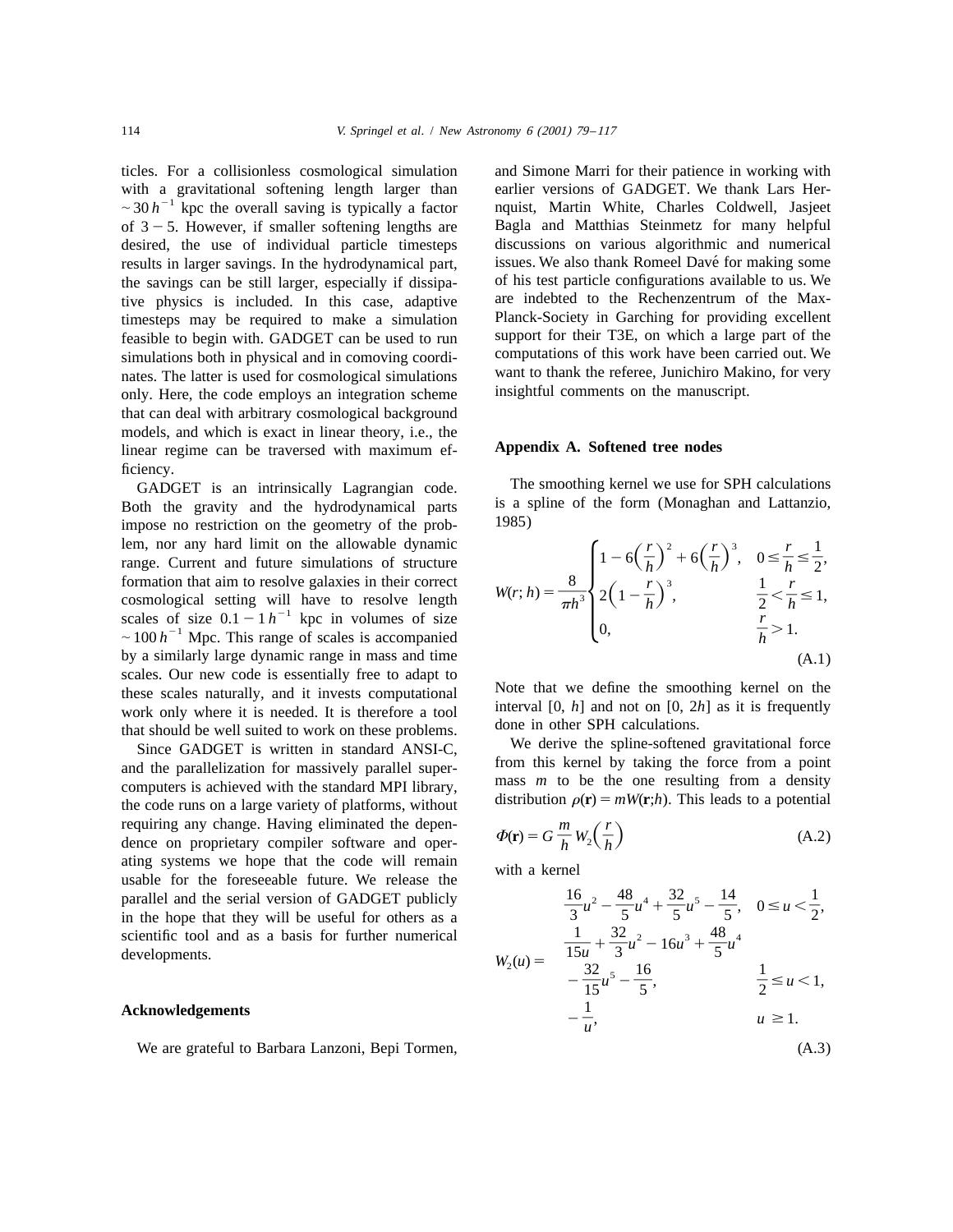ticles. For a collisionless cosmological simulation with a gravitational softening length larger than $\sim 30\,h^{-1}$ kpc the overall saving is typically a factor of $3-5$. However, if smaller softening lengths are desired, the use of individual particle timesteps results in larger savings. In the hydrodynamical part, the savings can be still larger, especially if dissipative physics is included. In this case, adaptive timesteps may be required to make a simulation feasible to begin with. GADGET can be used to run simulations both in physical and in comoving coordinates. The latter is used for cosmological simulations only. Here, the code employs an integration scheme that can deal with arbitrary cosmological background models, and which is exact in linear theory, i.e., the linear regime can be traversed with maximum efficiency.

GADGET is an intrinsically Lagrangian code. Both the gravity and the hydrodynamical parts impose no restriction on the geometry of the problem, nor any hard limit on the allowable dynamic range. Current and future simulations of structure formation that aim to resolve galaxies in their correct cosmological setting will have to resolve length scales of size $0.1-1\,h^{-1}$ kpc in volumes of size $\sim 100\,h^{-1}$ Mpc. This range of scales is accompanied by a similarly large dynamic range in mass and time scales. Our new code is essentially free to adapt to these scales naturally, and it invests computational work only where it is needed. It is therefore a tool that should be well suited to work on these problems.

Since GADGET is written in standard ANSI-C, and the parallelization for massively parallel supercomputers is achieved with the standard MPI library, the code runs on a large variety of platforms, without requiring any change. Having eliminated the dependence on proprietary compiler software and operating systems we hope that the code will remain usable for the foreseeable future. We release the parallel and the serial version of GADGET publicly in the hope that they will be useful for others as a scientific tool and as a basis for further numerical developments.

## Acknowledgements

We are grateful to Barbara Lanzoni, Bepi Tormen, and Simone Marri for their patience in working with earlier versions of GADGET. We thank Lars Hernquist, Martin White, Charles Coldwell, Jasjeet Bagla and Matthias Steinmetz for many helpful discussions on various algorithmic and numerical issues. We also thank Romeel Davé for making some of his test particle configurations available to us. We are indebted to the Rechenzentrum of the Max-Planck-Society in Garching for providing excellent support for their T3E, on which a large part of the computations of this work have been carried out. We want to thank the referee, Junichiro Makino, for very insightful comments on the manuscript.

## Appendix A. Softened tree nodes

The smoothing kernel we use for SPH calculations is a spline of the form (Monaghan and Lattanzio, 1985)

$$W(r;h) = \frac{8}{\pi h^3} \begin{cases} 1 - 6\left(\frac{r}{h}\right)^2 + 6\left(\frac{r}{h}\right)^3, & 0 \le \frac{r}{h} \le \frac{1}{2}, \\ 2\left(1 - \frac{r}{h}\right)^3, & \frac{1}{2} < \frac{r}{h} \le 1, \\ 0, & \frac{r}{h} > 1. \end{cases} \tag{A.1}$$

Note that we define the smoothing kernel on the interval $[0, h]$ and not on $[0, 2h]$ as it is frequently done in other SPH calculations.

We derive the spline-softened gravitational force from this kernel by taking the force from a point mass $m$ to be the one resulting from a density distribution $\rho(\mathbf{r}) = mW(\mathbf{r};h)$. This leads to a potential

$$\Phi(\mathbf{r}) = G\,\frac{m}{h}\,W_2\left(\frac{r}{h}\right) \tag{A.2}$$

with a kernel

$$W_2(u) = \begin{cases} \frac{16}{3}u^2 - \frac{48}{5}u^4 + \frac{32}{5}u^5 - \frac{14}{5}, & 0 \le u < \frac{1}{2}, \\ \frac{1}{15u} + \frac{32}{3}u^2 - 16u^3 + \frac{48}{5}u^4 - \frac{32}{15}u^5 - \frac{16}{5}, & \frac{1}{2} \le u < 1, \\ -\frac{1}{u}, & u \ge 1. \end{cases} \tag{A.3}$$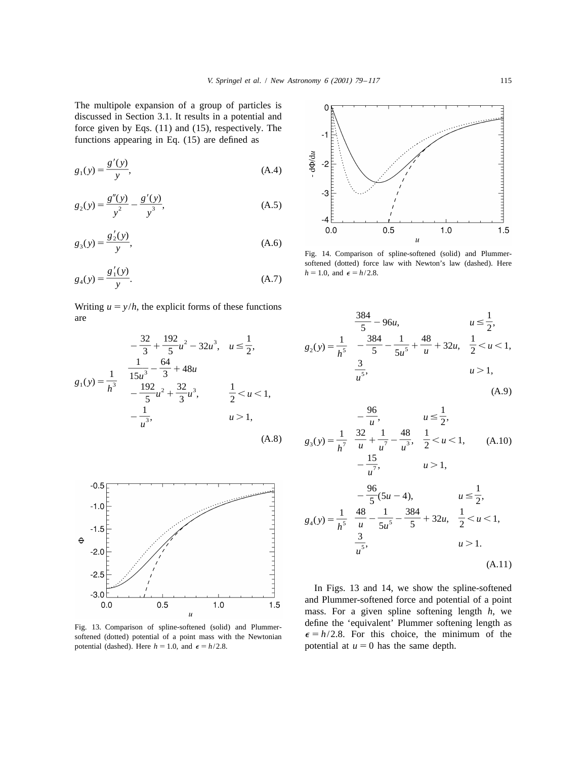The multipole expansion of a group of particles is discussed in Section 3.1. It results in a potential and force given by Eqs. (11) and (15), respectively. The functions appearing in Eq. (15) are defined as

$$g_1(y) = \frac{g'(y)}{y}, \tag{A.4}$$

$$g_2(y) = \frac{g''(y)}{y^2} - \frac{g'(y)}{y^3}, \tag{A.5}$$

$$g_3(y) = \frac{g_2'(y)}{y}, \tag{A.6}$$

$$g_4(y) = \frac{g_1'(y)}{y}. \tag{A.7}$$

Writing $u = y/h$, the explicit forms of these functions are

$$g_1(y) = \frac{1}{h^3} \begin{cases} -\dfrac{32}{3} + \dfrac{192}{5}u^2 - 32u^3, & u \le \dfrac{1}{2}, \\ \dfrac{1}{15u^3} - \dfrac{64}{3} + 48u - \dfrac{192}{5}u^2 + \dfrac{32}{3}u^3, & \dfrac{1}{2} < u < 1, \\ -\dfrac{1}{u^3}, & u > 1, \end{cases} \tag{A.8}$$

$$g_2(y) = \frac{1}{h^5} \begin{cases} \dfrac{384}{5} - 96u, & u \le \dfrac{1}{2}, \\ -\dfrac{384}{5} - \dfrac{1}{5u^5} + \dfrac{48}{u} + 32u, & \dfrac{1}{2} < u < 1, \\ \dfrac{3}{u^5}, & u > 1, \end{cases} \tag{A.9}$$

$$g_3(y) = \frac{1}{h^7} \begin{cases} -\dfrac{96}{u}, & u \le \dfrac{1}{2}, \\ \dfrac{32}{u} + \dfrac{1}{u^7} - \dfrac{48}{u^3}, & \dfrac{1}{2} < u < 1, \\ -\dfrac{15}{u^7}, & u > 1, \end{cases} \tag{A.10}$$

$$g_4(y) = \frac{1}{h^5} \begin{cases} -\dfrac{96}{5}(5u - 4), & u \le \dfrac{1}{2}, \\ \dfrac{48}{u} - \dfrac{1}{5u^5} - \dfrac{384}{5} + 32u, & \dfrac{1}{2} < u < 1, \\ \dfrac{3}{u^5}, & u > 1. \end{cases} \tag{A.11}$$

Fig. 13. Comparison of spline-softened (solid) and Plummer-softened (dotted) potential of a point mass with the Newtonian potential (dashed). Here $h = 1.0$, and $\epsilon = h/2.8$.

Fig. 14. Comparison of spline-softened (solid) and Plummer-softened (dotted) force law with Newton's law (dashed). Here $h = 1.0$, and $\epsilon = h/2.8$.

In Figs. 13 and 14, we show the spline-softened and Plummer-softened force and potential of a point mass. For a given spline softening length $h$, we define the 'equivalent' Plummer softening length as $\epsilon = h/2.8$. For this choice, the minimum of the potential at $u = 0$ has the same depth.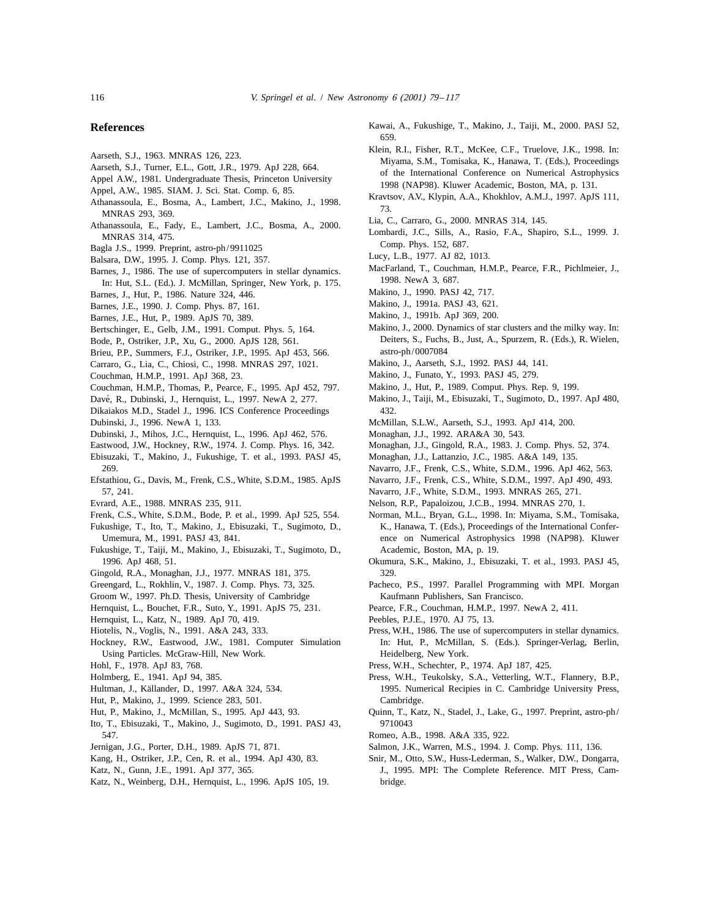## References

Aarseth, S.J., 1963. MNRAS 126, 223.

Aarseth, S.J., Turner, E.L., Gott, J.R., 1979. ApJ 228, 664.

Appel A.W., 1981. Undergraduate Thesis, Princeton University

Appel, A.W., 1985. SIAM. J. Sci. Stat. Comp. 6, 85.

Athanassoula, E., Bosma, A., Lambert, J.C., Makino, J., 1998. MNRAS 293, 369.

Athanassoula, E., Fady, E., Lambert, J.C., Bosma, A., 2000. MNRAS 314, 475.

Bagla J.S., 1999. Preprint, astro-ph/9911025

Balsara, D.W., 1995. J. Comp. Phys. 121, 357.

Barnes, J., 1986. The use of supercomputers in stellar dynamics. In: Hut, S.L. (Ed.). J. McMillan, Springer, New York, p. 175.

Barnes, J., Hut, P., 1986. Nature 324, 446.

Barnes, J.E., 1990. J. Comp. Phys. 87, 161.

Barnes, J.E., Hut, P., 1989. ApJS 70, 389.

Bertschinger, E., Gelb, J.M., 1991. Comput. Phys. 5, 164.

Bode, P., Ostriker, J.P., Xu, G., 2000. ApJS 128, 561.

Brieu, P.P., Summers, F.J., Ostriker, J.P., 1995. ApJ 453, 566.

Carraro, G., Lia, C., Chiosi, C., 1998. MNRAS 297, 1021.

Couchman, H.M.P., 1991. ApJ 368, 23.

Couchman, H.M.P., Thomas, P., Pearce, F., 1995. ApJ 452, 797.

Davé, R., Dubinski, J., Hernquist, L., 1997. NewA 2, 277.

Dikaiakos M.D., Stadel J., 1996. ICS Conference Proceedings

Dubinski, J., 1996. NewA 1, 133.

Dubinski, J., Mihos, J.C., Hernquist, L., 1996. ApJ 462, 576.

Eastwood, J.W., Hockney, R.W., 1974. J. Comp. Phys. 16, 342.

Ebisuzaki, T., Makino, J., Fukushige, T. et al., 1993. PASJ 45, 269.

Efstathiou, G., Davis, M., Frenk, C.S., White, S.D.M., 1985. ApJS 57, 241.

Evrard, A.E., 1988. MNRAS 235, 911.

Frenk, C.S., White, S.D.M., Bode, P. et al., 1999. ApJ 525, 554.

Fukushige, T., Ito, T., Makino, J., Ebisuzaki, T., Sugimoto, D., Umemura, M., 1991. PASJ 43, 841.

Fukushige, T., Taiji, M., Makino, J., Ebisuzaki, T., Sugimoto, D., 1996. ApJ 468, 51.

Gingold, R.A., Monaghan, J.J., 1977. MNRAS 181, 375.

Greengard, L., Rokhlin, V., 1987. J. Comp. Phys. 73, 325.

Groom W., 1997. Ph.D. Thesis, University of Cambridge

Hernquist, L., Bouchet, F.R., Suto, Y., 1991. ApJS 75, 231.

Hernquist, L., Katz, N., 1989. ApJ 70, 419.

Hiotelis, N., Voglis, N., 1991. A&A 243, 333.

Hockney, R.W., Eastwood, J.W., 1981. Computer Simulation Using Particles. McGraw-Hill, New Work.

Hohl, F., 1978. ApJ 83, 768.

Holmberg, E., 1941. ApJ 94, 385.

Hultman, J., Källander, D., 1997. A&A 324, 534.

Hut, P., Makino, J., 1999. Science 283, 501.

Hut, P., Makino, J., McMillan, S., 1995. ApJ 443, 93.

Ito, T., Ebisuzaki, T., Makino, J., Sugimoto, D., 1991. PASJ 43, 547.

Jernigan, J.G., Porter, D.H., 1989. ApJS 71, 871.

Kang, H., Ostriker, J.P., Cen, R. et al., 1994. ApJ 430, 83.

Katz, N., Gunn, J.E., 1991. ApJ 377, 365.

Katz, N., Weinberg, D.H., Hernquist, L., 1996. ApJS 105, 19.

Kawai, A., Fukushige, T., Makino, J., Taiji, M., 2000. PASJ 52, 659.

Klein, R.I., Fisher, R.T., McKee, C.F., Truelove, J.K., 1998. In: Miyama, S.M., Tomisaka, K., Hanawa, T. (Eds.), Proceedings of the International Conference on Numerical Astrophysics 1998 (NAP98). Kluwer Academic, Boston, MA, p. 131.

Kravtsov, A.V., Klypin, A.A., Khokhlov, A.M.J., 1997. ApJS 111, 73.

Lia, C., Carraro, G., 2000. MNRAS 314, 145.

Lombardi, J.C., Sills, A., Rasio, F.A., Shapiro, S.L., 1999. J. Comp. Phys. 152, 687.

Lucy, L.B., 1977. AJ 82, 1013.

MacFarland, T., Couchman, H.M.P., Pearce, F.R., Pichlmeier, J., 1998. NewA 3, 687.

Makino, J., 1990. PASJ 42, 717.

Makino, J., 1991a. PASJ 43, 621.

Makino, J., 1991b. ApJ 369, 200.

Makino, J., 2000. Dynamics of star clusters and the milky way. In: Deiters, S., Fuchs, B., Just, A., Spurzem, R. (Eds.), R. Wielen, astro-ph/0007084

Makino, J., Aarseth, S.J., 1992. PASJ 44, 141.

Makino, J., Funato, Y., 1993. PASJ 45, 279.

Makino, J., Hut, P., 1989. Comput. Phys. Rep. 9, 199.

Makino, J., Taiji, M., Ebisuzaki, T., Sugimoto, D., 1997. ApJ 480, 432.

McMillan, S.L.W., Aarseth, S.J., 1993. ApJ 414, 200.

Monaghan, J.J., 1992. ARA&A 30, 543.

Monaghan, J.J., Gingold, R.A., 1983. J. Comp. Phys. 52, 374.

Monaghan, J.J., Lattanzio, J.C., 1985. A&A 149, 135.

Navarro, J.F., Frenk, C.S., White, S.D.M., 1996. ApJ 462, 563.

Navarro, J.F., Frenk, C.S., White, S.D.M., 1997. ApJ 490, 493.

Navarro, J.F., White, S.D.M., 1993. MNRAS 265, 271.

Nelson, R.P., Papaloizou, J.C.B., 1994. MNRAS 270, 1.

Norman, M.L., Bryan, G.L., 1998. In: Miyama, S.M., Tomisaka, K., Hanawa, T. (Eds.), Proceedings of the International Conference on Numerical Astrophysics 1998 (NAP98). Kluwer Academic, Boston, MA, p. 19.

Okumura, S.K., Makino, J., Ebisuzaki, T. et al., 1993. PASJ 45, 329.

Pacheco, P.S., 1997. Parallel Programming with MPI. Morgan Kaufmann Publishers, San Francisco.

Pearce, F.R., Couchman, H.M.P., 1997. NewA 2, 411.

Peebles, P.J.E., 1970. AJ 75, 13.

Press, W.H., 1986. The use of supercomputers in stellar dynamics. In: Hut, P., McMillan, S. (Eds.). Springer-Verlag, Berlin, Heidelberg, New York.

Press, W.H., Schechter, P., 1974. ApJ 187, 425.

Press, W.H., Teukolsky, S.A., Vetterling, W.T., Flannery, B.P., 1995. Numerical Recipies in C. Cambridge University Press, Cambridge.

Quinn, T., Katz, N., Stadel, J., Lake, G., 1997. Preprint, astro-ph/9710043

Romeo, A.B., 1998. A&A 335, 922.

Salmon, J.K., Warren, M.S., 1994. J. Comp. Phys. 111, 136.

Snir, M., Otto, S.W., Huss-Lederman, S., Walker, D.W., Dongarra, J., 1995. MPI: The Complete Reference. MIT Press, Cambridge.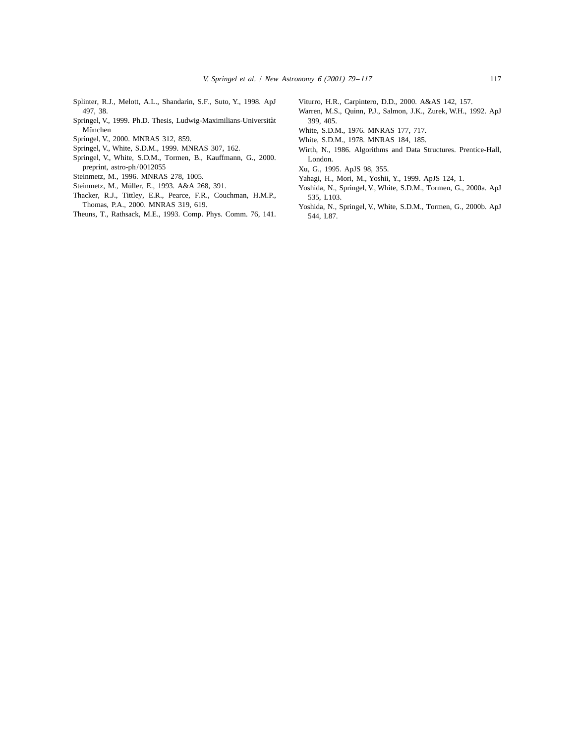Splinter, R.J., Melott, A.L., Shandarin, S.F., Suto, Y., 1998. ApJ 497, 38.

Springel, V., 1999. Ph.D. Thesis, Ludwig-Maximilians-Universität München

Springel, V., 2000. MNRAS 312, 859.

Springel, V., White, S.D.M., 1999. MNRAS 307, 162.

Springel, V., White, S.D.M., Tormen, B., Kauffmann, G., 2000. preprint, astro-ph/0012055

Steinmetz, M., 1996. MNRAS 278, 1005.

Steinmetz, M., Müller, E., 1993. A&A 268, 391.

Thacker, R.J., Tittley, E.R., Pearce, F.R., Couchman, H.M.P., Thomas, P.A., 2000. MNRAS 319, 619.

Theuns, T., Rathsack, M.E., 1993. Comp. Phys. Comm. 76, 141.

Viturro, H.R., Carpintero, D.D., 2000. A&AS 142, 157.

Warren, M.S., Quinn, P.J., Salmon, J.K., Zurek, W.H., 1992. ApJ 399, 405.

White, S.D.M., 1976. MNRAS 177, 717.

White, S.D.M., 1978. MNRAS 184, 185.

Wirth, N., 1986. Algorithms and Data Structures. Prentice-Hall, London.

Xu, G., 1995. ApJS 98, 355.

Yahagi, H., Mori, M., Yoshii, Y., 1999. ApJS 124, 1.

Yoshida, N., Springel, V., White, S.D.M., Tormen, G., 2000a. ApJ 535, L103.

Yoshida, N., Springel, V., White, S.D.M., Tormen, G., 2000b. ApJ 544, L87.